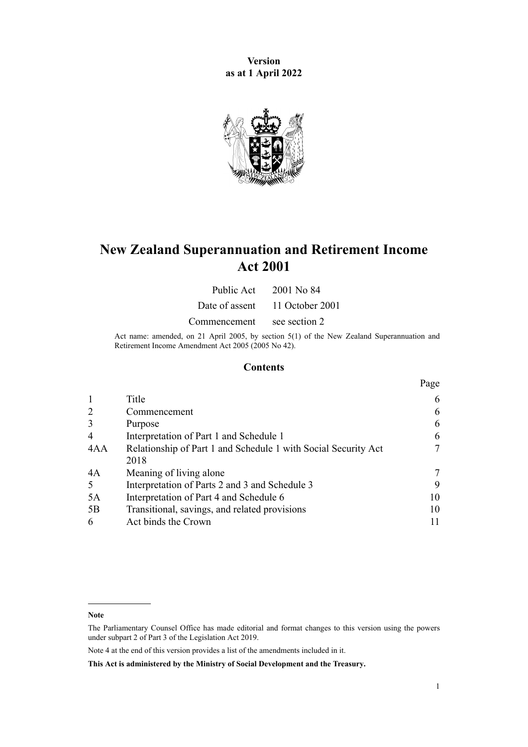**Version**
**as at 1 April 2022**

# New Zealand Superannuation and Retirement Income Act 2001

| | |
|---|---|
| Public Act | 2001 No 84 |
| Date of assent | 11 October 2001 |
| Commencement | see section 2 |

Act name: amended, on 21 April 2005, by section 5(1) of the New Zealand Superannuation and Retirement Income Amendment Act 2005 (2005 No 42).

## Contents

| | | Page |
|---|---|---|
| 1 | Title | 6 |
| 2 | Commencement | 6 |
| 3 | Purpose | 6 |
| 4 | Interpretation of Part 1 and Schedule 1 | 6 |
| 4AA | Relationship of Part 1 and Schedule 1 with Social Security Act 2018 | 7 |
| 4A | Meaning of living alone | 7 |
| 5 | Interpretation of Parts 2 and 3 and Schedule 3 | 9 |
| 5A | Interpretation of Part 4 and Schedule 6 | 10 |
| 5B | Transitional, savings, and related provisions | 10 |
| 6 | Act binds the Crown | 11 |

**Note**

The Parliamentary Counsel Office has made editorial and format changes to this version using the powers under subpart 2 of Part 3 of the Legislation Act 2019.

Note 4 at the end of this version provides a list of the amendments included in it.

**This Act is administered by the Ministry of Social Development and the Treasury.**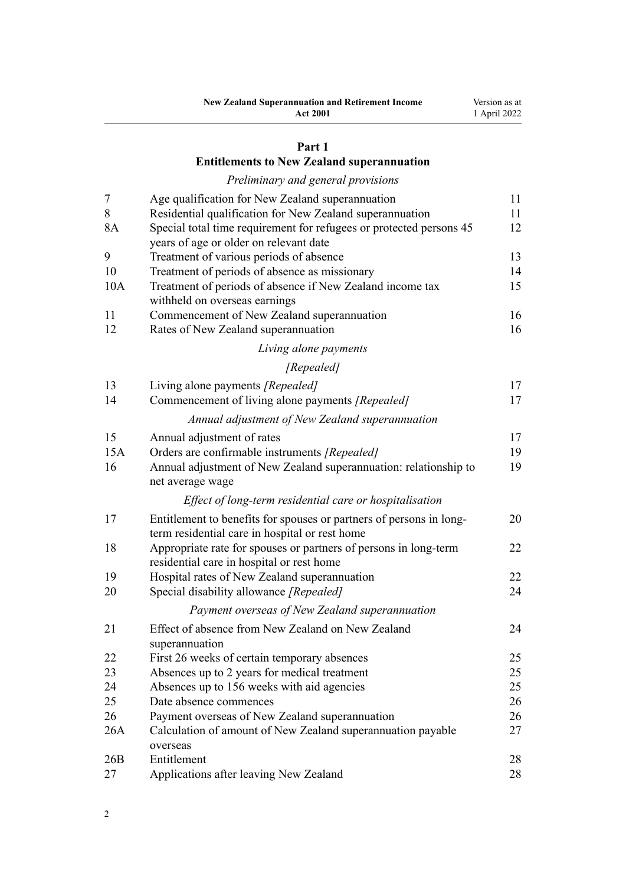## Part 1
## Entitlements to New Zealand superannuation

*Preliminary and general provisions*

| | | |
|---|---|---|
| 7 | Age qualification for New Zealand superannuation | 11 |
| 8 | Residential qualification for New Zealand superannuation | 11 |
| 8A | Special total time requirement for refugees or protected persons 45 years of age or older on relevant date | 12 |
| 9 | Treatment of various periods of absence | 13 |
| 10 | Treatment of periods of absence as missionary | 14 |
| 10A | Treatment of periods of absence if New Zealand income tax withheld on overseas earnings | 15 |
| 11 | Commencement of New Zealand superannuation | 16 |
| 12 | Rates of New Zealand superannuation | 16 |

*Living alone payments*

*[Repealed]*

| | | |
|---|---|---|
| 13 | Living alone payments *[Repealed]* | 17 |
| 14 | Commencement of living alone payments *[Repealed]* | 17 |

*Annual adjustment of New Zealand superannuation*

| | | |
|---|---|---|
| 15 | Annual adjustment of rates | 17 |
| 15A | Orders are confirmable instruments *[Repealed]* | 19 |
| 16 | Annual adjustment of New Zealand superannuation: relationship to net average wage | 19 |

*Effect of long-term residential care or hospitalisation*

| | | |
|---|---|---|
| 17 | Entitlement to benefits for spouses or partners of persons in long-term residential care in hospital or rest home | 20 |
| 18 | Appropriate rate for spouses or partners of persons in long-term residential care in hospital or rest home | 22 |
| 19 | Hospital rates of New Zealand superannuation | 22 |
| 20 | Special disability allowance *[Repealed]* | 24 |

*Payment overseas of New Zealand superannuation*

| | | |
|---|---|---|
| 21 | Effect of absence from New Zealand on New Zealand superannuation | 24 |
| 22 | First 26 weeks of certain temporary absences | 25 |
| 23 | Absences up to 2 years for medical treatment | 25 |
| 24 | Absences up to 156 weeks with aid agencies | 25 |
| 25 | Date absence commences | 26 |
| 26 | Payment overseas of New Zealand superannuation | 26 |
| 26A | Calculation of amount of New Zealand superannuation payable overseas | 27 |
| 26B | Entitlement | 28 |
| 27 | Applications after leaving New Zealand | 28 |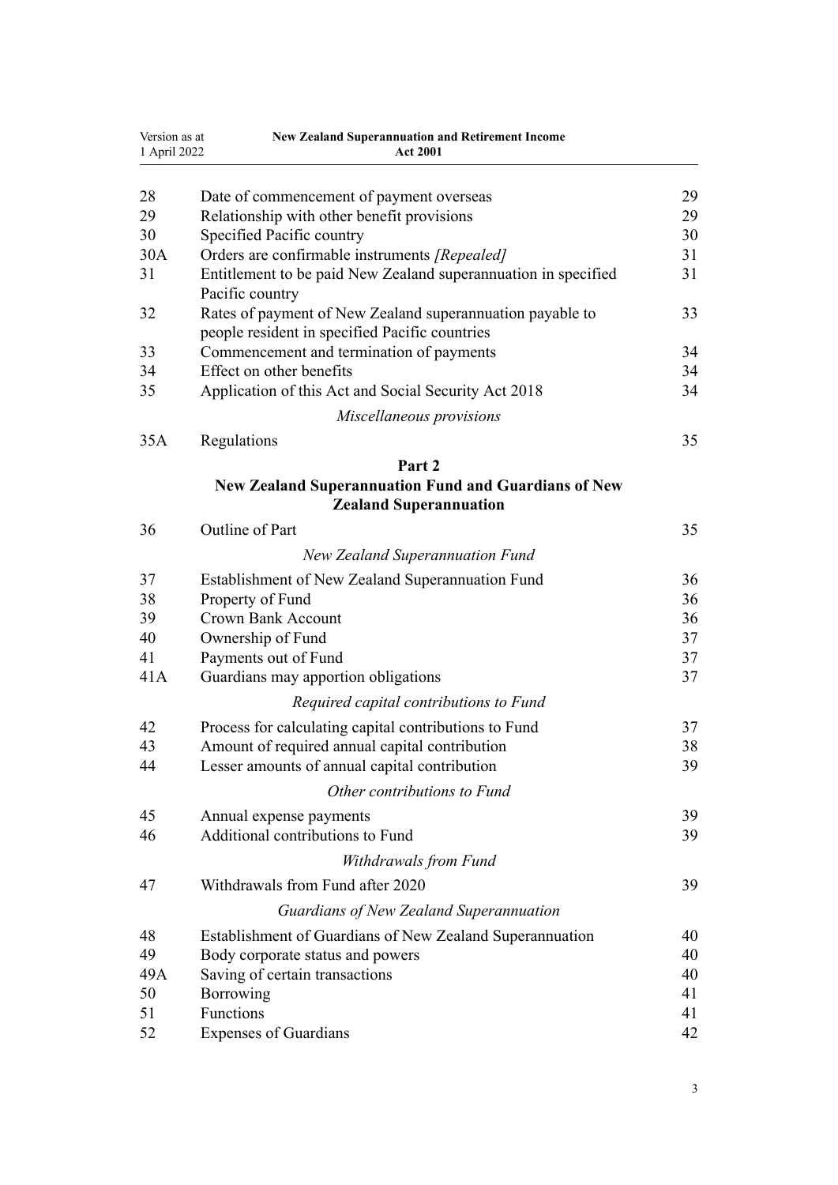| | | |
|---|---|---|
| 28 | Date of commencement of payment overseas | 29 |
| 29 | Relationship with other benefit provisions | 29 |
| 30 | Specified Pacific country | 30 |
| 30A | Orders are confirmable instruments *[Repealed]* | 31 |
| 31 | Entitlement to be paid New Zealand superannuation in specified Pacific country | 31 |
| 32 | Rates of payment of New Zealand superannuation payable to people resident in specified Pacific countries | 33 |
| 33 | Commencement and termination of payments | 34 |
| 34 | Effect on other benefits | 34 |
| 35 | Application of this Act and Social Security Act 2018 | 34 |

*Miscellaneous provisions*

| | | |
|---|---|---|
| 35A | Regulations | 35 |

## Part 2
## New Zealand Superannuation Fund and Guardians of New Zealand Superannuation

| | | |
|---|---|---|
| 36 | Outline of Part | 35 |

*New Zealand Superannuation Fund*

| | | |
|---|---|---|
| 37 | Establishment of New Zealand Superannuation Fund | 36 |
| 38 | Property of Fund | 36 |
| 39 | Crown Bank Account | 36 |
| 40 | Ownership of Fund | 37 |
| 41 | Payments out of Fund | 37 |
| 41A | Guardians may apportion obligations | 37 |

*Required capital contributions to Fund*

| | | |
|---|---|---|
| 42 | Process for calculating capital contributions to Fund | 37 |
| 43 | Amount of required annual capital contribution | 38 |
| 44 | Lesser amounts of annual capital contribution | 39 |

*Other contributions to Fund*

| | | |
|---|---|---|
| 45 | Annual expense payments | 39 |
| 46 | Additional contributions to Fund | 39 |

*Withdrawals from Fund*

| | | |
|---|---|---|
| 47 | Withdrawals from Fund after 2020 | 39 |

*Guardians of New Zealand Superannuation*

| | | |
|---|---|---|
| 48 | Establishment of Guardians of New Zealand Superannuation | 40 |
| 49 | Body corporate status and powers | 40 |
| 49A | Saving of certain transactions | 40 |
| 50 | Borrowing | 41 |
| 51 | Functions | 41 |
| 52 | Expenses of Guardians | 42 |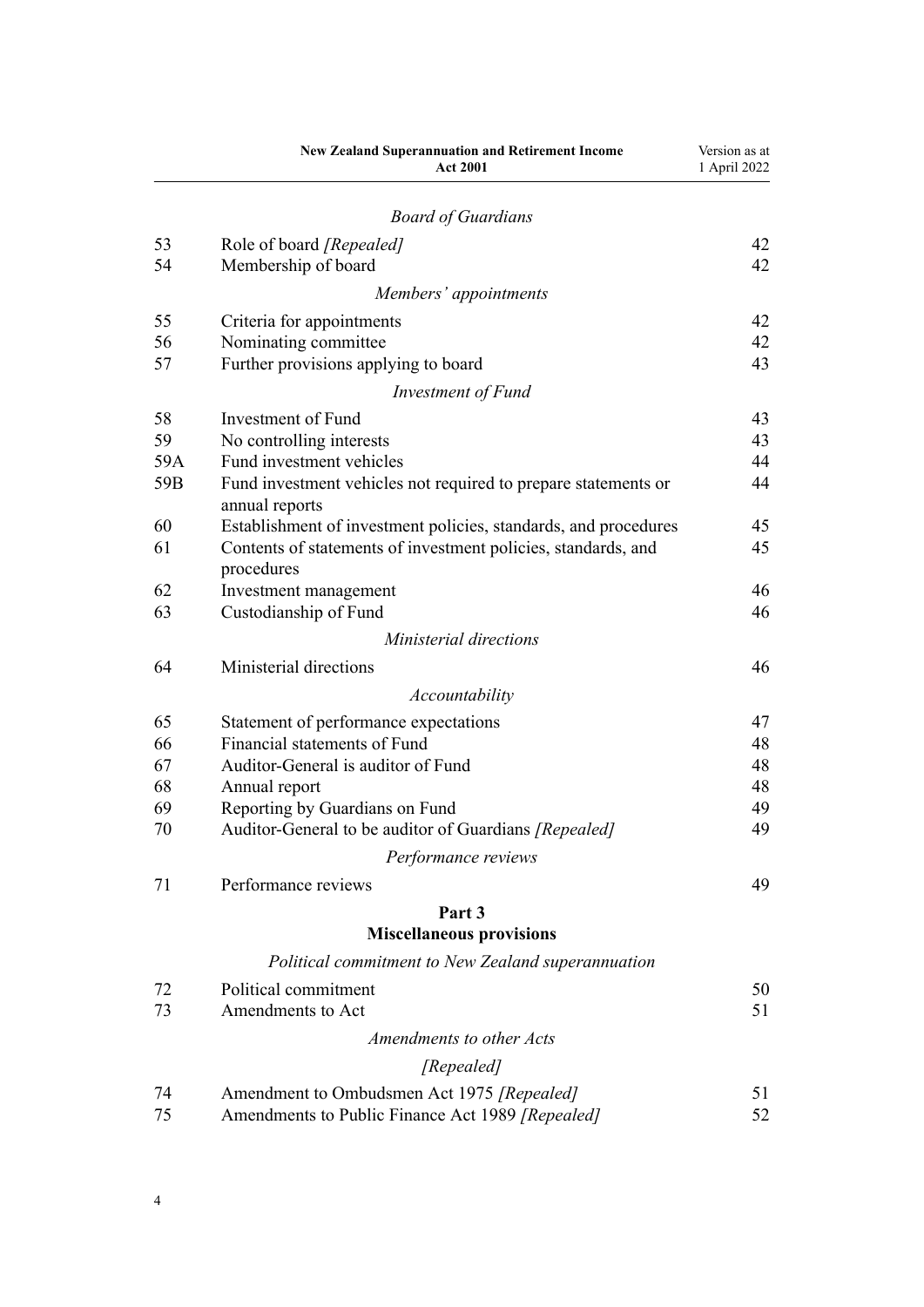*Board of Guardians*

| | | |
|---|---|---|
| 53 | Role of board *[Repealed]* | 42 |
| 54 | Membership of board | 42 |

*Members' appointments*

| | | |
|---|---|---|
| 55 | Criteria for appointments | 42 |
| 56 | Nominating committee | 42 |
| 57 | Further provisions applying to board | 43 |

*Investment of Fund*

| | | |
|---|---|---|
| 58 | Investment of Fund | 43 |
| 59 | No controlling interests | 43 |
| 59A | Fund investment vehicles | 44 |
| 59B | Fund investment vehicles not required to prepare statements or annual reports | 44 |
| 60 | Establishment of investment policies, standards, and procedures | 45 |
| 61 | Contents of statements of investment policies, standards, and procedures | 45 |
| 62 | Investment management | 46 |
| 63 | Custodianship of Fund | 46 |

*Ministerial directions*

| | | |
|---|---|---|
| 64 | Ministerial directions | 46 |

*Accountability*

| | | |
|---|---|---|
| 65 | Statement of performance expectations | 47 |
| 66 | Financial statements of Fund | 48 |
| 67 | Auditor-General is auditor of Fund | 48 |
| 68 | Annual report | 48 |
| 69 | Reporting by Guardians on Fund | 49 |
| 70 | Auditor-General to be auditor of Guardians *[Repealed]* | 49 |

*Performance reviews*

| | | |
|---|---|---|
| 71 | Performance reviews | 49 |

## Part 3
## Miscellaneous provisions

*Political commitment to New Zealand superannuation*

| | | |
|---|---|---|
| 72 | Political commitment | 50 |
| 73 | Amendments to Act | 51 |

*Amendments to other Acts*

*[Repealed]*

| | | |
|---|---|---|
| 74 | Amendment to Ombudsmen Act 1975 *[Repealed]* | 51 |
| 75 | Amendments to Public Finance Act 1989 *[Repealed]* | 52 |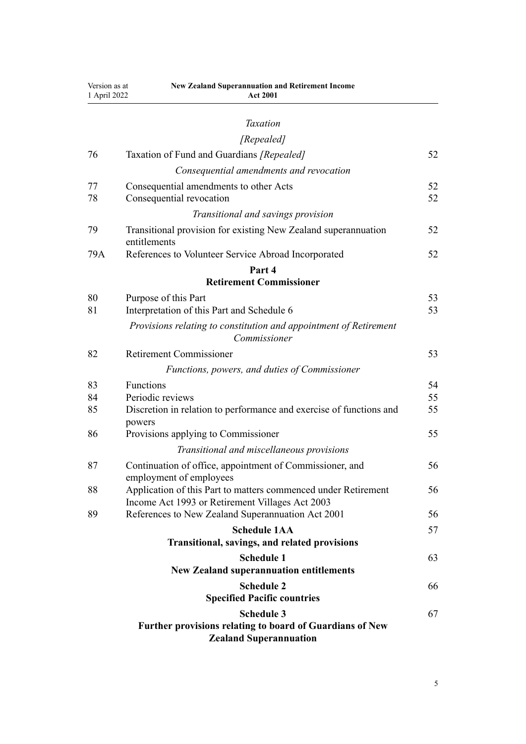*Taxation*

*[Repealed]*

| | | |
|---|---|---|
| 76 | Taxation of Fund and Guardians *[Repealed]* | 52 |
| | *Consequential amendments and revocation* | |
| 77 | Consequential amendments to other Acts | 52 |
| 78 | Consequential revocation | 52 |
| | *Transitional and savings provision* | |
| 79 | Transitional provision for existing New Zealand superannuation entitlements | 52 |
| 79A | References to Volunteer Service Abroad Incorporated | 52 |

**Part 4**
**Retirement Commissioner**

| | | |
|---|---|---|
| 80 | Purpose of this Part | 53 |
| 81 | Interpretation of this Part and Schedule 6 | 53 |
| | *Provisions relating to constitution and appointment of Retirement Commissioner* | |
| 82 | Retirement Commissioner | 53 |
| | *Functions, powers, and duties of Commissioner* | |
| 83 | Functions | 54 |
| 84 | Periodic reviews | 55 |
| 85 | Discretion in relation to performance and exercise of functions and powers | 55 |
| 86 | Provisions applying to Commissioner | 55 |
| | *Transitional and miscellaneous provisions* | |
| 87 | Continuation of office, appointment of Commissioner, and employment of employees | 56 |
| 88 | Application of this Part to matters commenced under Retirement Income Act 1993 or Retirement Villages Act 2003 | 56 |
| 89 | References to New Zealand Superannuation Act 2001 | 56 |

**Schedule 1AA** — 57
**Transitional, savings, and related provisions**

**Schedule 1** — 63
**New Zealand superannuation entitlements**

**Schedule 2** — 66
**Specified Pacific countries**

**Schedule 3** — 67
**Further provisions relating to board of Guardians of New Zealand Superannuation**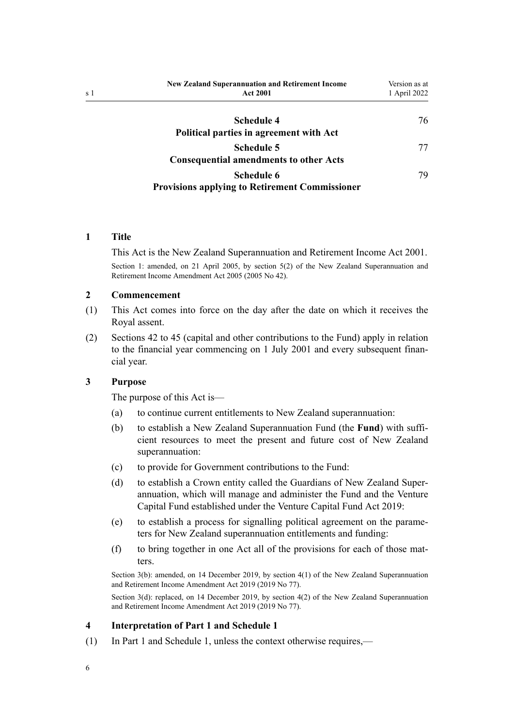| | |
|---|---|
| **Schedule 4**<br>**Political parties in agreement with Act** | 76 |
| **Schedule 5**<br>**Consequential amendments to other Acts** | 77 |
| **Schedule 6**<br>**Provisions applying to Retirement Commissioner** | 79 |

### 1 Title

This Act is the New Zealand Superannuation and Retirement Income Act 2001.

Section 1: amended, on 21 April 2005, by section 5(2) of the New Zealand Superannuation and Retirement Income Amendment Act 2005 (2005 No 42).

### 2 Commencement

(1) This Act comes into force on the day after the date on which it receives the Royal assent.

(2) Sections 42 to 45 (capital and other contributions to the Fund) apply in relation to the financial year commencing on 1 July 2001 and every subsequent financial year.

### 3 Purpose

The purpose of this Act is—

(a) to continue current entitlements to New Zealand superannuation:

(b) to establish a New Zealand Superannuation Fund (the **Fund**) with sufficient resources to meet the present and future cost of New Zealand superannuation:

(c) to provide for Government contributions to the Fund:

(d) to establish a Crown entity called the Guardians of New Zealand Superannuation, which will manage and administer the Fund and the Venture Capital Fund established under the Venture Capital Fund Act 2019:

(e) to establish a process for signalling political agreement on the parameters for New Zealand superannuation entitlements and funding:

(f) to bring together in one Act all of the provisions for each of those matters.

Section 3(b): amended, on 14 December 2019, by section 4(1) of the New Zealand Superannuation and Retirement Income Amendment Act 2019 (2019 No 77).

Section 3(d): replaced, on 14 December 2019, by section 4(2) of the New Zealand Superannuation and Retirement Income Amendment Act 2019 (2019 No 77).

### 4 Interpretation of Part 1 and Schedule 1

(1) In Part 1 and Schedule 1, unless the context otherwise requires,—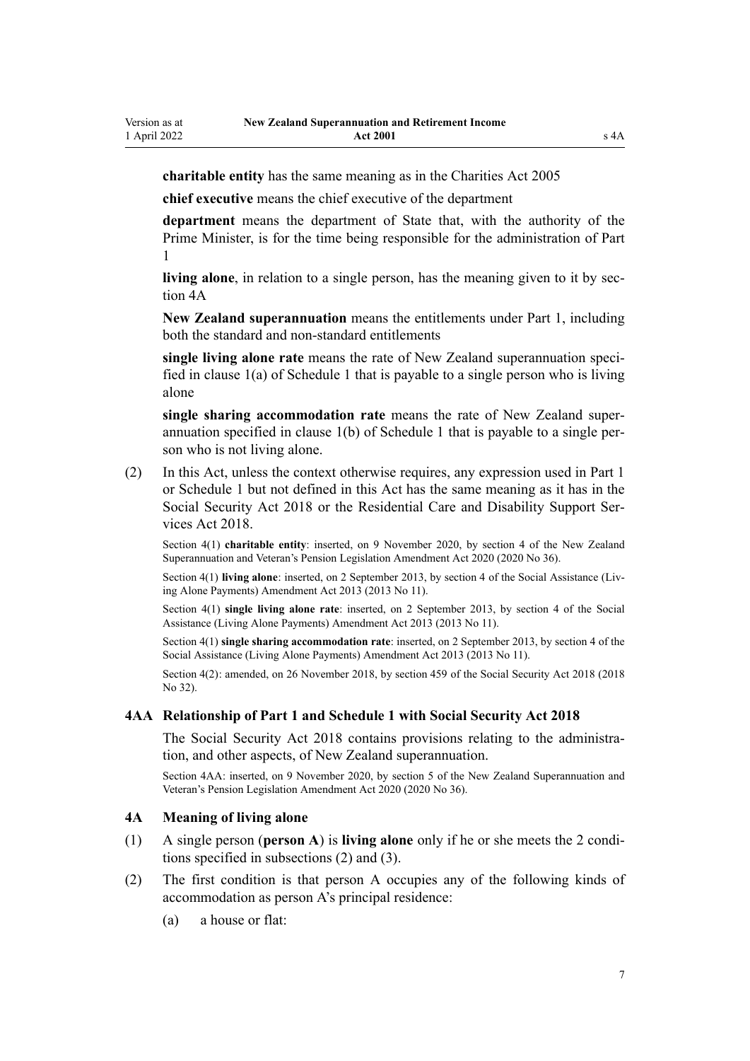**charitable entity** has the same meaning as in the Charities Act 2005

**chief executive** means the chief executive of the department

**department** means the department of State that, with the authority of the Prime Minister, is for the time being responsible for the administration of Part 1

**living alone**, in relation to a single person, has the meaning given to it by section 4A

**New Zealand superannuation** means the entitlements under Part 1, including both the standard and non-standard entitlements

**single living alone rate** means the rate of New Zealand superannuation specified in clause 1(a) of Schedule 1 that is payable to a single person who is living alone

**single sharing accommodation rate** means the rate of New Zealand superannuation specified in clause 1(b) of Schedule 1 that is payable to a single person who is not living alone.

(2) In this Act, unless the context otherwise requires, any expression used in Part 1 or Schedule 1 but not defined in this Act has the same meaning as it has in the Social Security Act 2018 or the Residential Care and Disability Support Services Act 2018.

Section 4(1) **charitable entity**: inserted, on 9 November 2020, by section 4 of the New Zealand Superannuation and Veteran's Pension Legislation Amendment Act 2020 (2020 No 36).

Section 4(1) **living alone**: inserted, on 2 September 2013, by section 4 of the Social Assistance (Living Alone Payments) Amendment Act 2013 (2013 No 11).

Section 4(1) **single living alone rate**: inserted, on 2 September 2013, by section 4 of the Social Assistance (Living Alone Payments) Amendment Act 2013 (2013 No 11).

Section 4(1) **single sharing accommodation rate**: inserted, on 2 September 2013, by section 4 of the Social Assistance (Living Alone Payments) Amendment Act 2013 (2013 No 11).

Section 4(2): amended, on 26 November 2018, by section 459 of the Social Security Act 2018 (2018 No 32).

### 4AA Relationship of Part 1 and Schedule 1 with Social Security Act 2018

The Social Security Act 2018 contains provisions relating to the administration, and other aspects, of New Zealand superannuation.

Section 4AA: inserted, on 9 November 2020, by section 5 of the New Zealand Superannuation and Veteran's Pension Legislation Amendment Act 2020 (2020 No 36).

### 4A Meaning of living alone

(1) A single person (**person A**) is **living alone** only if he or she meets the 2 conditions specified in subsections (2) and (3).

(2) The first condition is that person A occupies any of the following kinds of accommodation as person A's principal residence:

(a) a house or flat: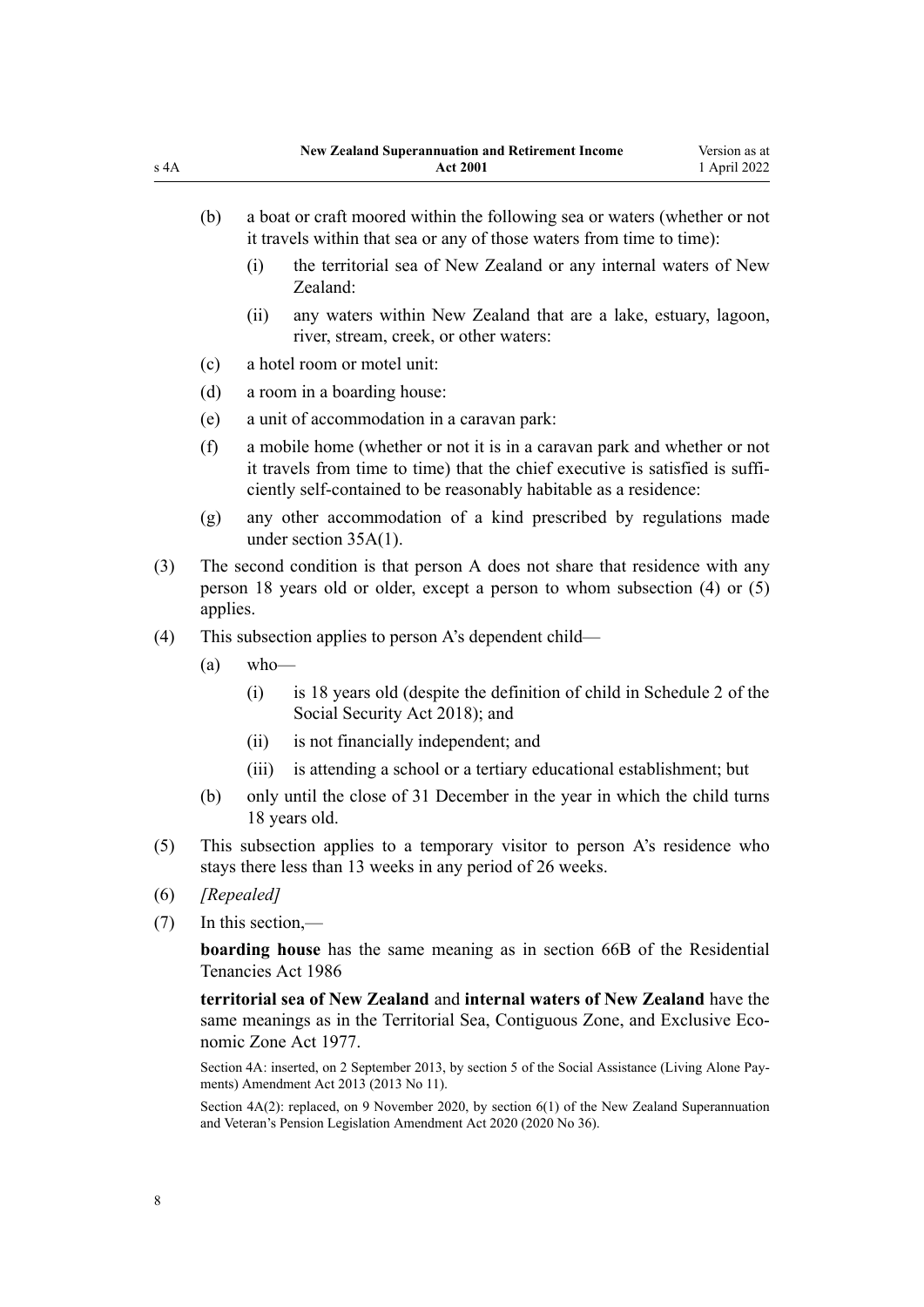(b) a boat or craft moored within the following sea or waters (whether or not it travels within that sea or any of those waters from time to time):

  (i) the territorial sea of New Zealand or any internal waters of New Zealand:

  (ii) any waters within New Zealand that are a lake, estuary, lagoon, river, stream, creek, or other waters:

(c) a hotel room or motel unit:

(d) a room in a boarding house:

(e) a unit of accommodation in a caravan park:

(f) a mobile home (whether or not it is in a caravan park and whether or not it travels from time to time) that the chief executive is satisfied is sufficiently self-contained to be reasonably habitable as a residence:

(g) any other accommodation of a kind prescribed by regulations made under section 35A(1).

(3) The second condition is that person A does not share that residence with any person 18 years old or older, except a person to whom subsection (4) or (5) applies.

(4) This subsection applies to person A's dependent child—

(a) who—

  (i) is 18 years old (despite the definition of child in Schedule 2 of the Social Security Act 2018); and

  (ii) is not financially independent; and

  (iii) is attending a school or a tertiary educational establishment; but

(b) only until the close of 31 December in the year in which the child turns 18 years old.

(5) This subsection applies to a temporary visitor to person A's residence who stays there less than 13 weeks in any period of 26 weeks.

(6) *[Repealed]*

(7) In this section,—

**boarding house** has the same meaning as in section 66B of the Residential Tenancies Act 1986

**territorial sea of New Zealand** and **internal waters of New Zealand** have the same meanings as in the Territorial Sea, Contiguous Zone, and Exclusive Economic Zone Act 1977.

Section 4A: inserted, on 2 September 2013, by section 5 of the Social Assistance (Living Alone Payments) Amendment Act 2013 (2013 No 11).

Section 4A(2): replaced, on 9 November 2020, by section 6(1) of the New Zealand Superannuation and Veteran's Pension Legislation Amendment Act 2020 (2020 No 36).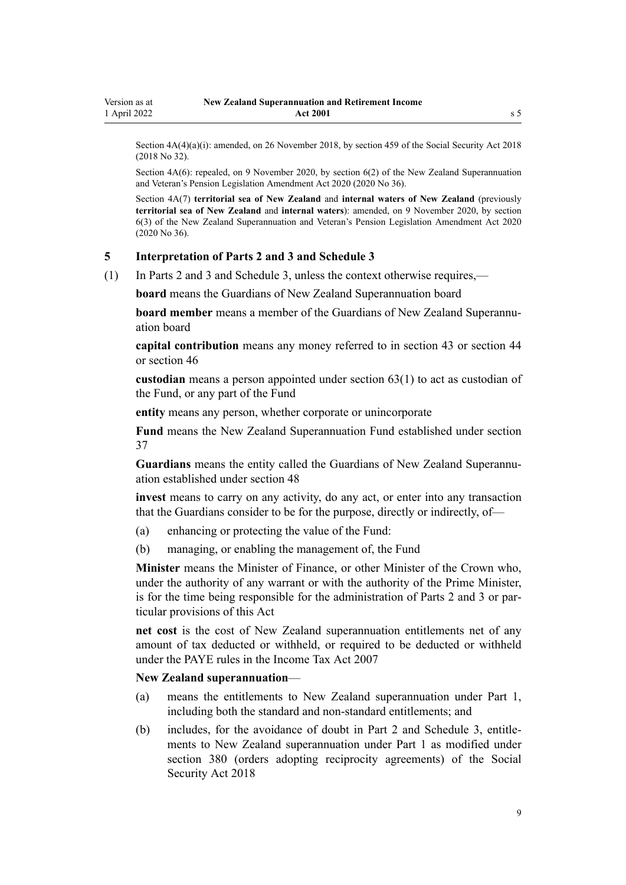Section 4A(4)(a)(i): amended, on 26 November 2018, by section 459 of the Social Security Act 2018 (2018 No 32).

Section 4A(6): repealed, on 9 November 2020, by section 6(2) of the New Zealand Superannuation and Veteran's Pension Legislation Amendment Act 2020 (2020 No 36).

Section 4A(7) **territorial sea of New Zealand** and **internal waters of New Zealand** (previously **territorial sea of New Zealand** and **internal waters**): amended, on 9 November 2020, by section 6(3) of the New Zealand Superannuation and Veteran's Pension Legislation Amendment Act 2020 (2020 No 36).

### 5 Interpretation of Parts 2 and 3 and Schedule 3

(1) In Parts 2 and 3 and Schedule 3, unless the context otherwise requires,—

**board** means the Guardians of New Zealand Superannuation board

**board member** means a member of the Guardians of New Zealand Superannuation board

**capital contribution** means any money referred to in section 43 or section 44 or section 46

**custodian** means a person appointed under section 63(1) to act as custodian of the Fund, or any part of the Fund

**entity** means any person, whether corporate or unincorporate

**Fund** means the New Zealand Superannuation Fund established under section 37

**Guardians** means the entity called the Guardians of New Zealand Superannuation established under section 48

**invest** means to carry on any activity, do any act, or enter into any transaction that the Guardians consider to be for the purpose, directly or indirectly, of—

- (a) enhancing or protecting the value of the Fund:
- (b) managing, or enabling the management of, the Fund

**Minister** means the Minister of Finance, or other Minister of the Crown who, under the authority of any warrant or with the authority of the Prime Minister, is for the time being responsible for the administration of Parts 2 and 3 or particular provisions of this Act

**net cost** is the cost of New Zealand superannuation entitlements net of any amount of tax deducted or withheld, or required to be deducted or withheld under the PAYE rules in the Income Tax Act 2007

**New Zealand superannuation**—

- (a) means the entitlements to New Zealand superannuation under Part 1, including both the standard and non-standard entitlements; and
- (b) includes, for the avoidance of doubt in Part 2 and Schedule 3, entitlements to New Zealand superannuation under Part 1 as modified under section 380 (orders adopting reciprocity agreements) of the Social Security Act 2018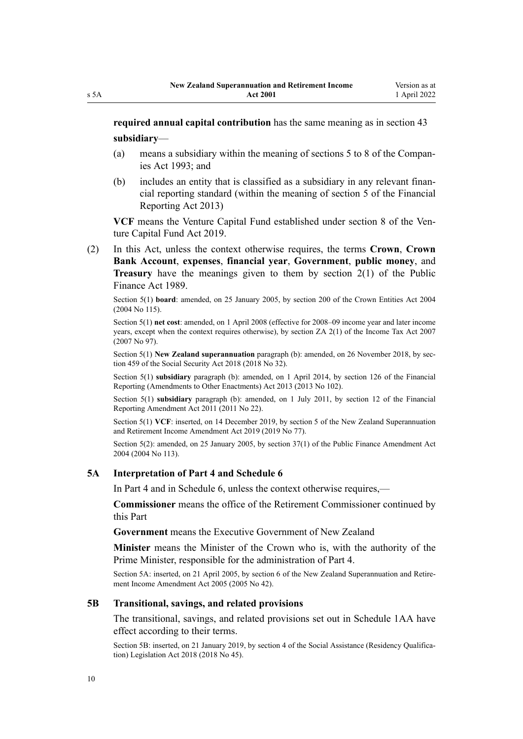**required annual capital contribution** has the same meaning as in section 43

**subsidiary**—

(a) means a subsidiary within the meaning of sections 5 to 8 of the Companies Act 1993; and

(b) includes an entity that is classified as a subsidiary in any relevant financial reporting standard (within the meaning of section 5 of the Financial Reporting Act 2013)

**VCF** means the Venture Capital Fund established under section 8 of the Venture Capital Fund Act 2019.

(2) In this Act, unless the context otherwise requires, the terms **Crown**, **Crown Bank Account**, **expenses**, **financial year**, **Government**, **public money**, and **Treasury** have the meanings given to them by section 2(1) of the Public Finance Act 1989.

Section 5(1) **board**: amended, on 25 January 2005, by section 200 of the Crown Entities Act 2004 (2004 No 115).

Section 5(1) **net cost**: amended, on 1 April 2008 (effective for 2008–09 income year and later income years, except when the context requires otherwise), by section ZA 2(1) of the Income Tax Act 2007 (2007 No 97).

Section 5(1) **New Zealand superannuation** paragraph (b): amended, on 26 November 2018, by section 459 of the Social Security Act 2018 (2018 No 32).

Section 5(1) **subsidiary** paragraph (b): amended, on 1 April 2014, by section 126 of the Financial Reporting (Amendments to Other Enactments) Act 2013 (2013 No 102).

Section 5(1) **subsidiary** paragraph (b): amended, on 1 July 2011, by section 12 of the Financial Reporting Amendment Act 2011 (2011 No 22).

Section 5(1) **VCF**: inserted, on 14 December 2019, by section 5 of the New Zealand Superannuation and Retirement Income Amendment Act 2019 (2019 No 77).

Section 5(2): amended, on 25 January 2005, by section 37(1) of the Public Finance Amendment Act 2004 (2004 No 113).

### 5A Interpretation of Part 4 and Schedule 6

In Part 4 and in Schedule 6, unless the context otherwise requires,—

**Commissioner** means the office of the Retirement Commissioner continued by this Part

**Government** means the Executive Government of New Zealand

**Minister** means the Minister of the Crown who is, with the authority of the Prime Minister, responsible for the administration of Part 4.

Section 5A: inserted, on 21 April 2005, by section 6 of the New Zealand Superannuation and Retirement Income Amendment Act 2005 (2005 No 42).

### 5B Transitional, savings, and related provisions

The transitional, savings, and related provisions set out in Schedule 1AA have effect according to their terms.

Section 5B: inserted, on 21 January 2019, by section 4 of the Social Assistance (Residency Qualification) Legislation Act 2018 (2018 No 45).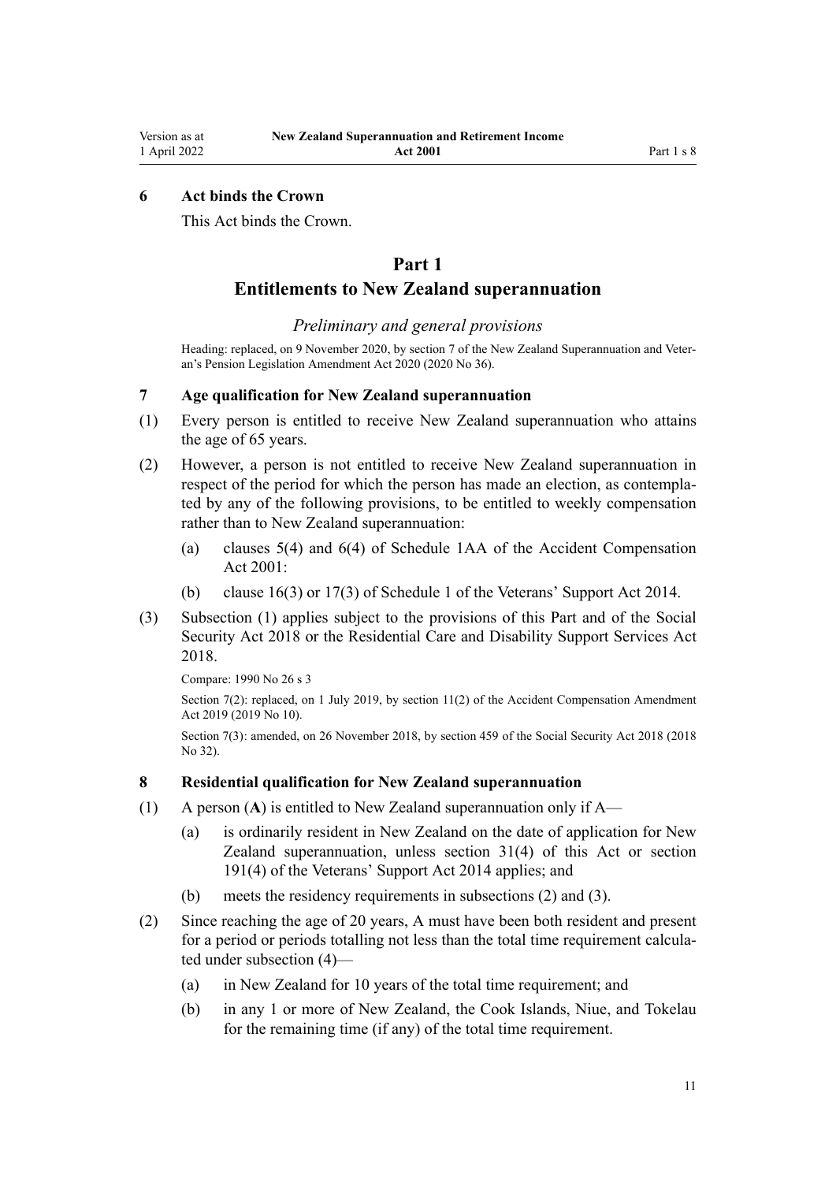### 6 Act binds the Crown

This Act binds the Crown.

# Part 1
# Entitlements to New Zealand superannuation

## *Preliminary and general provisions*

Heading: replaced, on 9 November 2020, by section 7 of the New Zealand Superannuation and Veteran's Pension Legislation Amendment Act 2020 (2020 No 36).

### 7 Age qualification for New Zealand superannuation

(1) Every person is entitled to receive New Zealand superannuation who attains the age of 65 years.

(2) However, a person is not entitled to receive New Zealand superannuation in respect of the period for which the person has made an election, as contemplated by any of the following provisions, to be entitled to weekly compensation rather than to New Zealand superannuation:

- (a) clauses 5(4) and 6(4) of Schedule 1AA of the Accident Compensation Act 2001:
- (b) clause 16(3) or 17(3) of Schedule 1 of the Veterans' Support Act 2014.

(3) Subsection (1) applies subject to the provisions of this Part and of the Social Security Act 2018 or the Residential Care and Disability Support Services Act 2018.

Compare: 1990 No 26 s 3

Section 7(2): replaced, on 1 July 2019, by section 11(2) of the Accident Compensation Amendment Act 2019 (2019 No 10).

Section 7(3): amended, on 26 November 2018, by section 459 of the Social Security Act 2018 (2018 No 32).

### 8 Residential qualification for New Zealand superannuation

(1) A person (**A**) is entitled to New Zealand superannuation only if A—

- (a) is ordinarily resident in New Zealand on the date of application for New Zealand superannuation, unless section 31(4) of this Act or section 191(4) of the Veterans' Support Act 2014 applies; and
- (b) meets the residency requirements in subsections (2) and (3).

(2) Since reaching the age of 20 years, A must have been both resident and present for a period or periods totalling not less than the total time requirement calculated under subsection (4)—

- (a) in New Zealand for 10 years of the total time requirement; and
- (b) in any 1 or more of New Zealand, the Cook Islands, Niue, and Tokelau for the remaining time (if any) of the total time requirement.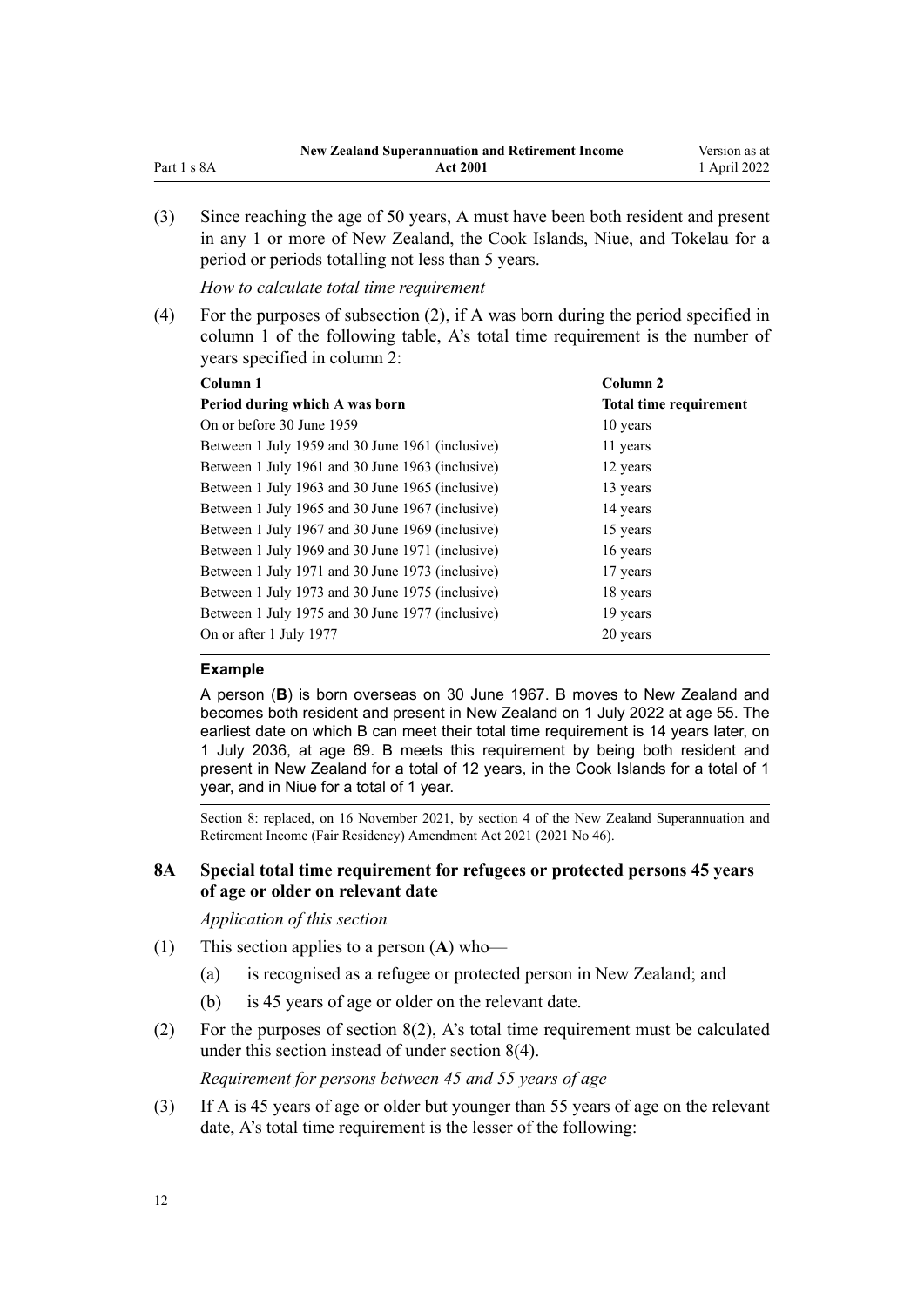(3) Since reaching the age of 50 years, A must have been both resident and present in any 1 or more of New Zealand, the Cook Islands, Niue, and Tokelau for a period or periods totalling not less than 5 years.

*How to calculate total time requirement*

(4) For the purposes of subsection (2), if A was born during the period specified in column 1 of the following table, A's total time requirement is the number of years specified in column 2:

| Column 1 | Column 2 |
|---|---|
| **Period during which A was born** | **Total time requirement** |
| On or before 30 June 1959 | 10 years |
| Between 1 July 1959 and 30 June 1961 (inclusive) | 11 years |
| Between 1 July 1961 and 30 June 1963 (inclusive) | 12 years |
| Between 1 July 1963 and 30 June 1965 (inclusive) | 13 years |
| Between 1 July 1965 and 30 June 1967 (inclusive) | 14 years |
| Between 1 July 1967 and 30 June 1969 (inclusive) | 15 years |
| Between 1 July 1969 and 30 June 1971 (inclusive) | 16 years |
| Between 1 July 1971 and 30 June 1973 (inclusive) | 17 years |
| Between 1 July 1973 and 30 June 1975 (inclusive) | 18 years |
| Between 1 July 1975 and 30 June 1977 (inclusive) | 19 years |
| On or after 1 July 1977 | 20 years |

**Example**

A person (**B**) is born overseas on 30 June 1967. B moves to New Zealand and becomes both resident and present in New Zealand on 1 July 2022 at age 55. The earliest date on which B can meet their total time requirement is 14 years later, on 1 July 2036, at age 69. B meets this requirement by being both resident and present in New Zealand for a total of 12 years, in the Cook Islands for a total of 1 year, and in Niue for a total of 1 year.

Section 8: replaced, on 16 November 2021, by section 4 of the New Zealand Superannuation and Retirement Income (Fair Residency) Amendment Act 2021 (2021 No 46).

### 8A Special total time requirement for refugees or protected persons 45 years of age or older on relevant date

*Application of this section*

(1) This section applies to a person (**A**) who—

(a) is recognised as a refugee or protected person in New Zealand; and

(b) is 45 years of age or older on the relevant date.

(2) For the purposes of section 8(2), A's total time requirement must be calculated under this section instead of under section 8(4).

*Requirement for persons between 45 and 55 years of age*

(3) If A is 45 years of age or older but younger than 55 years of age on the relevant date, A's total time requirement is the lesser of the following: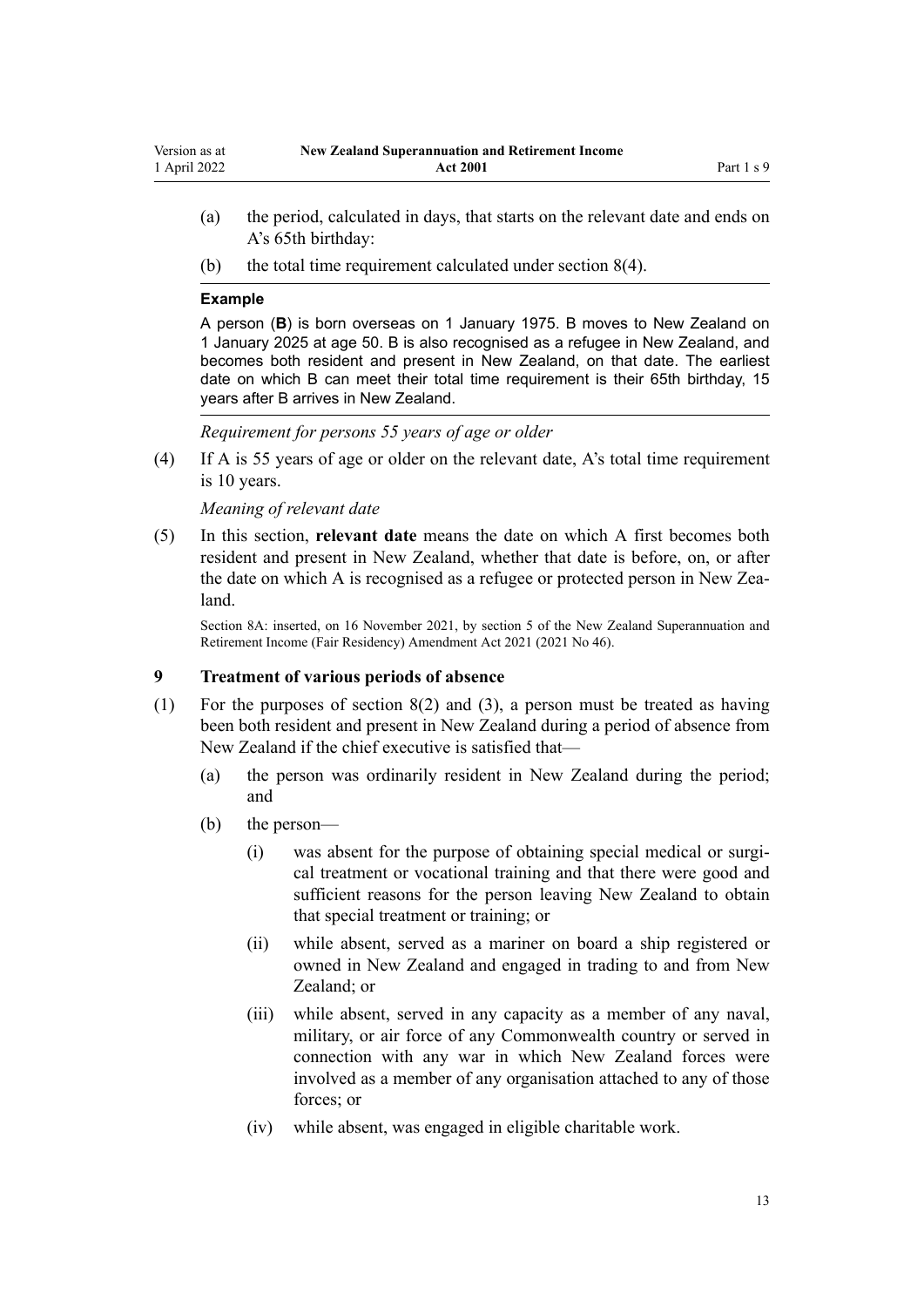(a) the period, calculated in days, that starts on the relevant date and ends on A's 65th birthday:

(b) the total time requirement calculated under section 8(4).

---

**Example**

A person (**B**) is born overseas on 1 January 1975. B moves to New Zealand on 1 January 2025 at age 50. B is also recognised as a refugee in New Zealand, and becomes both resident and present in New Zealand, on that date. The earliest date on which B can meet their total time requirement is their 65th birthday, 15 years after B arrives in New Zealand.

---

*Requirement for persons 55 years of age or older*

(4) If A is 55 years of age or older on the relevant date, A's total time requirement is 10 years.

*Meaning of relevant date*

(5) In this section, **relevant date** means the date on which A first becomes both resident and present in New Zealand, whether that date is before, on, or after the date on which A is recognised as a refugee or protected person in New Zealand.

Section 8A: inserted, on 16 November 2021, by section 5 of the New Zealand Superannuation and Retirement Income (Fair Residency) Amendment Act 2021 (2021 No 46).

### 9 Treatment of various periods of absence

(1) For the purposes of section 8(2) and (3), a person must be treated as having been both resident and present in New Zealand during a period of absence from New Zealand if the chief executive is satisfied that—

(a) the person was ordinarily resident in New Zealand during the period; and

(b) the person—

(i) was absent for the purpose of obtaining special medical or surgical treatment or vocational training and that there were good and sufficient reasons for the person leaving New Zealand to obtain that special treatment or training; or

(ii) while absent, served as a mariner on board a ship registered or owned in New Zealand and engaged in trading to and from New Zealand; or

(iii) while absent, served in any capacity as a member of any naval, military, or air force of any Commonwealth country or served in connection with any war in which New Zealand forces were involved as a member of any organisation attached to any of those forces; or

(iv) while absent, was engaged in eligible charitable work.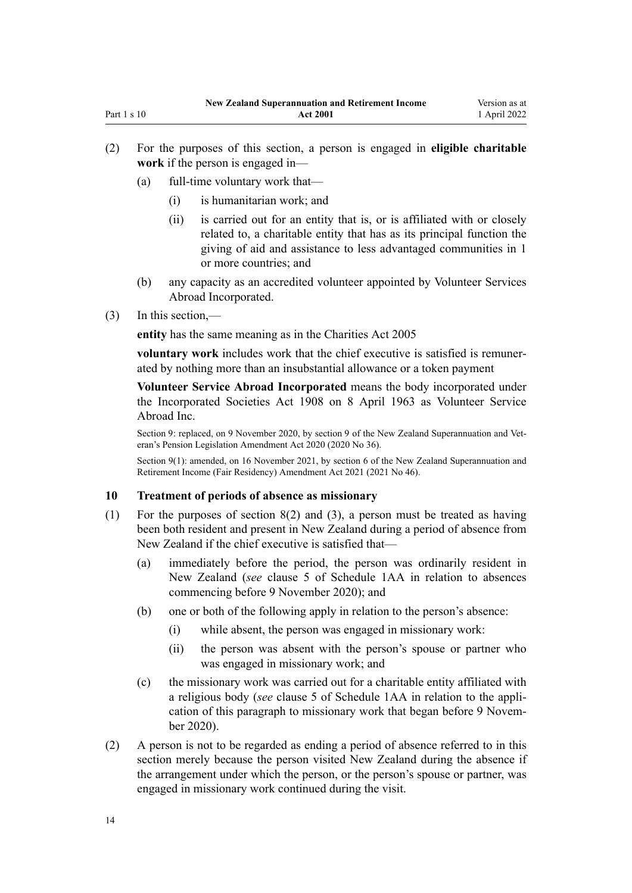(2) For the purposes of this section, a person is engaged in **eligible charitable work** if the person is engaged in—

  (a) full-time voluntary work that—

    (i) is humanitarian work; and

    (ii) is carried out for an entity that is, or is affiliated with or closely related to, a charitable entity that has as its principal function the giving of aid and assistance to less advantaged communities in 1 or more countries; and

  (b) any capacity as an accredited volunteer appointed by Volunteer Services Abroad Incorporated.

(3) In this section,—

**entity** has the same meaning as in the Charities Act 2005

**voluntary work** includes work that the chief executive is satisfied is remunerated by nothing more than an insubstantial allowance or a token payment

**Volunteer Service Abroad Incorporated** means the body incorporated under the Incorporated Societies Act 1908 on 8 April 1963 as Volunteer Service Abroad Inc.

Section 9: replaced, on 9 November 2020, by section 9 of the New Zealand Superannuation and Veteran's Pension Legislation Amendment Act 2020 (2020 No 36).

Section 9(1): amended, on 16 November 2021, by section 6 of the New Zealand Superannuation and Retirement Income (Fair Residency) Amendment Act 2021 (2021 No 46).

### 10 Treatment of periods of absence as missionary

(1) For the purposes of section 8(2) and (3), a person must be treated as having been both resident and present in New Zealand during a period of absence from New Zealand if the chief executive is satisfied that—

  (a) immediately before the period, the person was ordinarily resident in New Zealand (*see* clause 5 of Schedule 1AA in relation to absences commencing before 9 November 2020); and

  (b) one or both of the following apply in relation to the person's absence:

    (i) while absent, the person was engaged in missionary work:

    (ii) the person was absent with the person's spouse or partner who was engaged in missionary work; and

  (c) the missionary work was carried out for a charitable entity affiliated with a religious body (*see* clause 5 of Schedule 1AA in relation to the application of this paragraph to missionary work that began before 9 November 2020).

(2) A person is not to be regarded as ending a period of absence referred to in this section merely because the person visited New Zealand during the absence if the arrangement under which the person, or the person's spouse or partner, was engaged in missionary work continued during the visit.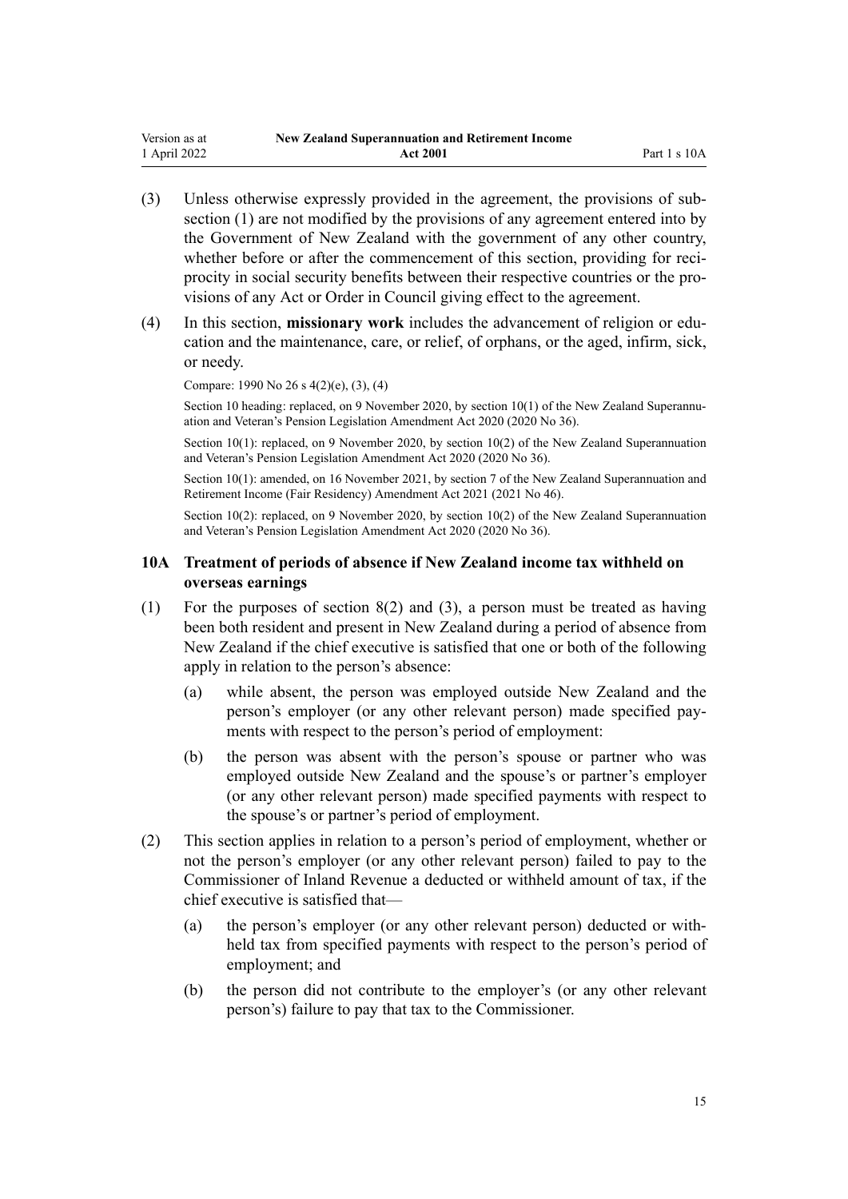(3) Unless otherwise expressly provided in the agreement, the provisions of subsection (1) are not modified by the provisions of any agreement entered into by the Government of New Zealand with the government of any other country, whether before or after the commencement of this section, providing for reciprocity in social security benefits between their respective countries or the provisions of any Act or Order in Council giving effect to the agreement.

(4) In this section, **missionary work** includes the advancement of religion or education and the maintenance, care, or relief, of orphans, or the aged, infirm, sick, or needy.

Compare: 1990 No 26 s 4(2)(e), (3), (4)

Section 10 heading: replaced, on 9 November 2020, by section 10(1) of the New Zealand Superannuation and Veteran's Pension Legislation Amendment Act 2020 (2020 No 36).

Section 10(1): replaced, on 9 November 2020, by section 10(2) of the New Zealand Superannuation and Veteran's Pension Legislation Amendment Act 2020 (2020 No 36).

Section 10(1): amended, on 16 November 2021, by section 7 of the New Zealand Superannuation and Retirement Income (Fair Residency) Amendment Act 2021 (2021 No 46).

Section 10(2): replaced, on 9 November 2020, by section 10(2) of the New Zealand Superannuation and Veteran's Pension Legislation Amendment Act 2020 (2020 No 36).

### 10A Treatment of periods of absence if New Zealand income tax withheld on overseas earnings

(1) For the purposes of section 8(2) and (3), a person must be treated as having been both resident and present in New Zealand during a period of absence from New Zealand if the chief executive is satisfied that one or both of the following apply in relation to the person's absence:

- (a) while absent, the person was employed outside New Zealand and the person's employer (or any other relevant person) made specified payments with respect to the person's period of employment:
- (b) the person was absent with the person's spouse or partner who was employed outside New Zealand and the spouse's or partner's employer (or any other relevant person) made specified payments with respect to the spouse's or partner's period of employment.

(2) This section applies in relation to a person's period of employment, whether or not the person's employer (or any other relevant person) failed to pay to the Commissioner of Inland Revenue a deducted or withheld amount of tax, if the chief executive is satisfied that—

- (a) the person's employer (or any other relevant person) deducted or withheld tax from specified payments with respect to the person's period of employment; and
- (b) the person did not contribute to the employer's (or any other relevant person's) failure to pay that tax to the Commissioner.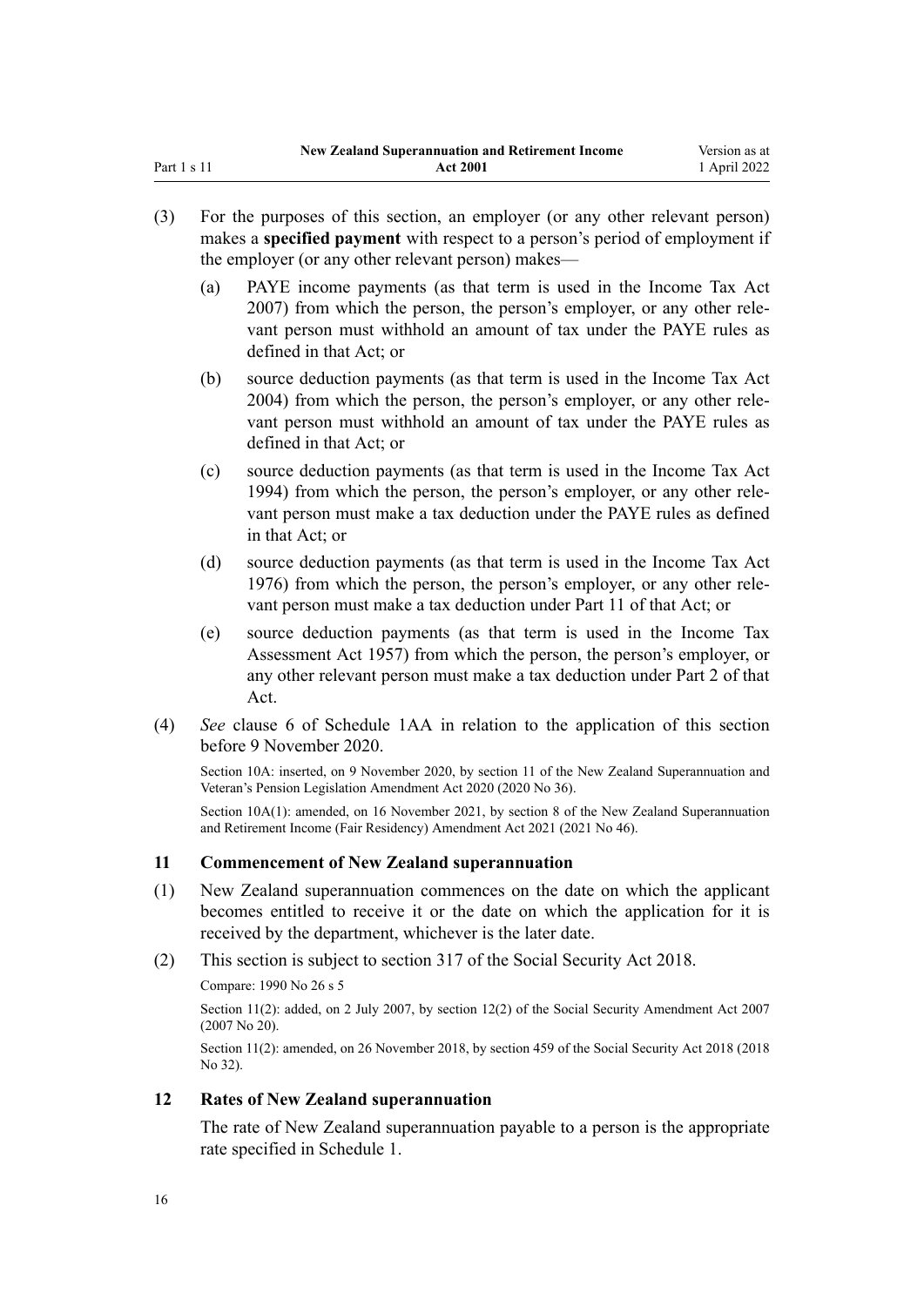(3) For the purposes of this section, an employer (or any other relevant person) makes a **specified payment** with respect to a person's period of employment if the employer (or any other relevant person) makes—

  (a) PAYE income payments (as that term is used in the Income Tax Act 2007) from which the person, the person's employer, or any other relevant person must withhold an amount of tax under the PAYE rules as defined in that Act; or

  (b) source deduction payments (as that term is used in the Income Tax Act 2004) from which the person, the person's employer, or any other relevant person must withhold an amount of tax under the PAYE rules as defined in that Act; or

  (c) source deduction payments (as that term is used in the Income Tax Act 1994) from which the person, the person's employer, or any other relevant person must make a tax deduction under the PAYE rules as defined in that Act; or

  (d) source deduction payments (as that term is used in the Income Tax Act 1976) from which the person, the person's employer, or any other relevant person must make a tax deduction under Part 11 of that Act; or

  (e) source deduction payments (as that term is used in the Income Tax Assessment Act 1957) from which the person, the person's employer, or any other relevant person must make a tax deduction under Part 2 of that Act.

(4) *See* clause 6 of Schedule 1AA in relation to the application of this section before 9 November 2020.

Section 10A: inserted, on 9 November 2020, by section 11 of the New Zealand Superannuation and Veteran's Pension Legislation Amendment Act 2020 (2020 No 36).

Section 10A(1): amended, on 16 November 2021, by section 8 of the New Zealand Superannuation and Retirement Income (Fair Residency) Amendment Act 2021 (2021 No 46).

### 11 Commencement of New Zealand superannuation

(1) New Zealand superannuation commences on the date on which the applicant becomes entitled to receive it or the date on which the application for it is received by the department, whichever is the later date.

(2) This section is subject to section 317 of the Social Security Act 2018.

Compare: 1990 No 26 s 5

Section 11(2): added, on 2 July 2007, by section 12(2) of the Social Security Amendment Act 2007 (2007 No 20).

Section 11(2): amended, on 26 November 2018, by section 459 of the Social Security Act 2018 (2018 No 32).

### 12 Rates of New Zealand superannuation

The rate of New Zealand superannuation payable to a person is the appropriate rate specified in Schedule 1.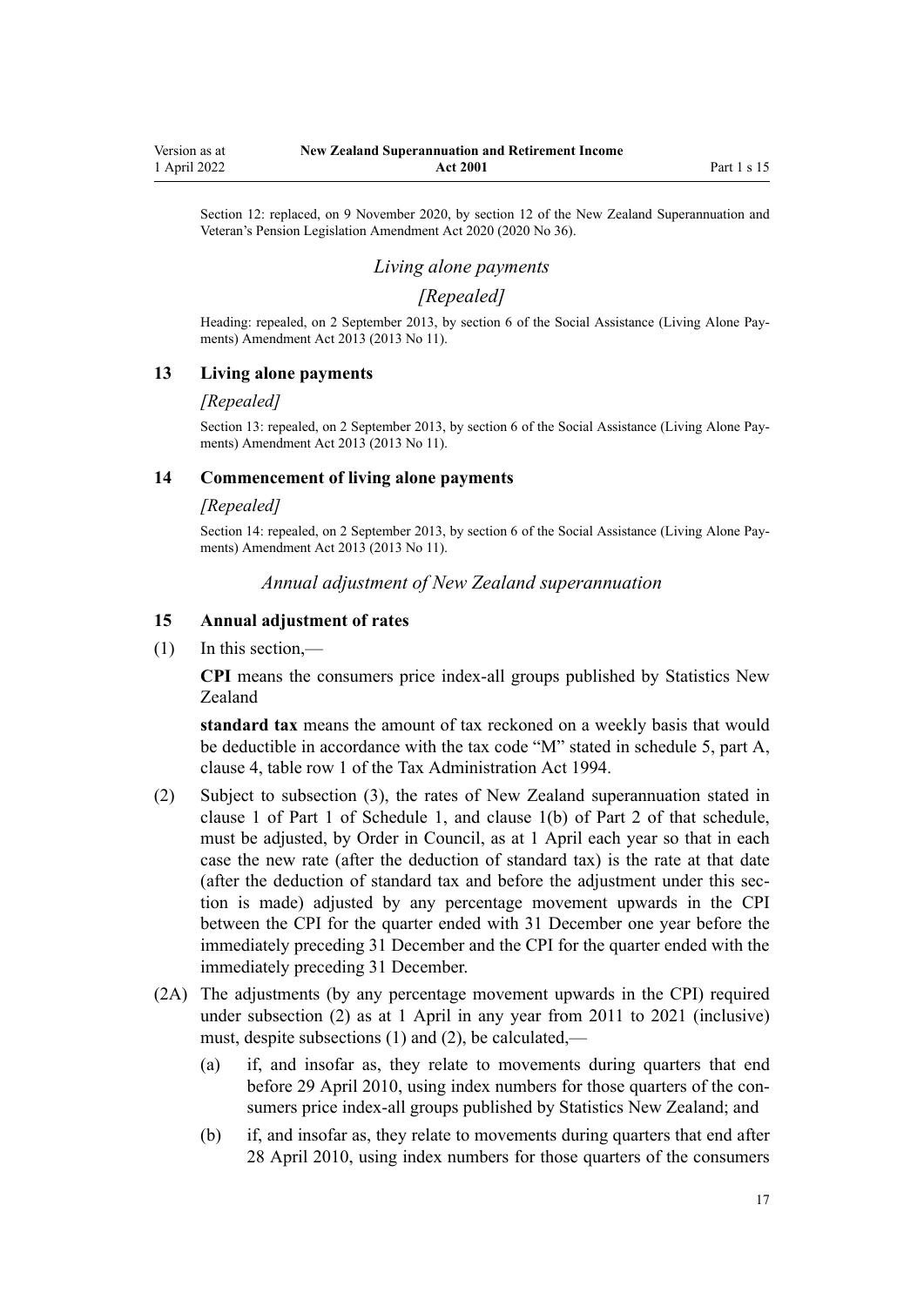Section 12: replaced, on 9 November 2020, by section 12 of the New Zealand Superannuation and Veteran's Pension Legislation Amendment Act 2020 (2020 No 36).

*Living alone payments*

*[Repealed]*

Heading: repealed, on 2 September 2013, by section 6 of the Social Assistance (Living Alone Payments) Amendment Act 2013 (2013 No 11).

### 13 Living alone payments

*[Repealed]*

Section 13: repealed, on 2 September 2013, by section 6 of the Social Assistance (Living Alone Payments) Amendment Act 2013 (2013 No 11).

### 14 Commencement of living alone payments

*[Repealed]*

Section 14: repealed, on 2 September 2013, by section 6 of the Social Assistance (Living Alone Payments) Amendment Act 2013 (2013 No 11).

*Annual adjustment of New Zealand superannuation*

### 15 Annual adjustment of rates

(1) In this section,—

**CPI** means the consumers price index-all groups published by Statistics New Zealand

**standard tax** means the amount of tax reckoned on a weekly basis that would be deductible in accordance with the tax code "M" stated in schedule 5, part A, clause 4, table row 1 of the Tax Administration Act 1994.

(2) Subject to subsection (3), the rates of New Zealand superannuation stated in clause 1 of Part 1 of Schedule 1, and clause 1(b) of Part 2 of that schedule, must be adjusted, by Order in Council, as at 1 April each year so that in each case the new rate (after the deduction of standard tax) is the rate at that date (after the deduction of standard tax and before the adjustment under this section is made) adjusted by any percentage movement upwards in the CPI between the CPI for the quarter ended with 31 December one year before the immediately preceding 31 December and the CPI for the quarter ended with the immediately preceding 31 December.

(2A) The adjustments (by any percentage movement upwards in the CPI) required under subsection (2) as at 1 April in any year from 2011 to 2021 (inclusive) must, despite subsections (1) and (2), be calculated,—

(a) if, and insofar as, they relate to movements during quarters that end before 29 April 2010, using index numbers for those quarters of the consumers price index-all groups published by Statistics New Zealand; and

(b) if, and insofar as, they relate to movements during quarters that end after 28 April 2010, using index numbers for those quarters of the consumers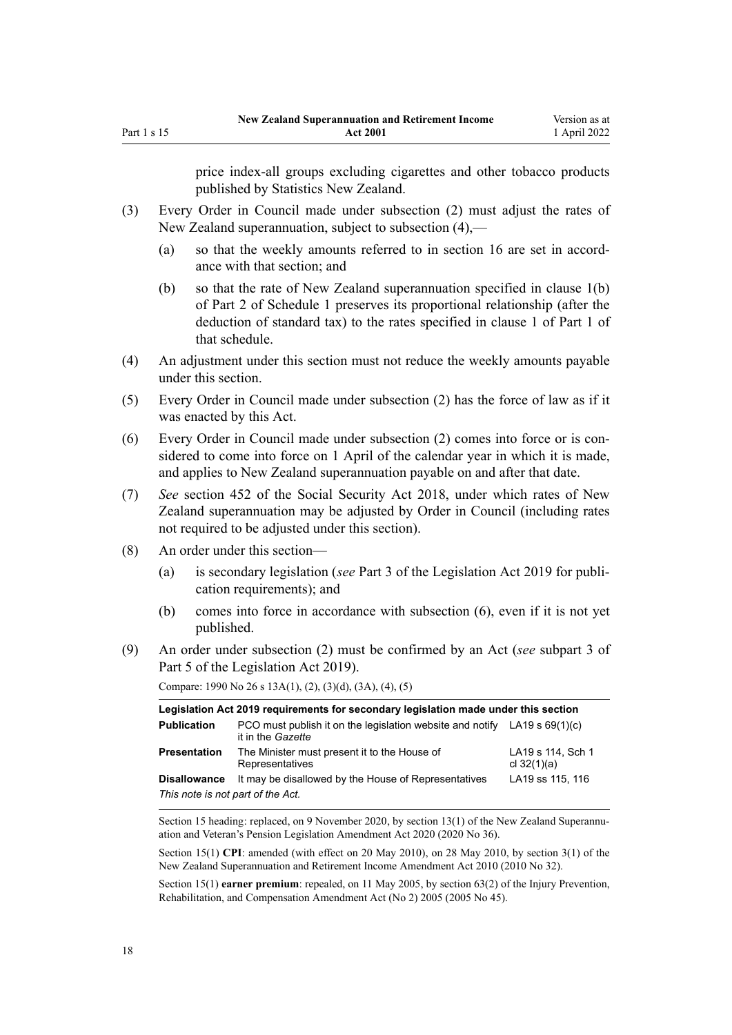price index-all groups excluding cigarettes and other tobacco products published by Statistics New Zealand.

(3) Every Order in Council made under subsection (2) must adjust the rates of New Zealand superannuation, subject to subsection (4),—

(a) so that the weekly amounts referred to in section 16 are set in accordance with that section; and

(b) so that the rate of New Zealand superannuation specified in clause 1(b) of Part 2 of Schedule 1 preserves its proportional relationship (after the deduction of standard tax) to the rates specified in clause 1 of Part 1 of that schedule.

(4) An adjustment under this section must not reduce the weekly amounts payable under this section.

(5) Every Order in Council made under subsection (2) has the force of law as if it was enacted by this Act.

(6) Every Order in Council made under subsection (2) comes into force or is considered to come into force on 1 April of the calendar year in which it is made, and applies to New Zealand superannuation payable on and after that date.

(7) *See* section 452 of the Social Security Act 2018, under which rates of New Zealand superannuation may be adjusted by Order in Council (including rates not required to be adjusted under this section).

(8) An order under this section—

(a) is secondary legislation (*see* Part 3 of the Legislation Act 2019 for publication requirements); and

(b) comes into force in accordance with subsection (6), even if it is not yet published.

(9) An order under subsection (2) must be confirmed by an Act (*see* subpart 3 of Part 5 of the Legislation Act 2019).

Compare: 1990 No 26 s 13A(1), (2), (3)(d), (3A), (4), (5)

| **Legislation Act 2019 requirements for secondary legislation made under this section** | | |
|---|---|---|
| **Publication** | PCO must publish it on the legislation website and notify it in the *Gazette* | LA19 s 69(1)(c) |
| **Presentation** | The Minister must present it to the House of Representatives | LA19 s 114, Sch 1 cl 32(1)(a) |
| **Disallowance** | It may be disallowed by the House of Representatives | LA19 ss 115, 116 |
| *This note is not part of the Act.* | | |

Section 15 heading: replaced, on 9 November 2020, by section 13(1) of the New Zealand Superannuation and Veteran's Pension Legislation Amendment Act 2020 (2020 No 36).

Section 15(1) **CPI**: amended (with effect on 20 May 2010), on 28 May 2010, by section 3(1) of the New Zealand Superannuation and Retirement Income Amendment Act 2010 (2010 No 32).

Section 15(1) **earner premium**: repealed, on 11 May 2005, by section 63(2) of the Injury Prevention, Rehabilitation, and Compensation Amendment Act (No 2) 2005 (2005 No 45).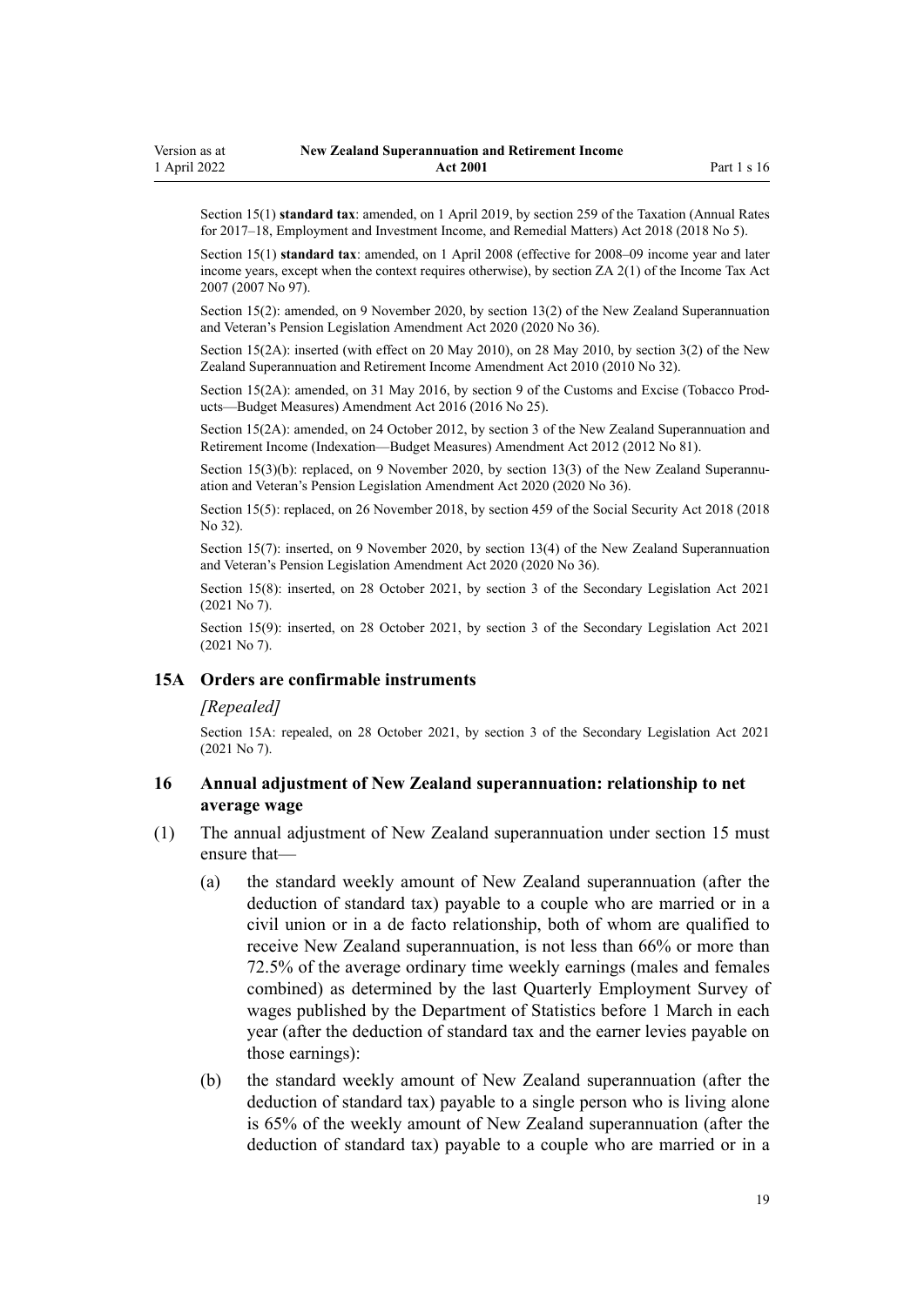Section 15(1) **standard tax**: amended, on 1 April 2019, by section 259 of the Taxation (Annual Rates for 2017–18, Employment and Investment Income, and Remedial Matters) Act 2018 (2018 No 5).

Section 15(1) **standard tax**: amended, on 1 April 2008 (effective for 2008–09 income year and later income years, except when the context requires otherwise), by section ZA 2(1) of the Income Tax Act 2007 (2007 No 97).

Section 15(2): amended, on 9 November 2020, by section 13(2) of the New Zealand Superannuation and Veteran's Pension Legislation Amendment Act 2020 (2020 No 36).

Section 15(2A): inserted (with effect on 20 May 2010), on 28 May 2010, by section 3(2) of the New Zealand Superannuation and Retirement Income Amendment Act 2010 (2010 No 32).

Section 15(2A): amended, on 31 May 2016, by section 9 of the Customs and Excise (Tobacco Products—Budget Measures) Amendment Act 2016 (2016 No 25).

Section 15(2A): amended, on 24 October 2012, by section 3 of the New Zealand Superannuation and Retirement Income (Indexation—Budget Measures) Amendment Act 2012 (2012 No 81).

Section 15(3)(b): replaced, on 9 November 2020, by section 13(3) of the New Zealand Superannuation and Veteran's Pension Legislation Amendment Act 2020 (2020 No 36).

Section 15(5): replaced, on 26 November 2018, by section 459 of the Social Security Act 2018 (2018 No 32).

Section 15(7): inserted, on 9 November 2020, by section 13(4) of the New Zealand Superannuation and Veteran's Pension Legislation Amendment Act 2020 (2020 No 36).

Section 15(8): inserted, on 28 October 2021, by section 3 of the Secondary Legislation Act 2021 (2021 No 7).

Section 15(9): inserted, on 28 October 2021, by section 3 of the Secondary Legislation Act 2021 (2021 No 7).

### 15A Orders are confirmable instruments

*[Repealed]*

Section 15A: repealed, on 28 October 2021, by section 3 of the Secondary Legislation Act 2021 (2021 No 7).

### 16 Annual adjustment of New Zealand superannuation: relationship to net average wage

(1) The annual adjustment of New Zealand superannuation under section 15 must ensure that—

(a) the standard weekly amount of New Zealand superannuation (after the deduction of standard tax) payable to a couple who are married or in a civil union or in a de facto relationship, both of whom are qualified to receive New Zealand superannuation, is not less than 66% or more than 72.5% of the average ordinary time weekly earnings (males and females combined) as determined by the last Quarterly Employment Survey of wages published by the Department of Statistics before 1 March in each year (after the deduction of standard tax and the earner levies payable on those earnings):

(b) the standard weekly amount of New Zealand superannuation (after the deduction of standard tax) payable to a single person who is living alone is 65% of the weekly amount of New Zealand superannuation (after the deduction of standard tax) payable to a couple who are married or in a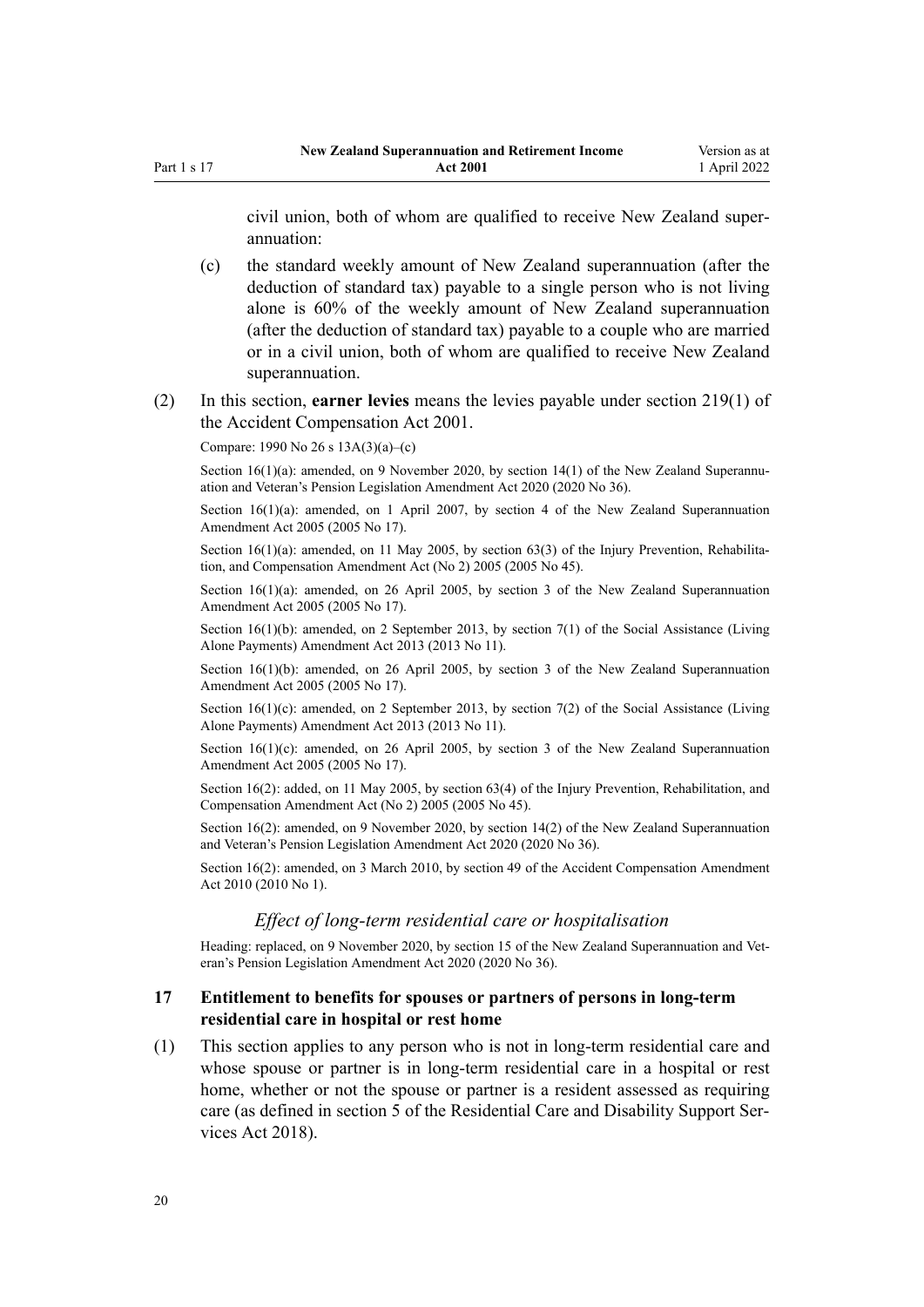civil union, both of whom are qualified to receive New Zealand superannuation:

(c) the standard weekly amount of New Zealand superannuation (after the deduction of standard tax) payable to a single person who is not living alone is 60% of the weekly amount of New Zealand superannuation (after the deduction of standard tax) payable to a couple who are married or in a civil union, both of whom are qualified to receive New Zealand superannuation.

(2) In this section, **earner levies** means the levies payable under section 219(1) of the Accident Compensation Act 2001.

Compare: 1990 No 26 s 13A(3)(a)–(c)

Section 16(1)(a): amended, on 9 November 2020, by section 14(1) of the New Zealand Superannuation and Veteran's Pension Legislation Amendment Act 2020 (2020 No 36).

Section 16(1)(a): amended, on 1 April 2007, by section 4 of the New Zealand Superannuation Amendment Act 2005 (2005 No 17).

Section 16(1)(a): amended, on 11 May 2005, by section 63(3) of the Injury Prevention, Rehabilitation, and Compensation Amendment Act (No 2) 2005 (2005 No 45).

Section 16(1)(a): amended, on 26 April 2005, by section 3 of the New Zealand Superannuation Amendment Act 2005 (2005 No 17).

Section 16(1)(b): amended, on 2 September 2013, by section 7(1) of the Social Assistance (Living Alone Payments) Amendment Act 2013 (2013 No 11).

Section 16(1)(b): amended, on 26 April 2005, by section 3 of the New Zealand Superannuation Amendment Act 2005 (2005 No 17).

Section 16(1)(c): amended, on 2 September 2013, by section 7(2) of the Social Assistance (Living Alone Payments) Amendment Act 2013 (2013 No 11).

Section 16(1)(c): amended, on 26 April 2005, by section 3 of the New Zealand Superannuation Amendment Act 2005 (2005 No 17).

Section 16(2): added, on 11 May 2005, by section 63(4) of the Injury Prevention, Rehabilitation, and Compensation Amendment Act (No 2) 2005 (2005 No 45).

Section 16(2): amended, on 9 November 2020, by section 14(2) of the New Zealand Superannuation and Veteran's Pension Legislation Amendment Act 2020 (2020 No 36).

Section 16(2): amended, on 3 March 2010, by section 49 of the Accident Compensation Amendment Act 2010 (2010 No 1).

### *Effect of long-term residential care or hospitalisation*

Heading: replaced, on 9 November 2020, by section 15 of the New Zealand Superannuation and Veteran's Pension Legislation Amendment Act 2020 (2020 No 36).

### 17 Entitlement to benefits for spouses or partners of persons in long-term residential care in hospital or rest home

(1) This section applies to any person who is not in long-term residential care and whose spouse or partner is in long-term residential care in a hospital or rest home, whether or not the spouse or partner is a resident assessed as requiring care (as defined in section 5 of the Residential Care and Disability Support Services Act 2018).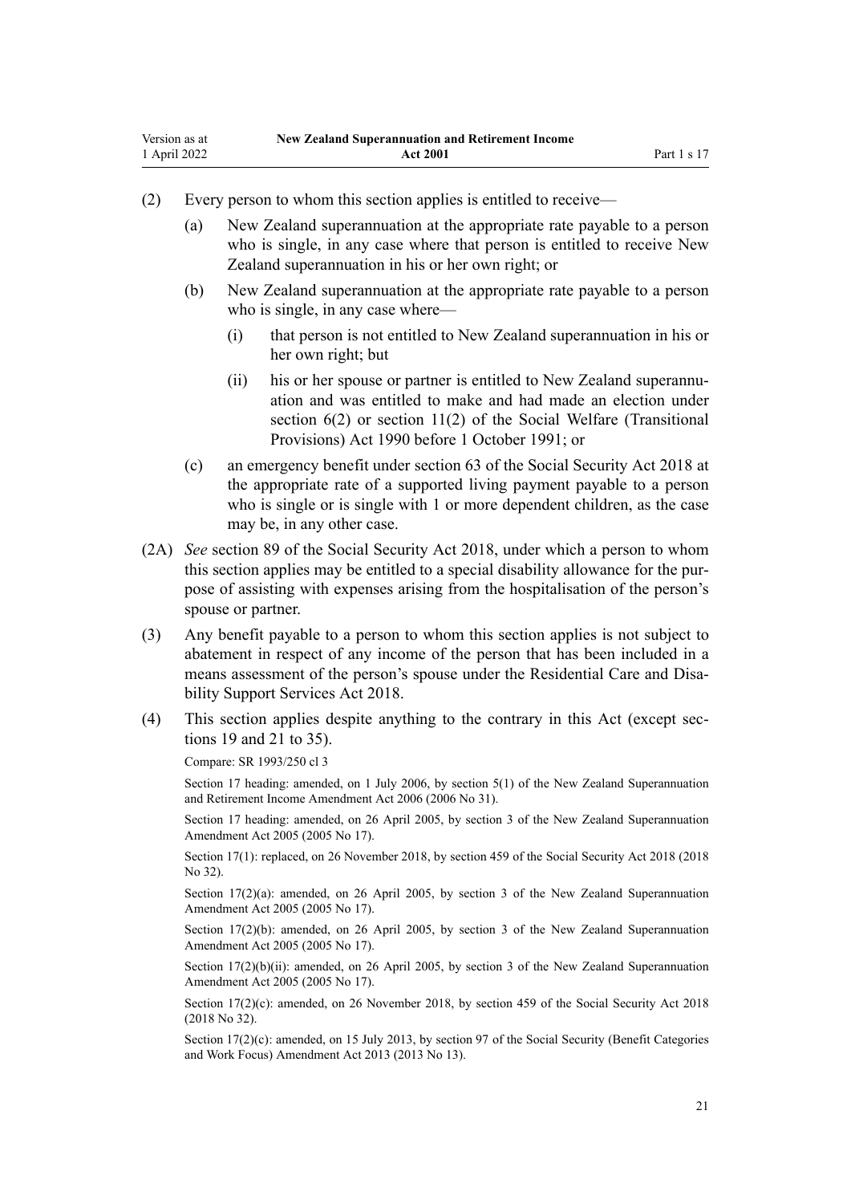(2) Every person to whom this section applies is entitled to receive—

  (a) New Zealand superannuation at the appropriate rate payable to a person who is single, in any case where that person is entitled to receive New Zealand superannuation in his or her own right; or

  (b) New Zealand superannuation at the appropriate rate payable to a person who is single, in any case where—

    (i) that person is not entitled to New Zealand superannuation in his or her own right; but

    (ii) his or her spouse or partner is entitled to New Zealand superannuation and was entitled to make and had made an election under section 6(2) or section 11(2) of the Social Welfare (Transitional Provisions) Act 1990 before 1 October 1991; or

  (c) an emergency benefit under section 63 of the Social Security Act 2018 at the appropriate rate of a supported living payment payable to a person who is single or is single with 1 or more dependent children, as the case may be, in any other case.

(2A) *See* section 89 of the Social Security Act 2018, under which a person to whom this section applies may be entitled to a special disability allowance for the purpose of assisting with expenses arising from the hospitalisation of the person's spouse or partner.

(3) Any benefit payable to a person to whom this section applies is not subject to abatement in respect of any income of the person that has been included in a means assessment of the person's spouse under the Residential Care and Disability Support Services Act 2018.

(4) This section applies despite anything to the contrary in this Act (except sections 19 and 21 to 35).

Compare: SR 1993/250 cl 3

Section 17 heading: amended, on 1 July 2006, by section 5(1) of the New Zealand Superannuation and Retirement Income Amendment Act 2006 (2006 No 31).

Section 17 heading: amended, on 26 April 2005, by section 3 of the New Zealand Superannuation Amendment Act 2005 (2005 No 17).

Section 17(1): replaced, on 26 November 2018, by section 459 of the Social Security Act 2018 (2018 No 32).

Section 17(2)(a): amended, on 26 April 2005, by section 3 of the New Zealand Superannuation Amendment Act 2005 (2005 No 17).

Section 17(2)(b): amended, on 26 April 2005, by section 3 of the New Zealand Superannuation Amendment Act 2005 (2005 No 17).

Section 17(2)(b)(ii): amended, on 26 April 2005, by section 3 of the New Zealand Superannuation Amendment Act 2005 (2005 No 17).

Section 17(2)(c): amended, on 26 November 2018, by section 459 of the Social Security Act 2018 (2018 No 32).

Section 17(2)(c): amended, on 15 July 2013, by section 97 of the Social Security (Benefit Categories and Work Focus) Amendment Act 2013 (2013 No 13).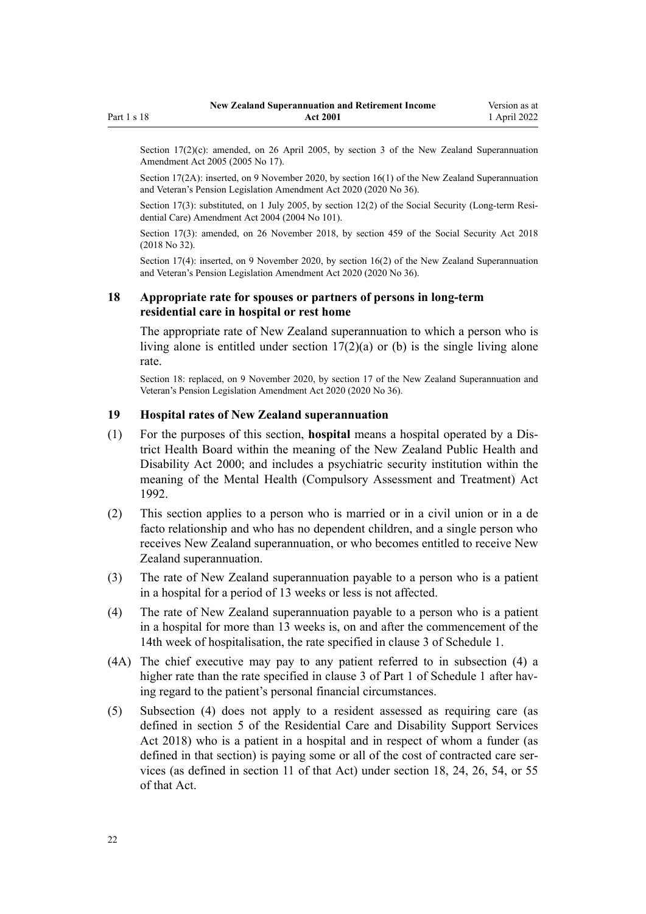Section 17(2)(c): amended, on 26 April 2005, by section 3 of the New Zealand Superannuation Amendment Act 2005 (2005 No 17).

Section 17(2A): inserted, on 9 November 2020, by section 16(1) of the New Zealand Superannuation and Veteran's Pension Legislation Amendment Act 2020 (2020 No 36).

Section 17(3): substituted, on 1 July 2005, by section 12(2) of the Social Security (Long-term Residential Care) Amendment Act 2004 (2004 No 101).

Section 17(3): amended, on 26 November 2018, by section 459 of the Social Security Act 2018 (2018 No 32).

Section 17(4): inserted, on 9 November 2020, by section 16(2) of the New Zealand Superannuation and Veteran's Pension Legislation Amendment Act 2020 (2020 No 36).

### 18 Appropriate rate for spouses or partners of persons in long-term residential care in hospital or rest home

The appropriate rate of New Zealand superannuation to which a person who is living alone is entitled under section 17(2)(a) or (b) is the single living alone rate.

Section 18: replaced, on 9 November 2020, by section 17 of the New Zealand Superannuation and Veteran's Pension Legislation Amendment Act 2020 (2020 No 36).

### 19 Hospital rates of New Zealand superannuation

(1) For the purposes of this section, **hospital** means a hospital operated by a District Health Board within the meaning of the New Zealand Public Health and Disability Act 2000; and includes a psychiatric security institution within the meaning of the Mental Health (Compulsory Assessment and Treatment) Act 1992.

(2) This section applies to a person who is married or in a civil union or in a de facto relationship and who has no dependent children, and a single person who receives New Zealand superannuation, or who becomes entitled to receive New Zealand superannuation.

(3) The rate of New Zealand superannuation payable to a person who is a patient in a hospital for a period of 13 weeks or less is not affected.

(4) The rate of New Zealand superannuation payable to a person who is a patient in a hospital for more than 13 weeks is, on and after the commencement of the 14th week of hospitalisation, the rate specified in clause 3 of Schedule 1.

(4A) The chief executive may pay to any patient referred to in subsection (4) a higher rate than the rate specified in clause 3 of Part 1 of Schedule 1 after having regard to the patient's personal financial circumstances.

(5) Subsection (4) does not apply to a resident assessed as requiring care (as defined in section 5 of the Residential Care and Disability Support Services Act 2018) who is a patient in a hospital and in respect of whom a funder (as defined in that section) is paying some or all of the cost of contracted care services (as defined in section 11 of that Act) under section 18, 24, 26, 54, or 55 of that Act.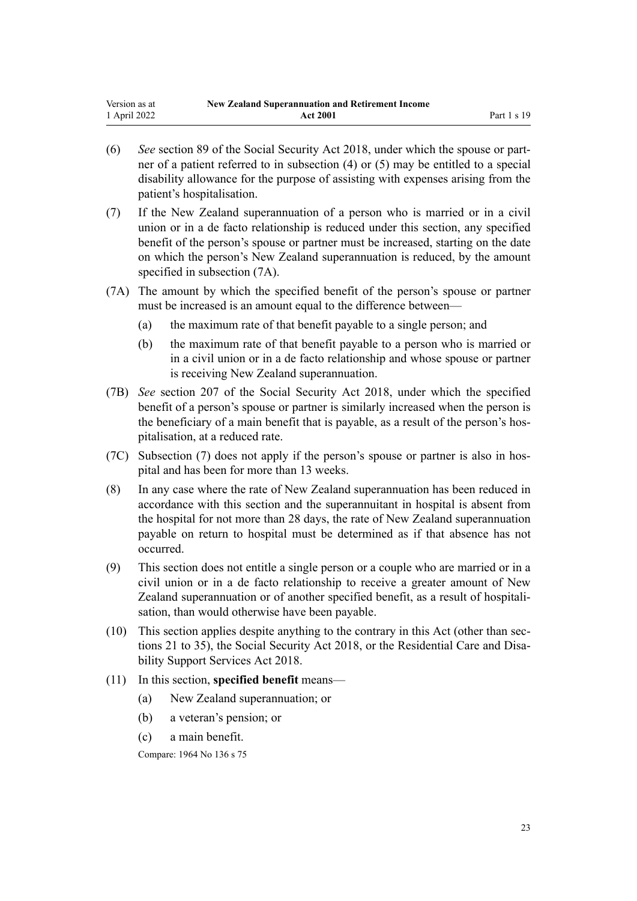(6) *See* section 89 of the Social Security Act 2018, under which the spouse or partner of a patient referred to in subsection (4) or (5) may be entitled to a special disability allowance for the purpose of assisting with expenses arising from the patient's hospitalisation.

(7) If the New Zealand superannuation of a person who is married or in a civil union or in a de facto relationship is reduced under this section, any specified benefit of the person's spouse or partner must be increased, starting on the date on which the person's New Zealand superannuation is reduced, by the amount specified in subsection (7A).

(7A) The amount by which the specified benefit of the person's spouse or partner must be increased is an amount equal to the difference between—

- (a) the maximum rate of that benefit payable to a single person; and
- (b) the maximum rate of that benefit payable to a person who is married or in a civil union or in a de facto relationship and whose spouse or partner is receiving New Zealand superannuation.

(7B) *See* section 207 of the Social Security Act 2018, under which the specified benefit of a person's spouse or partner is similarly increased when the person is the beneficiary of a main benefit that is payable, as a result of the person's hospitalisation, at a reduced rate.

(7C) Subsection (7) does not apply if the person's spouse or partner is also in hospital and has been for more than 13 weeks.

(8) In any case where the rate of New Zealand superannuation has been reduced in accordance with this section and the superannuitant in hospital is absent from the hospital for not more than 28 days, the rate of New Zealand superannuation payable on return to hospital must be determined as if that absence has not occurred.

(9) This section does not entitle a single person or a couple who are married or in a civil union or in a de facto relationship to receive a greater amount of New Zealand superannuation or of another specified benefit, as a result of hospitalisation, than would otherwise have been payable.

(10) This section applies despite anything to the contrary in this Act (other than sections 21 to 35), the Social Security Act 2018, or the Residential Care and Disability Support Services Act 2018.

(11) In this section, **specified benefit** means—

- (a) New Zealand superannuation; or
- (b) a veteran's pension; or
- (c) a main benefit.

Compare: 1964 No 136 s 75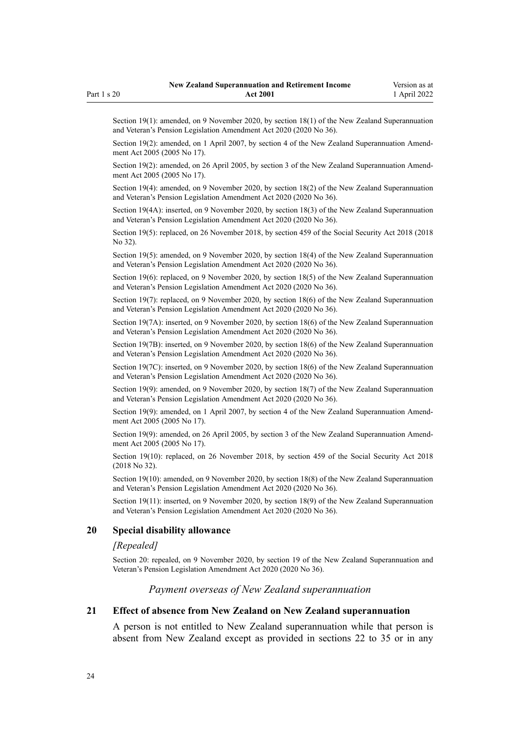Section 19(1): amended, on 9 November 2020, by section 18(1) of the New Zealand Superannuation and Veteran's Pension Legislation Amendment Act 2020 (2020 No 36).

Section 19(2): amended, on 1 April 2007, by section 4 of the New Zealand Superannuation Amendment Act 2005 (2005 No 17).

Section 19(2): amended, on 26 April 2005, by section 3 of the New Zealand Superannuation Amendment Act 2005 (2005 No 17).

Section 19(4): amended, on 9 November 2020, by section 18(2) of the New Zealand Superannuation and Veteran's Pension Legislation Amendment Act 2020 (2020 No 36).

Section 19(4A): inserted, on 9 November 2020, by section 18(3) of the New Zealand Superannuation and Veteran's Pension Legislation Amendment Act 2020 (2020 No 36).

Section 19(5): replaced, on 26 November 2018, by section 459 of the Social Security Act 2018 (2018 No 32).

Section 19(5): amended, on 9 November 2020, by section 18(4) of the New Zealand Superannuation and Veteran's Pension Legislation Amendment Act 2020 (2020 No 36).

Section 19(6): replaced, on 9 November 2020, by section 18(5) of the New Zealand Superannuation and Veteran's Pension Legislation Amendment Act 2020 (2020 No 36).

Section 19(7): replaced, on 9 November 2020, by section 18(6) of the New Zealand Superannuation and Veteran's Pension Legislation Amendment Act 2020 (2020 No 36).

Section 19(7A): inserted, on 9 November 2020, by section 18(6) of the New Zealand Superannuation and Veteran's Pension Legislation Amendment Act 2020 (2020 No 36).

Section 19(7B): inserted, on 9 November 2020, by section 18(6) of the New Zealand Superannuation and Veteran's Pension Legislation Amendment Act 2020 (2020 No 36).

Section 19(7C): inserted, on 9 November 2020, by section 18(6) of the New Zealand Superannuation and Veteran's Pension Legislation Amendment Act 2020 (2020 No 36).

Section 19(9): amended, on 9 November 2020, by section 18(7) of the New Zealand Superannuation and Veteran's Pension Legislation Amendment Act 2020 (2020 No 36).

Section 19(9): amended, on 1 April 2007, by section 4 of the New Zealand Superannuation Amendment Act 2005 (2005 No 17).

Section 19(9): amended, on 26 April 2005, by section 3 of the New Zealand Superannuation Amendment Act 2005 (2005 No 17).

Section 19(10): replaced, on 26 November 2018, by section 459 of the Social Security Act 2018 (2018 No 32).

Section 19(10): amended, on 9 November 2020, by section 18(8) of the New Zealand Superannuation and Veteran's Pension Legislation Amendment Act 2020 (2020 No 36).

Section 19(11): inserted, on 9 November 2020, by section 18(9) of the New Zealand Superannuation and Veteran's Pension Legislation Amendment Act 2020 (2020 No 36).

### 20 Special disability allowance

*[Repealed]*

Section 20: repealed, on 9 November 2020, by section 19 of the New Zealand Superannuation and Veteran's Pension Legislation Amendment Act 2020 (2020 No 36).

*Payment overseas of New Zealand superannuation*

### 21 Effect of absence from New Zealand on New Zealand superannuation

A person is not entitled to New Zealand superannuation while that person is absent from New Zealand except as provided in sections 22 to 35 or in any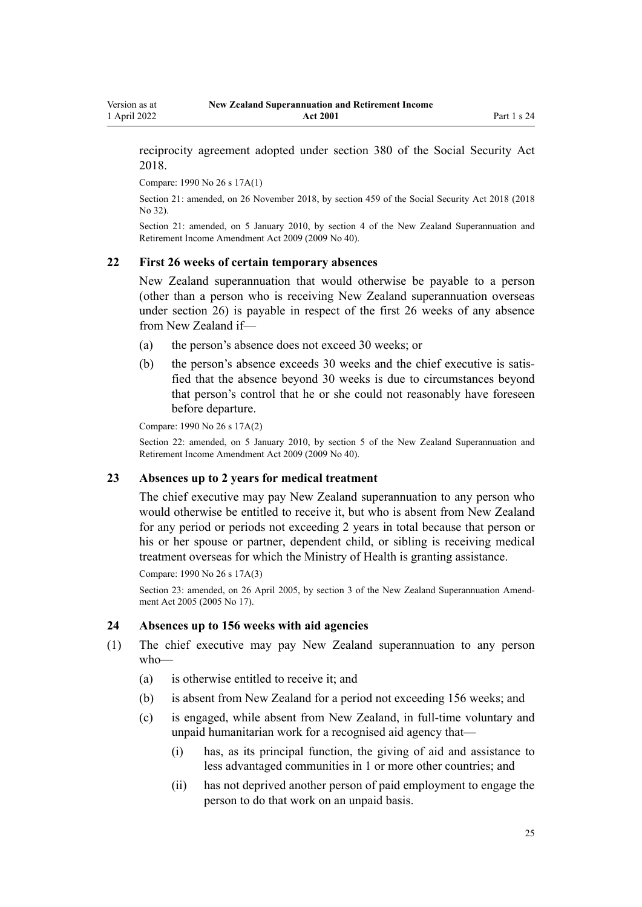reciprocity agreement adopted under section 380 of the Social Security Act 2018.

Compare: 1990 No 26 s 17A(1)

Section 21: amended, on 26 November 2018, by section 459 of the Social Security Act 2018 (2018 No 32).

Section 21: amended, on 5 January 2010, by section 4 of the New Zealand Superannuation and Retirement Income Amendment Act 2009 (2009 No 40).

### 22 First 26 weeks of certain temporary absences

New Zealand superannuation that would otherwise be payable to a person (other than a person who is receiving New Zealand superannuation overseas under section 26) is payable in respect of the first 26 weeks of any absence from New Zealand if—

- (a) the person's absence does not exceed 30 weeks; or
- (b) the person's absence exceeds 30 weeks and the chief executive is satisfied that the absence beyond 30 weeks is due to circumstances beyond that person's control that he or she could not reasonably have foreseen before departure.

Compare: 1990 No 26 s 17A(2)

Section 22: amended, on 5 January 2010, by section 5 of the New Zealand Superannuation and Retirement Income Amendment Act 2009 (2009 No 40).

### 23 Absences up to 2 years for medical treatment

The chief executive may pay New Zealand superannuation to any person who would otherwise be entitled to receive it, but who is absent from New Zealand for any period or periods not exceeding 2 years in total because that person or his or her spouse or partner, dependent child, or sibling is receiving medical treatment overseas for which the Ministry of Health is granting assistance.

Compare: 1990 No 26 s 17A(3)

Section 23: amended, on 26 April 2005, by section 3 of the New Zealand Superannuation Amendment Act 2005 (2005 No 17).

### 24 Absences up to 156 weeks with aid agencies

(1) The chief executive may pay New Zealand superannuation to any person who—

- (a) is otherwise entitled to receive it; and
- (b) is absent from New Zealand for a period not exceeding 156 weeks; and
- (c) is engaged, while absent from New Zealand, in full-time voluntary and unpaid humanitarian work for a recognised aid agency that—
  - (i) has, as its principal function, the giving of aid and assistance to less advantaged communities in 1 or more other countries; and
  - (ii) has not deprived another person of paid employment to engage the person to do that work on an unpaid basis.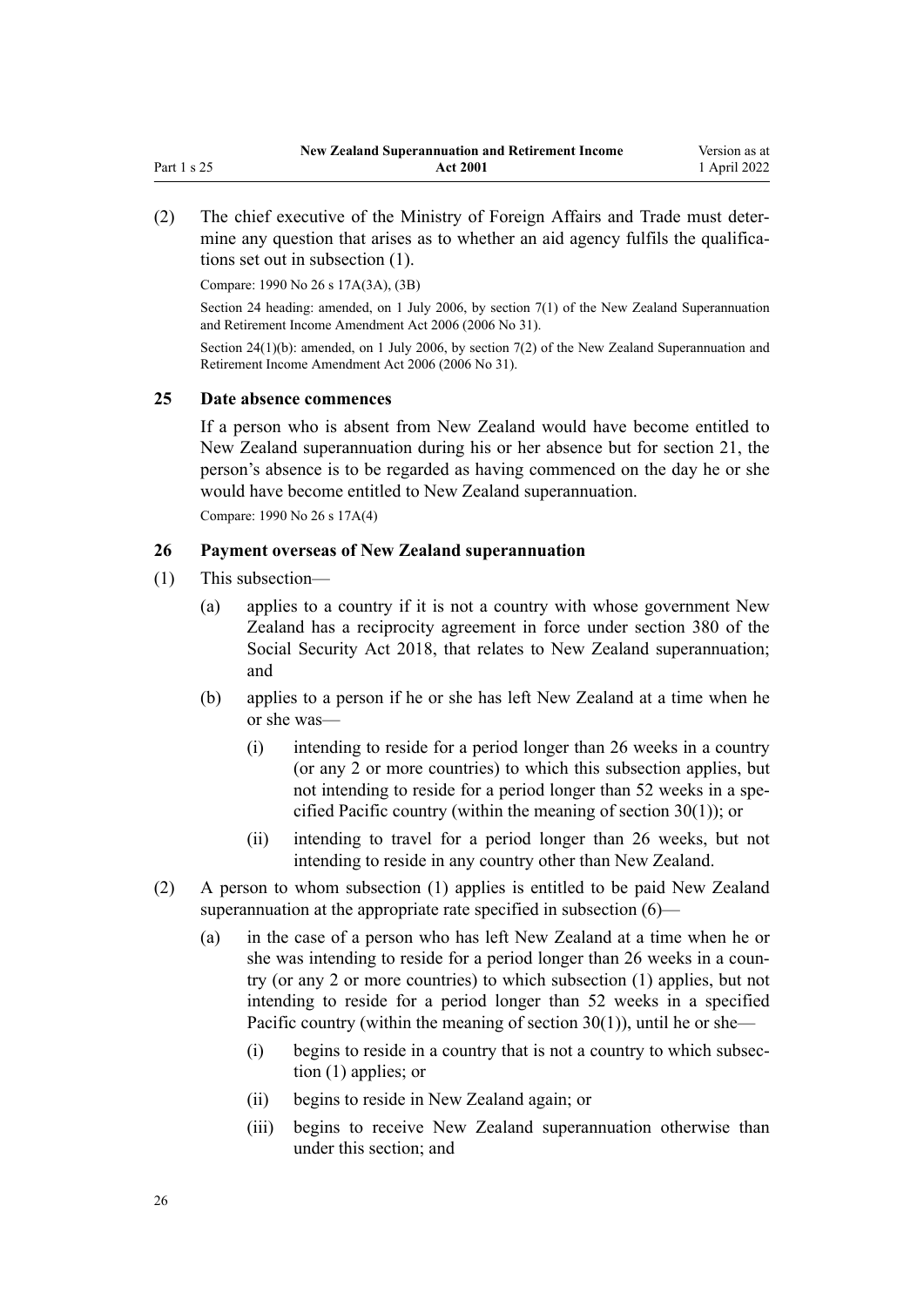(2) The chief executive of the Ministry of Foreign Affairs and Trade must determine any question that arises as to whether an aid agency fulfils the qualifications set out in subsection (1).

Compare: 1990 No 26 s 17A(3A), (3B)

Section 24 heading: amended, on 1 July 2006, by section 7(1) of the New Zealand Superannuation and Retirement Income Amendment Act 2006 (2006 No 31).

Section 24(1)(b): amended, on 1 July 2006, by section 7(2) of the New Zealand Superannuation and Retirement Income Amendment Act 2006 (2006 No 31).

### 25 Date absence commences

If a person who is absent from New Zealand would have become entitled to New Zealand superannuation during his or her absence but for section 21, the person's absence is to be regarded as having commenced on the day he or she would have become entitled to New Zealand superannuation.

Compare: 1990 No 26 s 17A(4)

### 26 Payment overseas of New Zealand superannuation

(1) This subsection—

- (a) applies to a country if it is not a country with whose government New Zealand has a reciprocity agreement in force under section 380 of the Social Security Act 2018, that relates to New Zealand superannuation; and
- (b) applies to a person if he or she has left New Zealand at a time when he or she was—
  - (i) intending to reside for a period longer than 26 weeks in a country (or any 2 or more countries) to which this subsection applies, but not intending to reside for a period longer than 52 weeks in a specified Pacific country (within the meaning of section 30(1)); or
  - (ii) intending to travel for a period longer than 26 weeks, but not intending to reside in any country other than New Zealand.

(2) A person to whom subsection (1) applies is entitled to be paid New Zealand superannuation at the appropriate rate specified in subsection (6)—

- (a) in the case of a person who has left New Zealand at a time when he or she was intending to reside for a period longer than 26 weeks in a country (or any 2 or more countries) to which subsection (1) applies, but not intending to reside for a period longer than 52 weeks in a specified Pacific country (within the meaning of section 30(1)), until he or she—
  - (i) begins to reside in a country that is not a country to which subsection (1) applies; or
  - (ii) begins to reside in New Zealand again; or
  - (iii) begins to receive New Zealand superannuation otherwise than under this section; and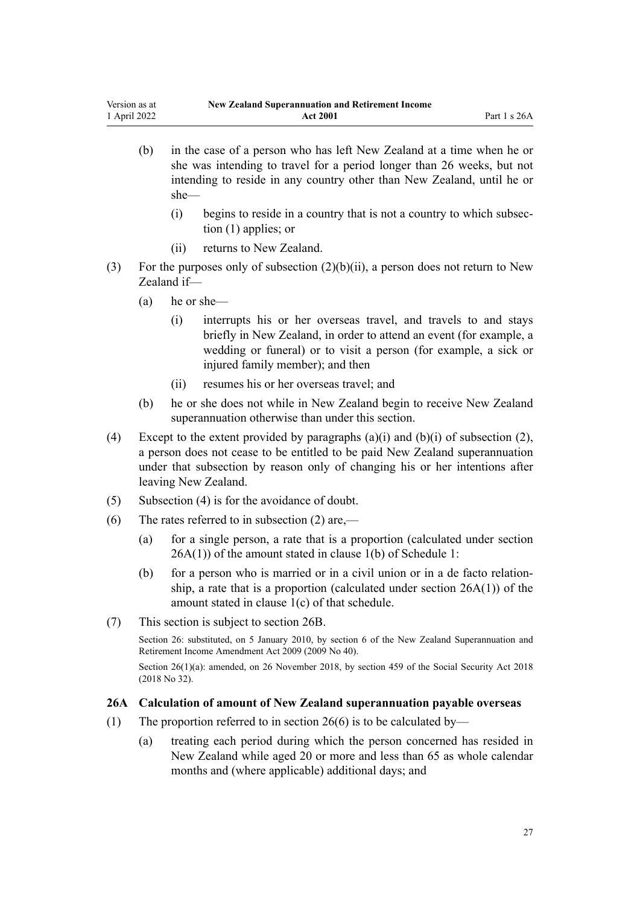(b) in the case of a person who has left New Zealand at a time when he or she was intending to travel for a period longer than 26 weeks, but not intending to reside in any country other than New Zealand, until he or she—

  (i) begins to reside in a country that is not a country to which subsection (1) applies; or

  (ii) returns to New Zealand.

(3) For the purposes only of subsection (2)(b)(ii), a person does not return to New Zealand if—

  (a) he or she—

    (i) interrupts his or her overseas travel, and travels to and stays briefly in New Zealand, in order to attend an event (for example, a wedding or funeral) or to visit a person (for example, a sick or injured family member); and then

    (ii) resumes his or her overseas travel; and

  (b) he or she does not while in New Zealand begin to receive New Zealand superannuation otherwise than under this section.

(4) Except to the extent provided by paragraphs (a)(i) and (b)(i) of subsection (2), a person does not cease to be entitled to be paid New Zealand superannuation under that subsection by reason only of changing his or her intentions after leaving New Zealand.

(5) Subsection (4) is for the avoidance of doubt.

(6) The rates referred to in subsection (2) are,—

  (a) for a single person, a rate that is a proportion (calculated under section 26A(1)) of the amount stated in clause 1(b) of Schedule 1:

  (b) for a person who is married or in a civil union or in a de facto relationship, a rate that is a proportion (calculated under section 26A(1)) of the amount stated in clause 1(c) of that schedule.

(7) This section is subject to section 26B.

Section 26: substituted, on 5 January 2010, by section 6 of the New Zealand Superannuation and Retirement Income Amendment Act 2009 (2009 No 40).

Section 26(1)(a): amended, on 26 November 2018, by section 459 of the Social Security Act 2018 (2018 No 32).

### 26A Calculation of amount of New Zealand superannuation payable overseas

(1) The proportion referred to in section 26(6) is to be calculated by—

  (a) treating each period during which the person concerned has resided in New Zealand while aged 20 or more and less than 65 as whole calendar months and (where applicable) additional days; and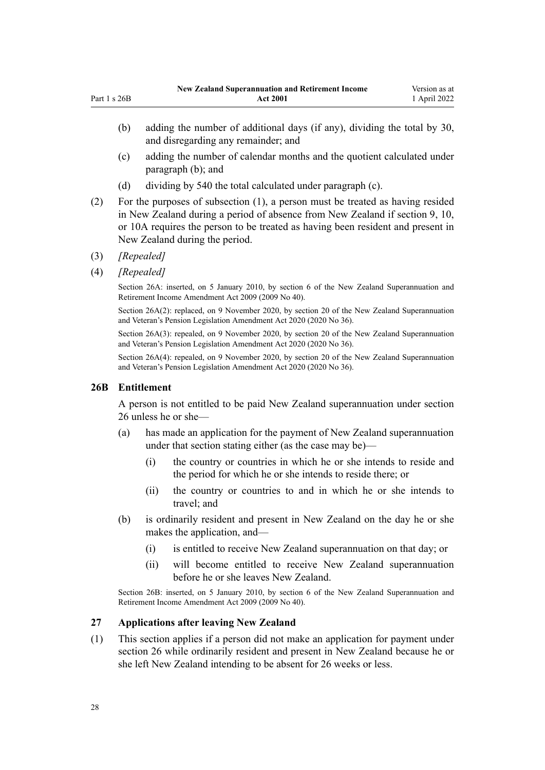(b) adding the number of additional days (if any), dividing the total by 30, and disregarding any remainder; and

(c) adding the number of calendar months and the quotient calculated under paragraph (b); and

(d) dividing by 540 the total calculated under paragraph (c).

(2) For the purposes of subsection (1), a person must be treated as having resided in New Zealand during a period of absence from New Zealand if section 9, 10, or 10A requires the person to be treated as having been resident and present in New Zealand during the period.

(3) *[Repealed]*

(4) *[Repealed]*

Section 26A: inserted, on 5 January 2010, by section 6 of the New Zealand Superannuation and Retirement Income Amendment Act 2009 (2009 No 40).

Section 26A(2): replaced, on 9 November 2020, by section 20 of the New Zealand Superannuation and Veteran's Pension Legislation Amendment Act 2020 (2020 No 36).

Section 26A(3): repealed, on 9 November 2020, by section 20 of the New Zealand Superannuation and Veteran's Pension Legislation Amendment Act 2020 (2020 No 36).

Section 26A(4): repealed, on 9 November 2020, by section 20 of the New Zealand Superannuation and Veteran's Pension Legislation Amendment Act 2020 (2020 No 36).

### 26B Entitlement

A person is not entitled to be paid New Zealand superannuation under section 26 unless he or she—

(a) has made an application for the payment of New Zealand superannuation under that section stating either (as the case may be)—

  (i) the country or countries in which he or she intends to reside and the period for which he or she intends to reside there; or

  (ii) the country or countries to and in which he or she intends to travel; and

(b) is ordinarily resident and present in New Zealand on the day he or she makes the application, and—

  (i) is entitled to receive New Zealand superannuation on that day; or

  (ii) will become entitled to receive New Zealand superannuation before he or she leaves New Zealand.

Section 26B: inserted, on 5 January 2010, by section 6 of the New Zealand Superannuation and Retirement Income Amendment Act 2009 (2009 No 40).

### 27 Applications after leaving New Zealand

(1) This section applies if a person did not make an application for payment under section 26 while ordinarily resident and present in New Zealand because he or she left New Zealand intending to be absent for 26 weeks or less.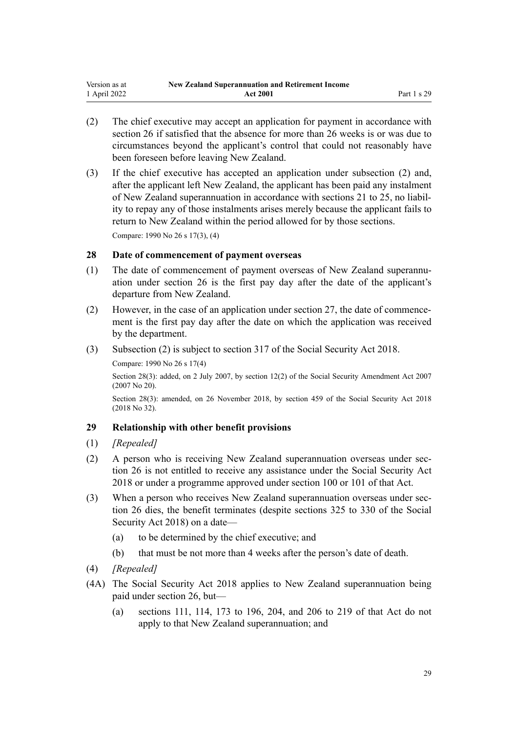(2) The chief executive may accept an application for payment in accordance with section 26 if satisfied that the absence for more than 26 weeks is or was due to circumstances beyond the applicant's control that could not reasonably have been foreseen before leaving New Zealand.

(3) If the chief executive has accepted an application under subsection (2) and, after the applicant left New Zealand, the applicant has been paid any instalment of New Zealand superannuation in accordance with sections 21 to 25, no liability to repay any of those instalments arises merely because the applicant fails to return to New Zealand within the period allowed for by those sections.

Compare: 1990 No 26 s 17(3), (4)

### 28 Date of commencement of payment overseas

(1) The date of commencement of payment overseas of New Zealand superannuation under section 26 is the first pay day after the date of the applicant's departure from New Zealand.

(2) However, in the case of an application under section 27, the date of commencement is the first pay day after the date on which the application was received by the department.

(3) Subsection (2) is subject to section 317 of the Social Security Act 2018.

Compare: 1990 No 26 s 17(4)

Section 28(3): added, on 2 July 2007, by section 12(2) of the Social Security Amendment Act 2007 (2007 No 20).

Section 28(3): amended, on 26 November 2018, by section 459 of the Social Security Act 2018 (2018 No 32).

### 29 Relationship with other benefit provisions

(1) *[Repealed]*

(2) A person who is receiving New Zealand superannuation overseas under section 26 is not entitled to receive any assistance under the Social Security Act 2018 or under a programme approved under section 100 or 101 of that Act.

(3) When a person who receives New Zealand superannuation overseas under section 26 dies, the benefit terminates (despite sections 325 to 330 of the Social Security Act 2018) on a date—

- (a) to be determined by the chief executive; and
- (b) that must be not more than 4 weeks after the person's date of death.

(4) *[Repealed]*

(4A) The Social Security Act 2018 applies to New Zealand superannuation being paid under section 26, but—

- (a) sections 111, 114, 173 to 196, 204, and 206 to 219 of that Act do not apply to that New Zealand superannuation; and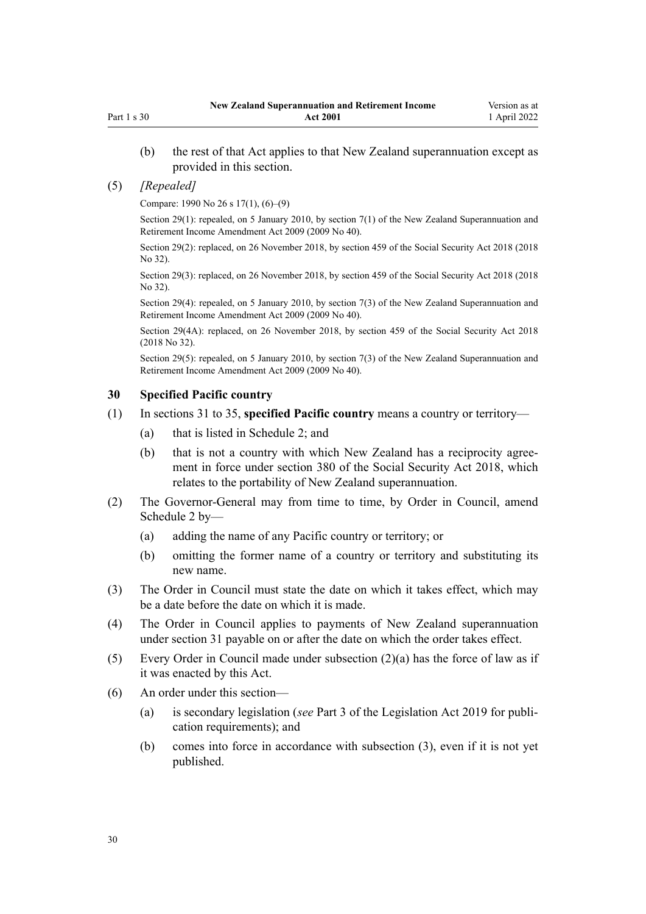(b) the rest of that Act applies to that New Zealand superannuation except as provided in this section.

(5) *[Repealed]*

Compare: 1990 No 26 s 17(1), (6)–(9)

Section 29(1): repealed, on 5 January 2010, by section 7(1) of the New Zealand Superannuation and Retirement Income Amendment Act 2009 (2009 No 40).

Section 29(2): replaced, on 26 November 2018, by section 459 of the Social Security Act 2018 (2018 No 32).

Section 29(3): replaced, on 26 November 2018, by section 459 of the Social Security Act 2018 (2018 No 32).

Section 29(4): repealed, on 5 January 2010, by section 7(3) of the New Zealand Superannuation and Retirement Income Amendment Act 2009 (2009 No 40).

Section 29(4A): replaced, on 26 November 2018, by section 459 of the Social Security Act 2018 (2018 No 32).

Section 29(5): repealed, on 5 January 2010, by section 7(3) of the New Zealand Superannuation and Retirement Income Amendment Act 2009 (2009 No 40).

### 30 Specified Pacific country

(1) In sections 31 to 35, **specified Pacific country** means a country or territory—

(a) that is listed in Schedule 2; and

(b) that is not a country with which New Zealand has a reciprocity agreement in force under section 380 of the Social Security Act 2018, which relates to the portability of New Zealand superannuation.

(2) The Governor-General may from time to time, by Order in Council, amend Schedule 2 by—

(a) adding the name of any Pacific country or territory; or

(b) omitting the former name of a country or territory and substituting its new name.

(3) The Order in Council must state the date on which it takes effect, which may be a date before the date on which it is made.

(4) The Order in Council applies to payments of New Zealand superannuation under section 31 payable on or after the date on which the order takes effect.

(5) Every Order in Council made under subsection (2)(a) has the force of law as if it was enacted by this Act.

(6) An order under this section—

(a) is secondary legislation (*see* Part 3 of the Legislation Act 2019 for publication requirements); and

(b) comes into force in accordance with subsection (3), even if it is not yet published.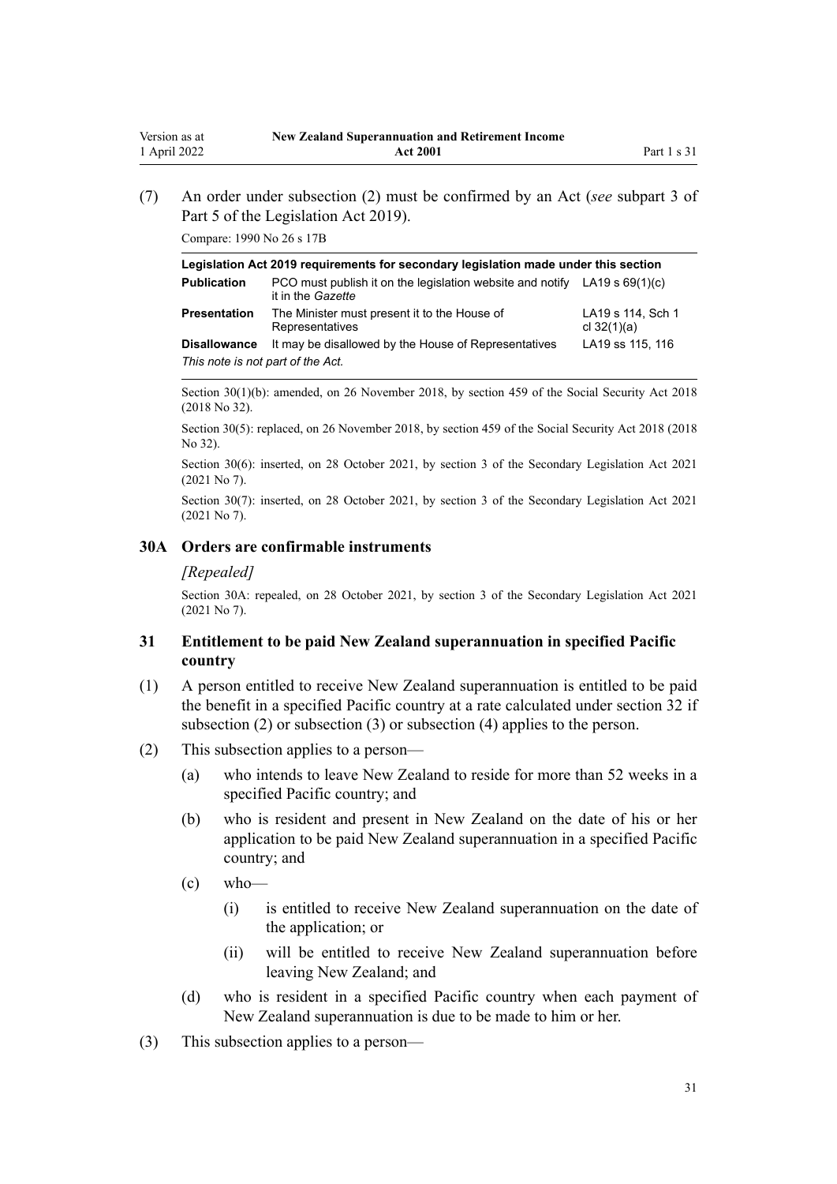(7) An order under subsection (2) must be confirmed by an Act (*see* subpart 3 of Part 5 of the Legislation Act 2019).

Compare: 1990 No 26 s 17B

| Legislation Act 2019 requirements for secondary legislation made under this section | | |
|---|---|---|
| **Publication** | PCO must publish it on the legislation website and notify it in the *Gazette* | LA19 s 69(1)(c) |
| **Presentation** | The Minister must present it to the House of Representatives | LA19 s 114, Sch 1 cl 32(1)(a) |
| **Disallowance** | It may be disallowed by the House of Representatives | LA19 ss 115, 116 |
| *This note is not part of the Act.* | | |

Section 30(1)(b): amended, on 26 November 2018, by section 459 of the Social Security Act 2018 (2018 No 32).

Section 30(5): replaced, on 26 November 2018, by section 459 of the Social Security Act 2018 (2018 No 32).

Section 30(6): inserted, on 28 October 2021, by section 3 of the Secondary Legislation Act 2021 (2021 No 7).

Section 30(7): inserted, on 28 October 2021, by section 3 of the Secondary Legislation Act 2021 (2021 No 7).

### 30A Orders are confirmable instruments

*[Repealed]*

Section 30A: repealed, on 28 October 2021, by section 3 of the Secondary Legislation Act 2021 (2021 No 7).

### 31 Entitlement to be paid New Zealand superannuation in specified Pacific country

(1) A person entitled to receive New Zealand superannuation is entitled to be paid the benefit in a specified Pacific country at a rate calculated under section 32 if subsection (2) or subsection (3) or subsection (4) applies to the person.

(2) This subsection applies to a person—

- (a) who intends to leave New Zealand to reside for more than 52 weeks in a specified Pacific country; and
- (b) who is resident and present in New Zealand on the date of his or her application to be paid New Zealand superannuation in a specified Pacific country; and
- (c) who—
  - (i) is entitled to receive New Zealand superannuation on the date of the application; or
  - (ii) will be entitled to receive New Zealand superannuation before leaving New Zealand; and
- (d) who is resident in a specified Pacific country when each payment of New Zealand superannuation is due to be made to him or her.

(3) This subsection applies to a person—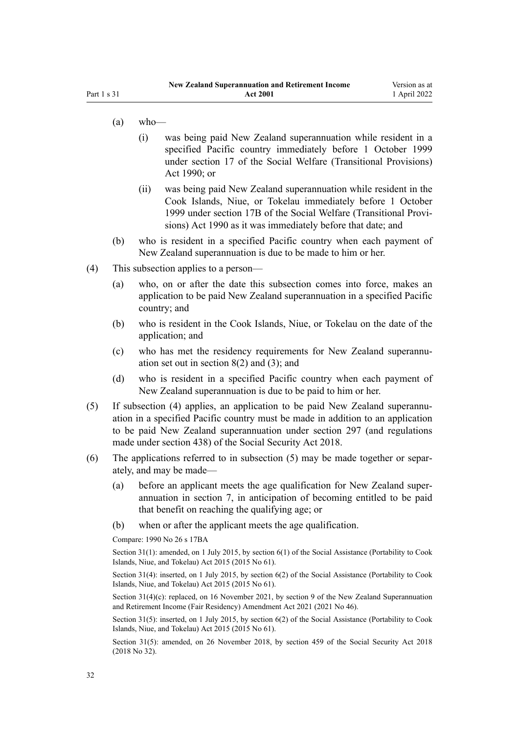(a) who—

  (i) was being paid New Zealand superannuation while resident in a specified Pacific country immediately before 1 October 1999 under section 17 of the Social Welfare (Transitional Provisions) Act 1990; or

  (ii) was being paid New Zealand superannuation while resident in the Cook Islands, Niue, or Tokelau immediately before 1 October 1999 under section 17B of the Social Welfare (Transitional Provisions) Act 1990 as it was immediately before that date; and

(b) who is resident in a specified Pacific country when each payment of New Zealand superannuation is due to be made to him or her.

(4) This subsection applies to a person—

  (a) who, on or after the date this subsection comes into force, makes an application to be paid New Zealand superannuation in a specified Pacific country; and

  (b) who is resident in the Cook Islands, Niue, or Tokelau on the date of the application; and

  (c) who has met the residency requirements for New Zealand superannuation set out in section 8(2) and (3); and

  (d) who is resident in a specified Pacific country when each payment of New Zealand superannuation is due to be paid to him or her.

(5) If subsection (4) applies, an application to be paid New Zealand superannuation in a specified Pacific country must be made in addition to an application to be paid New Zealand superannuation under section 297 (and regulations made under section 438) of the Social Security Act 2018.

(6) The applications referred to in subsection (5) may be made together or separately, and may be made—

  (a) before an applicant meets the age qualification for New Zealand superannuation in section 7, in anticipation of becoming entitled to be paid that benefit on reaching the qualifying age; or

  (b) when or after the applicant meets the age qualification.

Compare: 1990 No 26 s 17BA

Section 31(1): amended, on 1 July 2015, by section 6(1) of the Social Assistance (Portability to Cook Islands, Niue, and Tokelau) Act 2015 (2015 No 61).

Section 31(4): inserted, on 1 July 2015, by section 6(2) of the Social Assistance (Portability to Cook Islands, Niue, and Tokelau) Act 2015 (2015 No 61).

Section 31(4)(c): replaced, on 16 November 2021, by section 9 of the New Zealand Superannuation and Retirement Income (Fair Residency) Amendment Act 2021 (2021 No 46).

Section 31(5): inserted, on 1 July 2015, by section 6(2) of the Social Assistance (Portability to Cook Islands, Niue, and Tokelau) Act 2015 (2015 No 61).

Section 31(5): amended, on 26 November 2018, by section 459 of the Social Security Act 2018 (2018 No 32).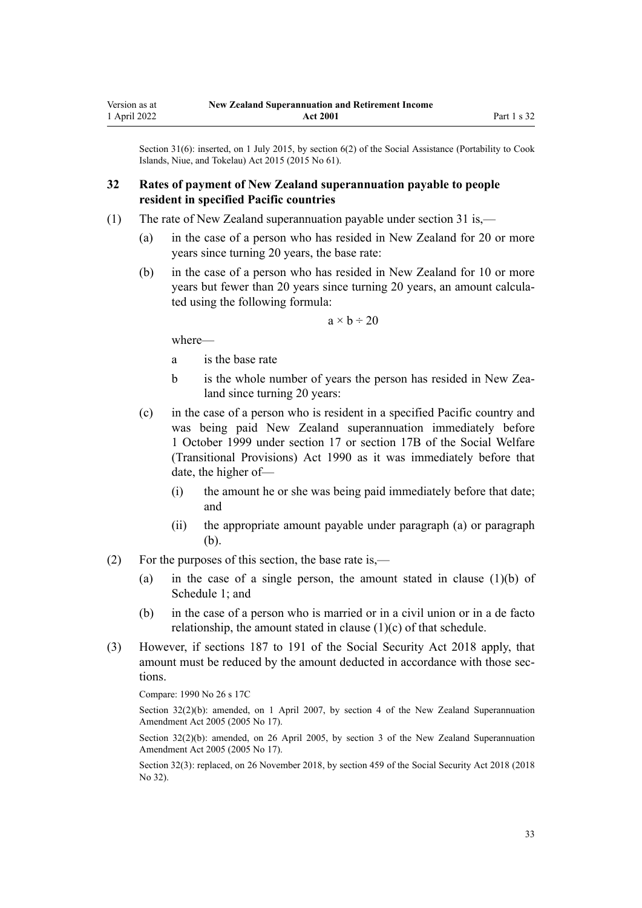Section 31(6): inserted, on 1 July 2015, by section 6(2) of the Social Assistance (Portability to Cook Islands, Niue, and Tokelau) Act 2015 (2015 No 61).

### 32 Rates of payment of New Zealand superannuation payable to people resident in specified Pacific countries

(1) The rate of New Zealand superannuation payable under section 31 is,—

(a) in the case of a person who has resided in New Zealand for 20 or more years since turning 20 years, the base rate:

(b) in the case of a person who has resided in New Zealand for 10 or more years but fewer than 20 years since turning 20 years, an amount calculated using the following formula:

$$a \times b \div 20$$

where—

a is the base rate

b is the whole number of years the person has resided in New Zealand since turning 20 years:

(c) in the case of a person who is resident in a specified Pacific country and was being paid New Zealand superannuation immediately before 1 October 1999 under section 17 or section 17B of the Social Welfare (Transitional Provisions) Act 1990 as it was immediately before that date, the higher of—

(i) the amount he or she was being paid immediately before that date; and

(ii) the appropriate amount payable under paragraph (a) or paragraph (b).

(2) For the purposes of this section, the base rate is,—

(a) in the case of a single person, the amount stated in clause (1)(b) of Schedule 1; and

(b) in the case of a person who is married or in a civil union or in a de facto relationship, the amount stated in clause (1)(c) of that schedule.

(3) However, if sections 187 to 191 of the Social Security Act 2018 apply, that amount must be reduced by the amount deducted in accordance with those sections.

Compare: 1990 No 26 s 17C

Section 32(2)(b): amended, on 1 April 2007, by section 4 of the New Zealand Superannuation Amendment Act 2005 (2005 No 17).

Section 32(2)(b): amended, on 26 April 2005, by section 3 of the New Zealand Superannuation Amendment Act 2005 (2005 No 17).

Section 32(3): replaced, on 26 November 2018, by section 459 of the Social Security Act 2018 (2018 No 32).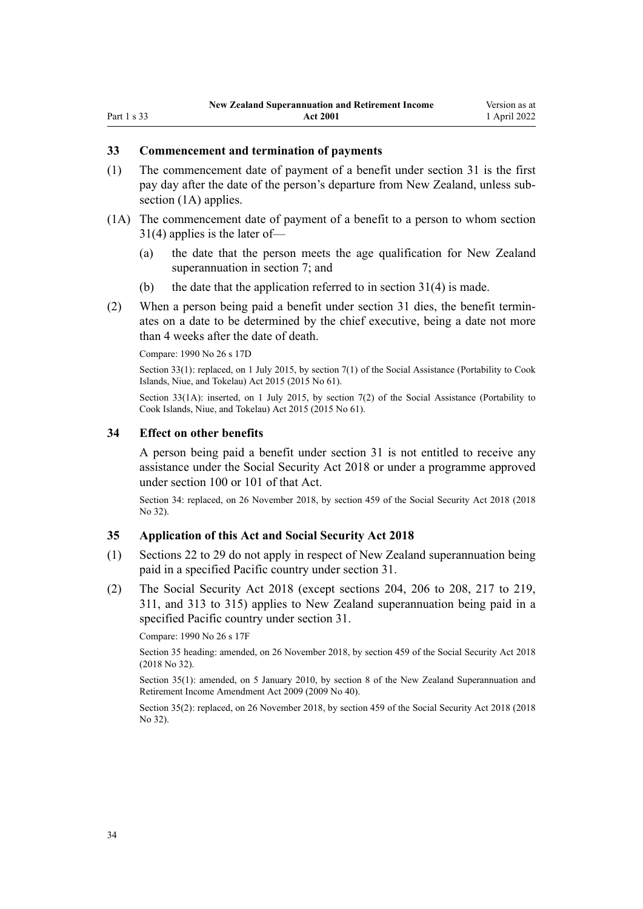### 33 Commencement and termination of payments

(1) The commencement date of payment of a benefit under section 31 is the first pay day after the date of the person's departure from New Zealand, unless subsection (1A) applies.

(1A) The commencement date of payment of a benefit to a person to whom section 31(4) applies is the later of—

(a) the date that the person meets the age qualification for New Zealand superannuation in section 7; and

(b) the date that the application referred to in section 31(4) is made.

(2) When a person being paid a benefit under section 31 dies, the benefit terminates on a date to be determined by the chief executive, being a date not more than 4 weeks after the date of death.

Compare: 1990 No 26 s 17D

Section 33(1): replaced, on 1 July 2015, by section 7(1) of the Social Assistance (Portability to Cook Islands, Niue, and Tokelau) Act 2015 (2015 No 61).

Section 33(1A): inserted, on 1 July 2015, by section 7(2) of the Social Assistance (Portability to Cook Islands, Niue, and Tokelau) Act 2015 (2015 No 61).

### 34 Effect on other benefits

A person being paid a benefit under section 31 is not entitled to receive any assistance under the Social Security Act 2018 or under a programme approved under section 100 or 101 of that Act.

Section 34: replaced, on 26 November 2018, by section 459 of the Social Security Act 2018 (2018 No 32).

### 35 Application of this Act and Social Security Act 2018

(1) Sections 22 to 29 do not apply in respect of New Zealand superannuation being paid in a specified Pacific country under section 31.

(2) The Social Security Act 2018 (except sections 204, 206 to 208, 217 to 219, 311, and 313 to 315) applies to New Zealand superannuation being paid in a specified Pacific country under section 31.

Compare: 1990 No 26 s 17F

Section 35 heading: amended, on 26 November 2018, by section 459 of the Social Security Act 2018 (2018 No 32).

Section 35(1): amended, on 5 January 2010, by section 8 of the New Zealand Superannuation and Retirement Income Amendment Act 2009 (2009 No 40).

Section 35(2): replaced, on 26 November 2018, by section 459 of the Social Security Act 2018 (2018 No 32).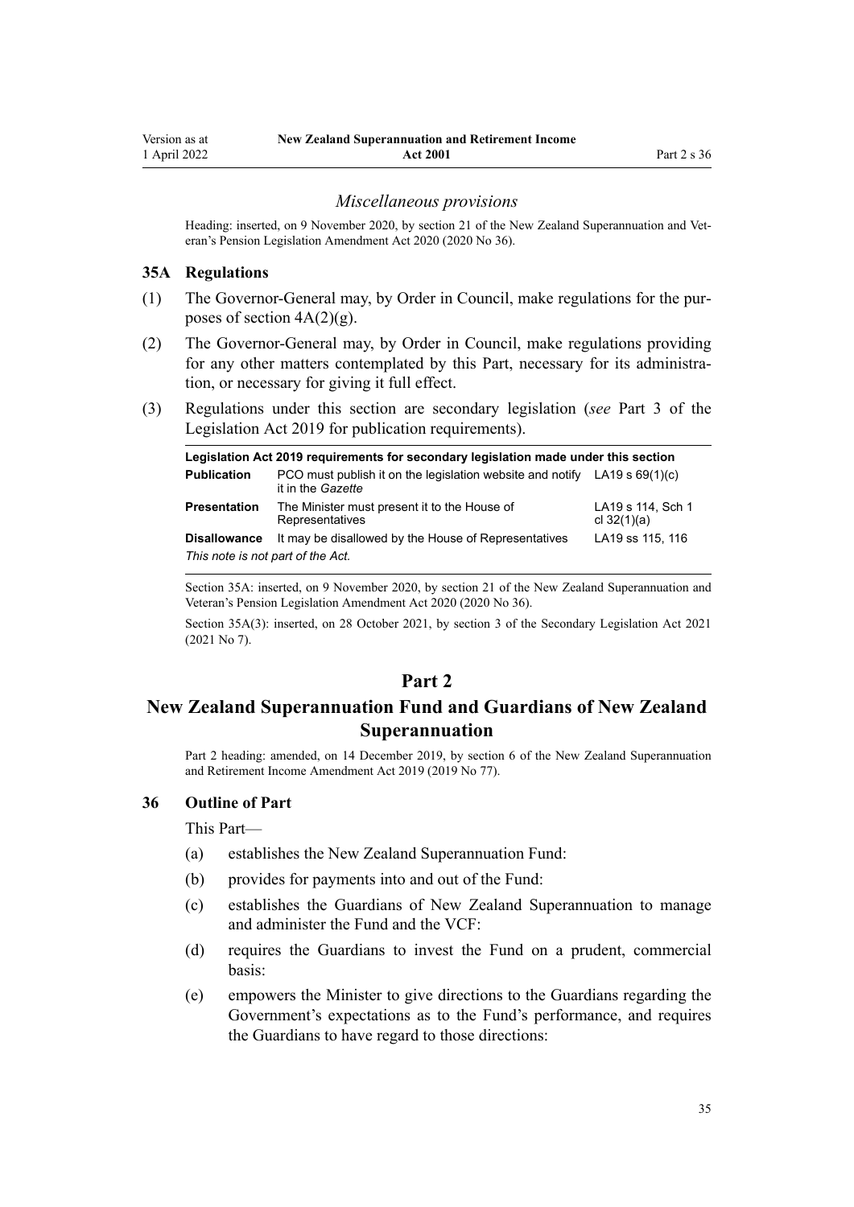### *Miscellaneous provisions*

Heading: inserted, on 9 November 2020, by section 21 of the New Zealand Superannuation and Veteran's Pension Legislation Amendment Act 2020 (2020 No 36).

#### 35A Regulations

(1) The Governor-General may, by Order in Council, make regulations for the purposes of section 4A(2)(g).

(2) The Governor-General may, by Order in Council, make regulations providing for any other matters contemplated by this Part, necessary for its administration, or necessary for giving it full effect.

(3) Regulations under this section are secondary legislation (*see* Part 3 of the Legislation Act 2019 for publication requirements).

| Legislation Act 2019 requirements for secondary legislation made under this section | | |
|---|---|---|
| **Publication** | PCO must publish it on the legislation website and notify it in the *Gazette* | LA19 s 69(1)(c) |
| **Presentation** | The Minister must present it to the House of Representatives | LA19 s 114, Sch 1 cl 32(1)(a) |
| **Disallowance** | It may be disallowed by the House of Representatives | LA19 ss 115, 116 |
| *This note is not part of the Act.* | | |

Section 35A: inserted, on 9 November 2020, by section 21 of the New Zealand Superannuation and Veteran's Pension Legislation Amendment Act 2020 (2020 No 36).

Section 35A(3): inserted, on 28 October 2021, by section 3 of the Secondary Legislation Act 2021 (2021 No 7).

## Part 2
## New Zealand Superannuation Fund and Guardians of New Zealand Superannuation

Part 2 heading: amended, on 14 December 2019, by section 6 of the New Zealand Superannuation and Retirement Income Amendment Act 2019 (2019 No 77).

#### 36 Outline of Part

This Part—

(a) establishes the New Zealand Superannuation Fund:

(b) provides for payments into and out of the Fund:

(c) establishes the Guardians of New Zealand Superannuation to manage and administer the Fund and the VCF:

(d) requires the Guardians to invest the Fund on a prudent, commercial basis:

(e) empowers the Minister to give directions to the Guardians regarding the Government's expectations as to the Fund's performance, and requires the Guardians to have regard to those directions: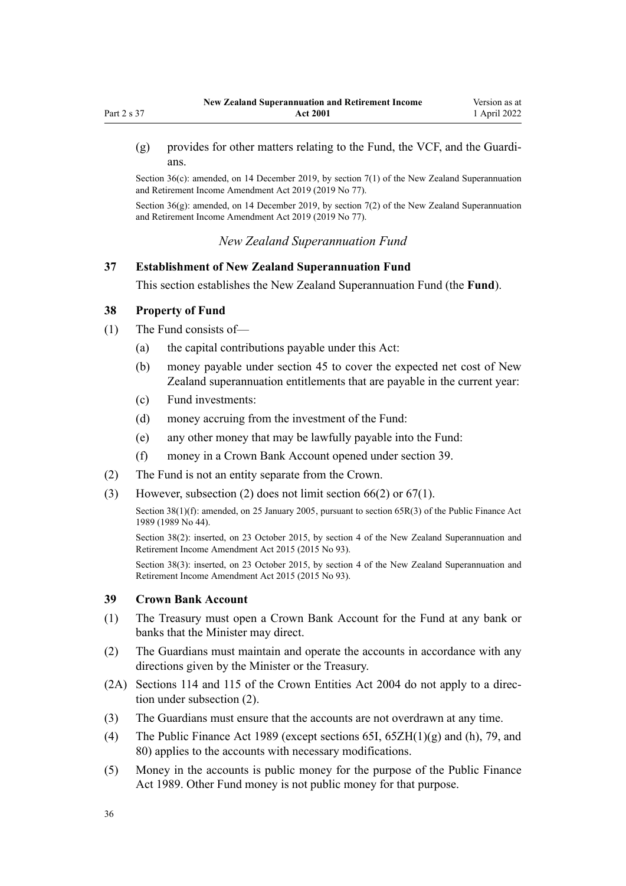(g) provides for other matters relating to the Fund, the VCF, and the Guardians.

Section 36(c): amended, on 14 December 2019, by section 7(1) of the New Zealand Superannuation and Retirement Income Amendment Act 2019 (2019 No 77).

Section 36(g): amended, on 14 December 2019, by section 7(2) of the New Zealand Superannuation and Retirement Income Amendment Act 2019 (2019 No 77).

### *New Zealand Superannuation Fund*

### 37 Establishment of New Zealand Superannuation Fund

This section establishes the New Zealand Superannuation Fund (the **Fund**).

### 38 Property of Fund

(1) The Fund consists of—

(a) the capital contributions payable under this Act:

(b) money payable under section 45 to cover the expected net cost of New Zealand superannuation entitlements that are payable in the current year:

(c) Fund investments:

(d) money accruing from the investment of the Fund:

(e) any other money that may be lawfully payable into the Fund:

(f) money in a Crown Bank Account opened under section 39.

(2) The Fund is not an entity separate from the Crown.

(3) However, subsection (2) does not limit section 66(2) or 67(1).

Section 38(1)(f): amended, on 25 January 2005, pursuant to section 65R(3) of the Public Finance Act 1989 (1989 No 44).

Section 38(2): inserted, on 23 October 2015, by section 4 of the New Zealand Superannuation and Retirement Income Amendment Act 2015 (2015 No 93).

Section 38(3): inserted, on 23 October 2015, by section 4 of the New Zealand Superannuation and Retirement Income Amendment Act 2015 (2015 No 93).

### 39 Crown Bank Account

(1) The Treasury must open a Crown Bank Account for the Fund at any bank or banks that the Minister may direct.

(2) The Guardians must maintain and operate the accounts in accordance with any directions given by the Minister or the Treasury.

(2A) Sections 114 and 115 of the Crown Entities Act 2004 do not apply to a direction under subsection (2).

(3) The Guardians must ensure that the accounts are not overdrawn at any time.

(4) The Public Finance Act 1989 (except sections 65I, 65ZH(1)(g) and (h), 79, and 80) applies to the accounts with necessary modifications.

(5) Money in the accounts is public money for the purpose of the Public Finance Act 1989. Other Fund money is not public money for that purpose.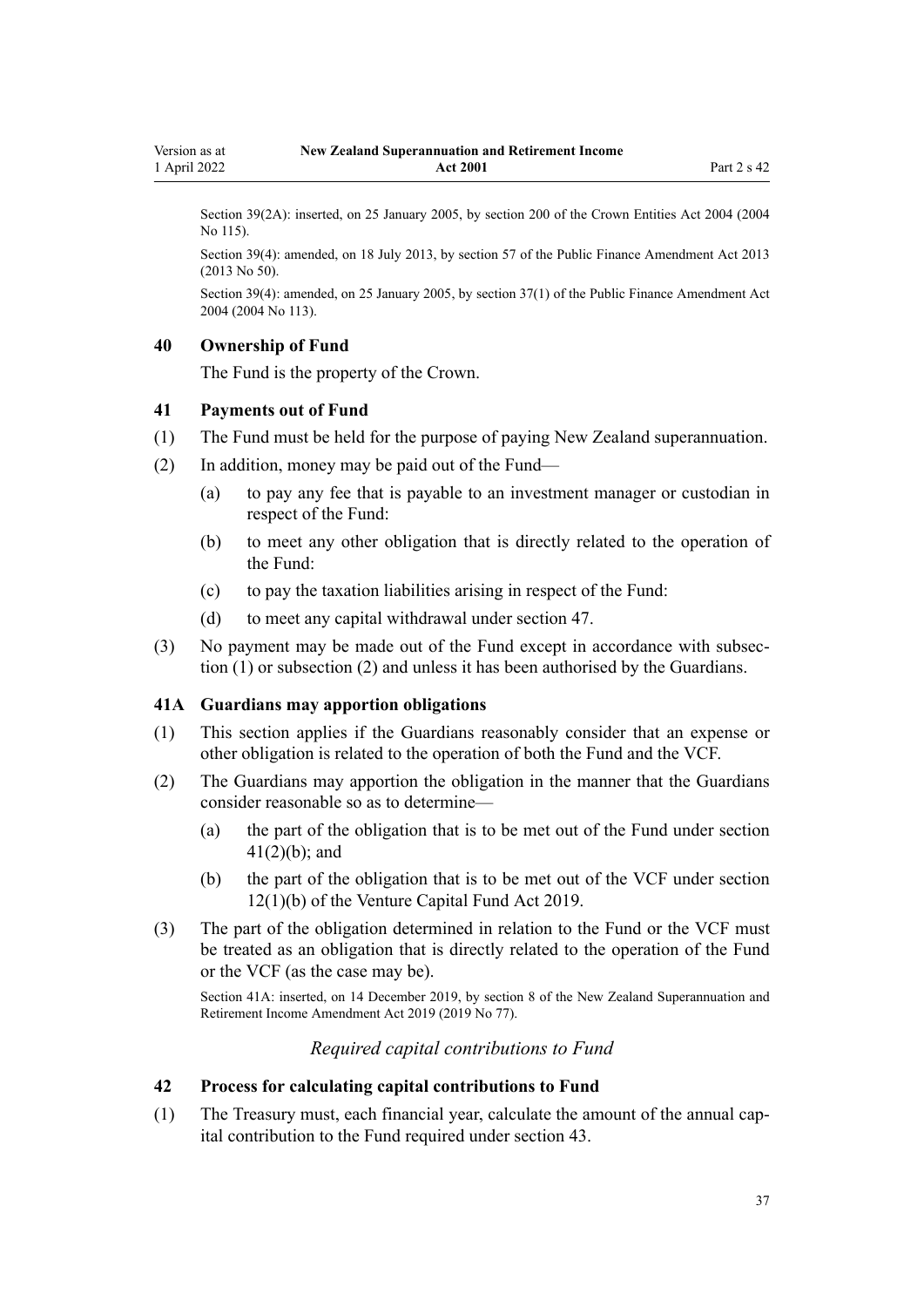Section 39(2A): inserted, on 25 January 2005, by section 200 of the Crown Entities Act 2004 (2004 No 115).

Section 39(4): amended, on 18 July 2013, by section 57 of the Public Finance Amendment Act 2013 (2013 No 50).

Section 39(4): amended, on 25 January 2005, by section 37(1) of the Public Finance Amendment Act 2004 (2004 No 113).

### 40 Ownership of Fund

The Fund is the property of the Crown.

### 41 Payments out of Fund

(1) The Fund must be held for the purpose of paying New Zealand superannuation.

(2) In addition, money may be paid out of the Fund—

   (a) to pay any fee that is payable to an investment manager or custodian in respect of the Fund:

   (b) to meet any other obligation that is directly related to the operation of the Fund:

   (c) to pay the taxation liabilities arising in respect of the Fund:

   (d) to meet any capital withdrawal under section 47.

(3) No payment may be made out of the Fund except in accordance with subsection (1) or subsection (2) and unless it has been authorised by the Guardians.

### 41A Guardians may apportion obligations

(1) This section applies if the Guardians reasonably consider that an expense or other obligation is related to the operation of both the Fund and the VCF.

(2) The Guardians may apportion the obligation in the manner that the Guardians consider reasonable so as to determine—

   (a) the part of the obligation that is to be met out of the Fund under section 41(2)(b); and

   (b) the part of the obligation that is to be met out of the VCF under section 12(1)(b) of the Venture Capital Fund Act 2019.

(3) The part of the obligation determined in relation to the Fund or the VCF must be treated as an obligation that is directly related to the operation of the Fund or the VCF (as the case may be).

Section 41A: inserted, on 14 December 2019, by section 8 of the New Zealand Superannuation and Retirement Income Amendment Act 2019 (2019 No 77).

*Required capital contributions to Fund*

### 42 Process for calculating capital contributions to Fund

(1) The Treasury must, each financial year, calculate the amount of the annual capital contribution to the Fund required under section 43.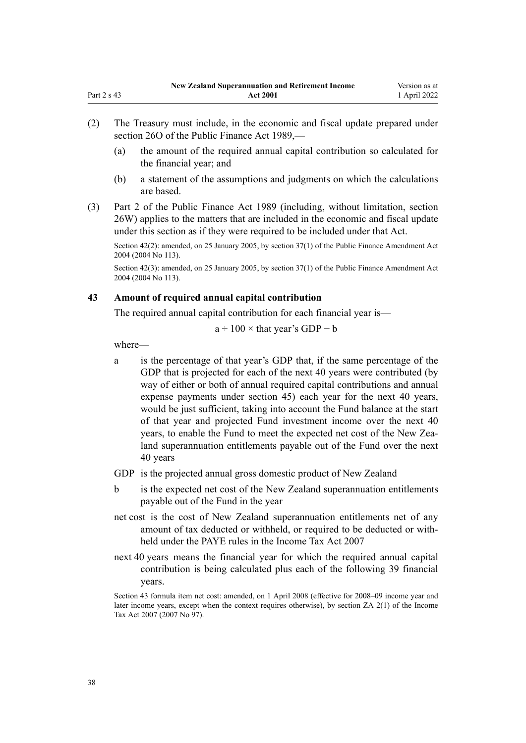(2) The Treasury must include, in the economic and fiscal update prepared under section 26O of the Public Finance Act 1989,—

(a) the amount of the required annual capital contribution so calculated for the financial year; and

(b) a statement of the assumptions and judgments on which the calculations are based.

(3) Part 2 of the Public Finance Act 1989 (including, without limitation, section 26W) applies to the matters that are included in the economic and fiscal update under this section as if they were required to be included under that Act.

Section 42(2): amended, on 25 January 2005, by section 37(1) of the Public Finance Amendment Act 2004 (2004 No 113).

Section 42(3): amended, on 25 January 2005, by section 37(1) of the Public Finance Amendment Act 2004 (2004 No 113).

### 43 Amount of required annual capital contribution

The required annual capital contribution for each financial year is—

$$a \div 100 \times \text{that year's GDP} - b$$

where—

a is the percentage of that year's GDP that, if the same percentage of the GDP that is projected for each of the next 40 years were contributed (by way of either or both of annual required capital contributions and annual expense payments under section 45) each year for the next 40 years, would be just sufficient, taking into account the Fund balance at the start of that year and projected Fund investment income over the next 40 years, to enable the Fund to meet the expected net cost of the New Zealand superannuation entitlements payable out of the Fund over the next 40 years

GDP is the projected annual gross domestic product of New Zealand

b is the expected net cost of the New Zealand superannuation entitlements payable out of the Fund in the year

net cost is the cost of New Zealand superannuation entitlements net of any amount of tax deducted or withheld, or required to be deducted or withheld under the PAYE rules in the Income Tax Act 2007

next 40 years means the financial year for which the required annual capital contribution is being calculated plus each of the following 39 financial years.

Section 43 formula item net cost: amended, on 1 April 2008 (effective for 2008–09 income year and later income years, except when the context requires otherwise), by section ZA 2(1) of the Income Tax Act 2007 (2007 No 97).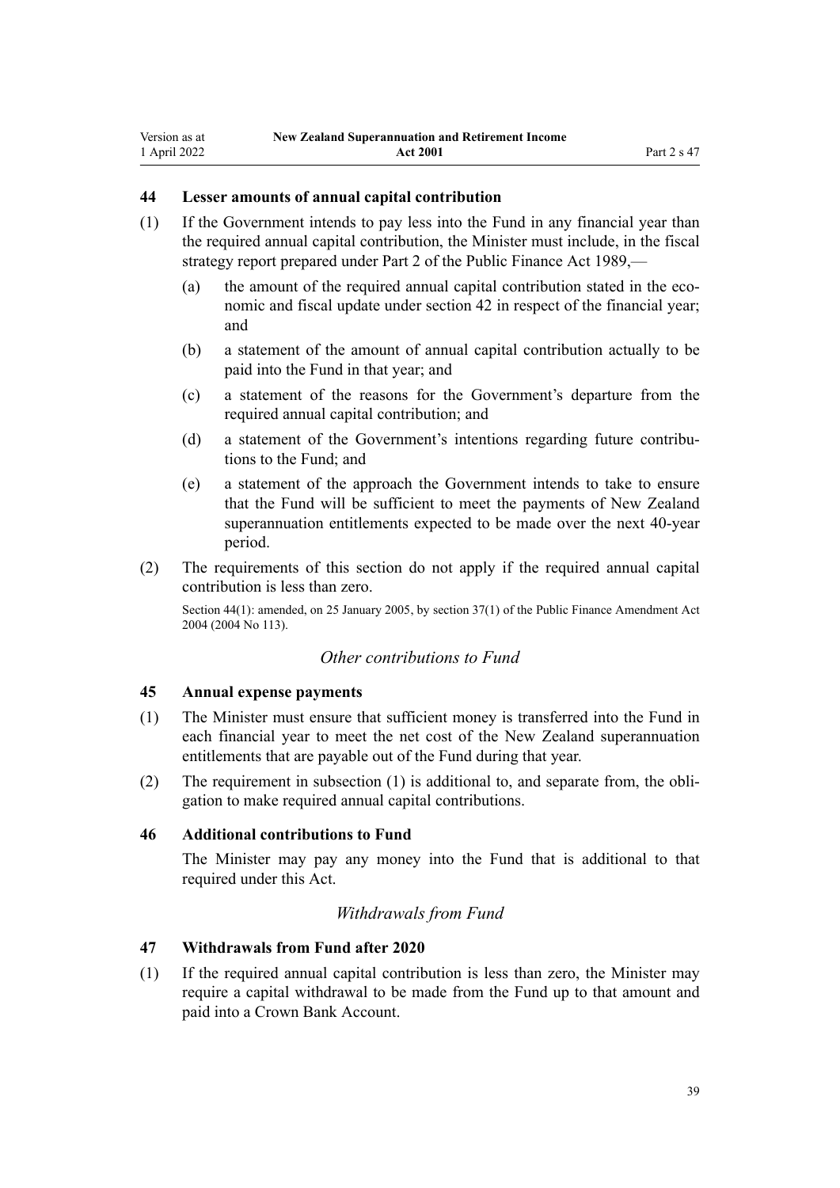### 44 Lesser amounts of annual capital contribution

(1) If the Government intends to pay less into the Fund in any financial year than the required annual capital contribution, the Minister must include, in the fiscal strategy report prepared under Part 2 of the Public Finance Act 1989,—

(a) the amount of the required annual capital contribution stated in the economic and fiscal update under section 42 in respect of the financial year; and

(b) a statement of the amount of annual capital contribution actually to be paid into the Fund in that year; and

(c) a statement of the reasons for the Government's departure from the required annual capital contribution; and

(d) a statement of the Government's intentions regarding future contributions to the Fund; and

(e) a statement of the approach the Government intends to take to ensure that the Fund will be sufficient to meet the payments of New Zealand superannuation entitlements expected to be made over the next 40-year period.

(2) The requirements of this section do not apply if the required annual capital contribution is less than zero.

Section 44(1): amended, on 25 January 2005, by section 37(1) of the Public Finance Amendment Act 2004 (2004 No 113).

*Other contributions to Fund*

### 45 Annual expense payments

(1) The Minister must ensure that sufficient money is transferred into the Fund in each financial year to meet the net cost of the New Zealand superannuation entitlements that are payable out of the Fund during that year.

(2) The requirement in subsection (1) is additional to, and separate from, the obligation to make required annual capital contributions.

### 46 Additional contributions to Fund

The Minister may pay any money into the Fund that is additional to that required under this Act.

*Withdrawals from Fund*

### 47 Withdrawals from Fund after 2020

(1) If the required annual capital contribution is less than zero, the Minister may require a capital withdrawal to be made from the Fund up to that amount and paid into a Crown Bank Account.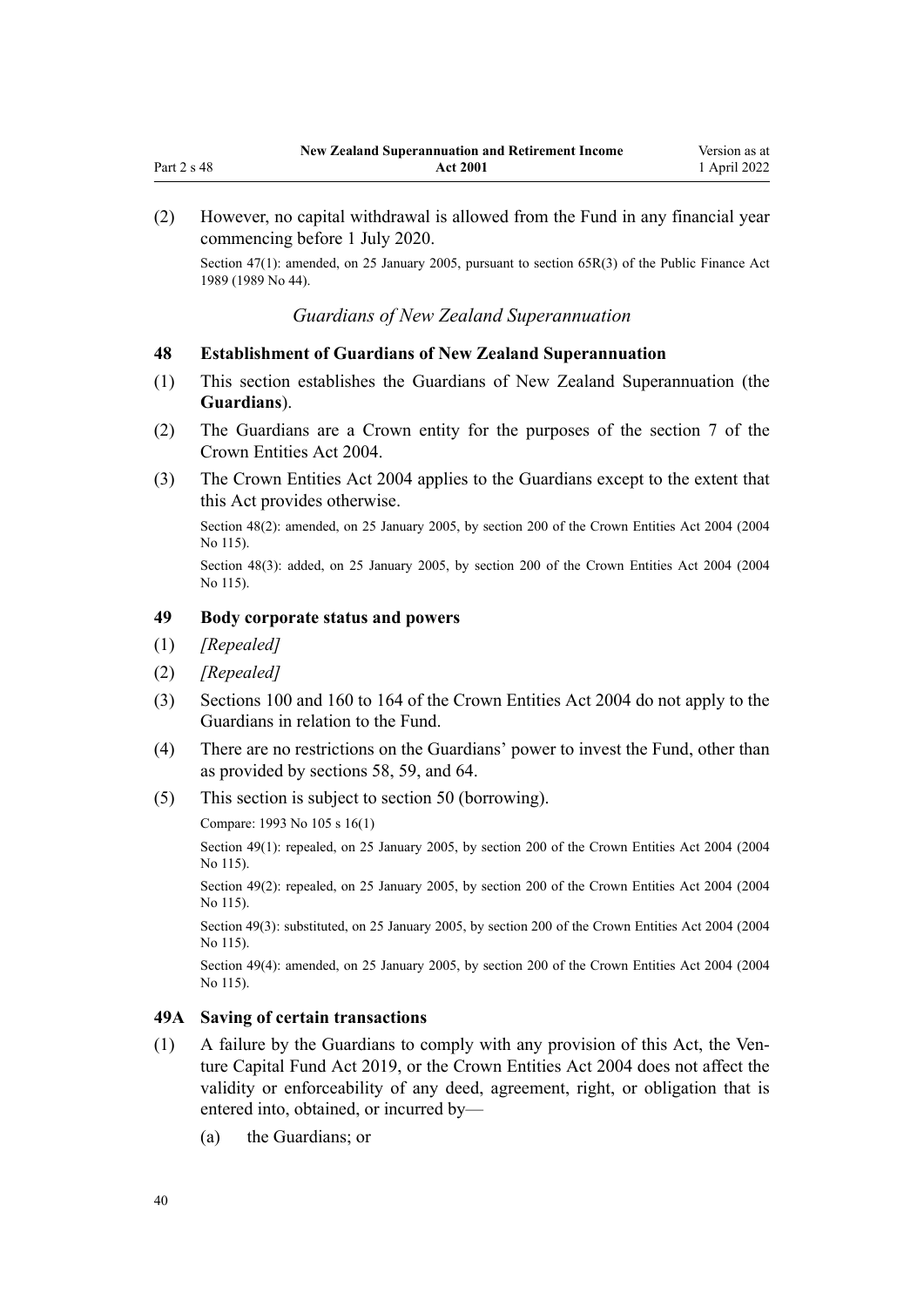(2) However, no capital withdrawal is allowed from the Fund in any financial year commencing before 1 July 2020.

Section 47(1): amended, on 25 January 2005, pursuant to section 65R(3) of the Public Finance Act 1989 (1989 No 44).

### *Guardians of New Zealand Superannuation*

### 48 Establishment of Guardians of New Zealand Superannuation

(1) This section establishes the Guardians of New Zealand Superannuation (the **Guardians**).

(2) The Guardians are a Crown entity for the purposes of the section 7 of the Crown Entities Act 2004.

(3) The Crown Entities Act 2004 applies to the Guardians except to the extent that this Act provides otherwise.

Section 48(2): amended, on 25 January 2005, by section 200 of the Crown Entities Act 2004 (2004 No 115).

Section 48(3): added, on 25 January 2005, by section 200 of the Crown Entities Act 2004 (2004 No 115).

### 49 Body corporate status and powers

(1) *[Repealed]*

(2) *[Repealed]*

(3) Sections 100 and 160 to 164 of the Crown Entities Act 2004 do not apply to the Guardians in relation to the Fund.

(4) There are no restrictions on the Guardians' power to invest the Fund, other than as provided by sections 58, 59, and 64.

(5) This section is subject to section 50 (borrowing).

Compare: 1993 No 105 s 16(1)

Section 49(1): repealed, on 25 January 2005, by section 200 of the Crown Entities Act 2004 (2004 No 115).

Section 49(2): repealed, on 25 January 2005, by section 200 of the Crown Entities Act 2004 (2004 No 115).

Section 49(3): substituted, on 25 January 2005, by section 200 of the Crown Entities Act 2004 (2004 No 115).

Section 49(4): amended, on 25 January 2005, by section 200 of the Crown Entities Act 2004 (2004 No 115).

### 49A Saving of certain transactions

(1) A failure by the Guardians to comply with any provision of this Act, the Venture Capital Fund Act 2019, or the Crown Entities Act 2004 does not affect the validity or enforceability of any deed, agreement, right, or obligation that is entered into, obtained, or incurred by—

(a) the Guardians; or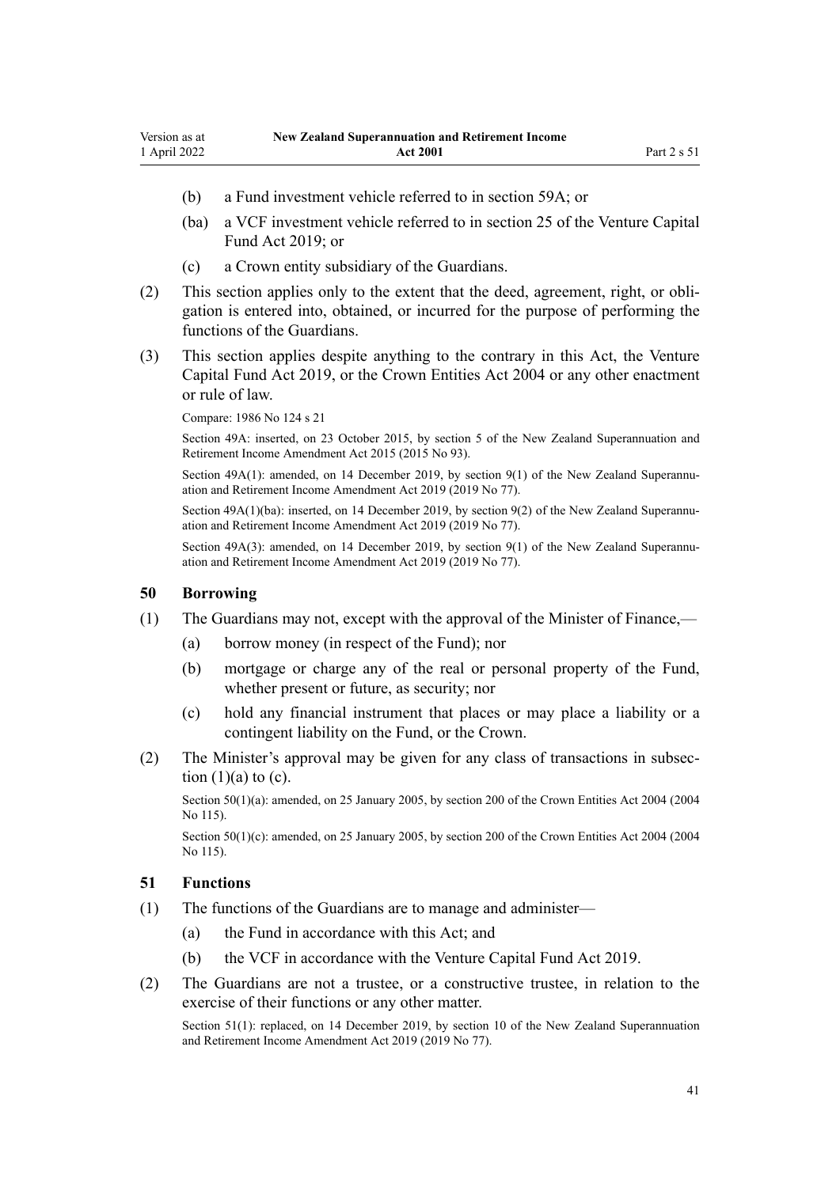(b) a Fund investment vehicle referred to in section 59A; or

(ba) a VCF investment vehicle referred to in section 25 of the Venture Capital Fund Act 2019; or

(c) a Crown entity subsidiary of the Guardians.

(2) This section applies only to the extent that the deed, agreement, right, or obligation is entered into, obtained, or incurred for the purpose of performing the functions of the Guardians.

(3) This section applies despite anything to the contrary in this Act, the Venture Capital Fund Act 2019, or the Crown Entities Act 2004 or any other enactment or rule of law.

Compare: 1986 No 124 s 21

Section 49A: inserted, on 23 October 2015, by section 5 of the New Zealand Superannuation and Retirement Income Amendment Act 2015 (2015 No 93).

Section 49A(1): amended, on 14 December 2019, by section 9(1) of the New Zealand Superannuation and Retirement Income Amendment Act 2019 (2019 No 77).

Section 49A(1)(ba): inserted, on 14 December 2019, by section 9(2) of the New Zealand Superannuation and Retirement Income Amendment Act 2019 (2019 No 77).

Section 49A(3): amended, on 14 December 2019, by section 9(1) of the New Zealand Superannuation and Retirement Income Amendment Act 2019 (2019 No 77).

### 50 Borrowing

(1) The Guardians may not, except with the approval of the Minister of Finance,—

(a) borrow money (in respect of the Fund); nor

(b) mortgage or charge any of the real or personal property of the Fund, whether present or future, as security; nor

(c) hold any financial instrument that places or may place a liability or a contingent liability on the Fund, or the Crown.

(2) The Minister's approval may be given for any class of transactions in subsection (1)(a) to (c).

Section 50(1)(a): amended, on 25 January 2005, by section 200 of the Crown Entities Act 2004 (2004 No 115).

Section 50(1)(c): amended, on 25 January 2005, by section 200 of the Crown Entities Act 2004 (2004 No 115).

### 51 Functions

(1) The functions of the Guardians are to manage and administer—

(a) the Fund in accordance with this Act; and

(b) the VCF in accordance with the Venture Capital Fund Act 2019.

(2) The Guardians are not a trustee, or a constructive trustee, in relation to the exercise of their functions or any other matter.

Section 51(1): replaced, on 14 December 2019, by section 10 of the New Zealand Superannuation and Retirement Income Amendment Act 2019 (2019 No 77).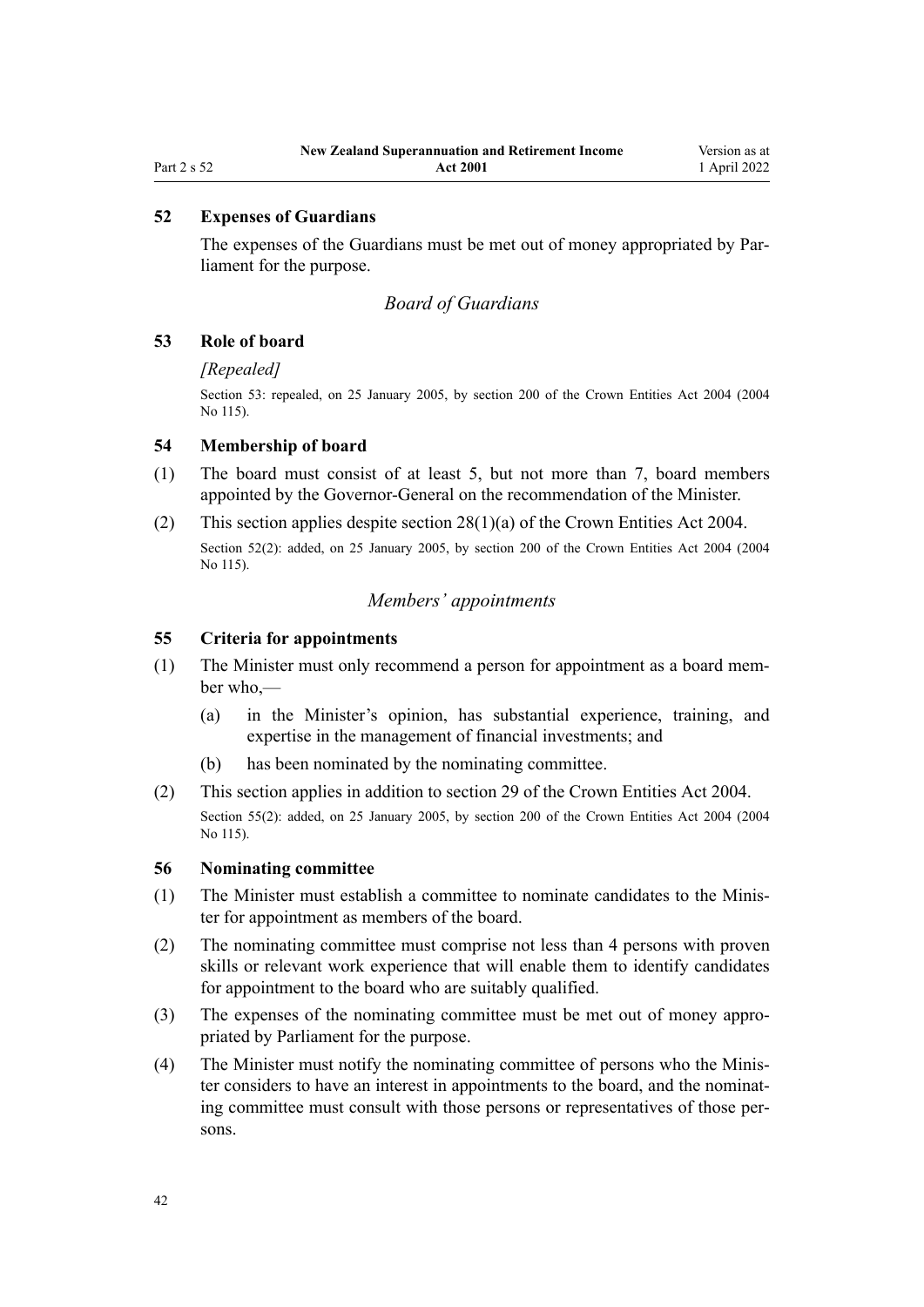## 52 Expenses of Guardians

The expenses of the Guardians must be met out of money appropriated by Parliament for the purpose.

### *Board of Guardians*

## 53 Role of board

*[Repealed]*

Section 53: repealed, on 25 January 2005, by section 200 of the Crown Entities Act 2004 (2004 No 115).

## 54 Membership of board

(1) The board must consist of at least 5, but not more than 7, board members appointed by the Governor-General on the recommendation of the Minister.

(2) This section applies despite section 28(1)(a) of the Crown Entities Act 2004.

Section 52(2): added, on 25 January 2005, by section 200 of the Crown Entities Act 2004 (2004 No 115).

### *Members' appointments*

## 55 Criteria for appointments

(1) The Minister must only recommend a person for appointment as a board member who,—

  (a) in the Minister's opinion, has substantial experience, training, and expertise in the management of financial investments; and

  (b) has been nominated by the nominating committee.

(2) This section applies in addition to section 29 of the Crown Entities Act 2004.

Section 55(2): added, on 25 January 2005, by section 200 of the Crown Entities Act 2004 (2004 No 115).

## 56 Nominating committee

(1) The Minister must establish a committee to nominate candidates to the Minister for appointment as members of the board.

(2) The nominating committee must comprise not less than 4 persons with proven skills or relevant work experience that will enable them to identify candidates for appointment to the board who are suitably qualified.

(3) The expenses of the nominating committee must be met out of money appropriated by Parliament for the purpose.

(4) The Minister must notify the nominating committee of persons who the Minister considers to have an interest in appointments to the board, and the nominating committee must consult with those persons or representatives of those persons.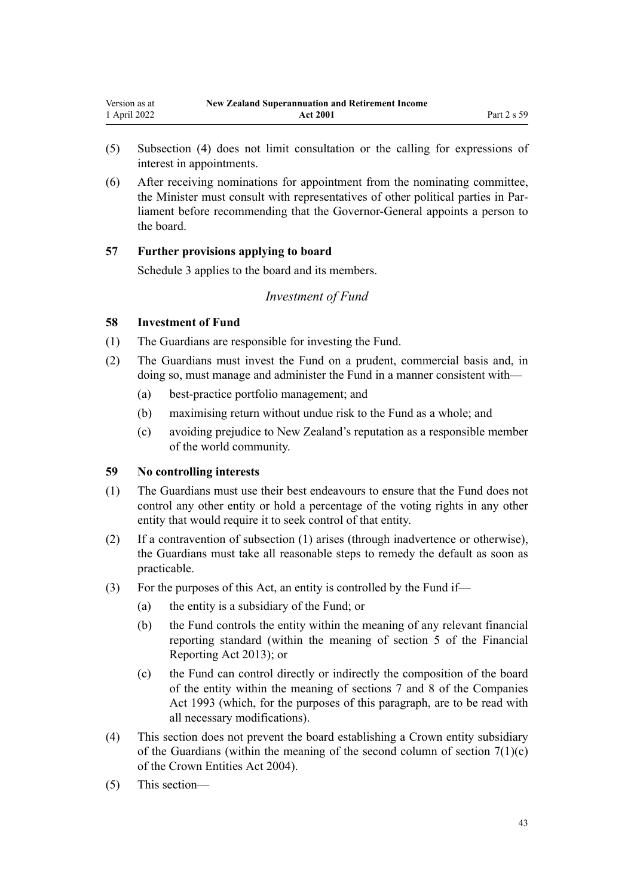(5) Subsection (4) does not limit consultation or the calling for expressions of interest in appointments.

(6) After receiving nominations for appointment from the nominating committee, the Minister must consult with representatives of other political parties in Parliament before recommending that the Governor-General appoints a person to the board.

### 57 Further provisions applying to board

Schedule 3 applies to the board and its members.

## *Investment of Fund*

### 58 Investment of Fund

(1) The Guardians are responsible for investing the Fund.

(2) The Guardians must invest the Fund on a prudent, commercial basis and, in doing so, must manage and administer the Fund in a manner consistent with—

- (a) best-practice portfolio management; and
- (b) maximising return without undue risk to the Fund as a whole; and
- (c) avoiding prejudice to New Zealand's reputation as a responsible member of the world community.

### 59 No controlling interests

(1) The Guardians must use their best endeavours to ensure that the Fund does not control any other entity or hold a percentage of the voting rights in any other entity that would require it to seek control of that entity.

(2) If a contravention of subsection (1) arises (through inadvertence or otherwise), the Guardians must take all reasonable steps to remedy the default as soon as practicable.

(3) For the purposes of this Act, an entity is controlled by the Fund if—

- (a) the entity is a subsidiary of the Fund; or
- (b) the Fund controls the entity within the meaning of any relevant financial reporting standard (within the meaning of section 5 of the Financial Reporting Act 2013); or
- (c) the Fund can control directly or indirectly the composition of the board of the entity within the meaning of sections 7 and 8 of the Companies Act 1993 (which, for the purposes of this paragraph, are to be read with all necessary modifications).

(4) This section does not prevent the board establishing a Crown entity subsidiary of the Guardians (within the meaning of the second column of section 7(1)(c) of the Crown Entities Act 2004).

(5) This section—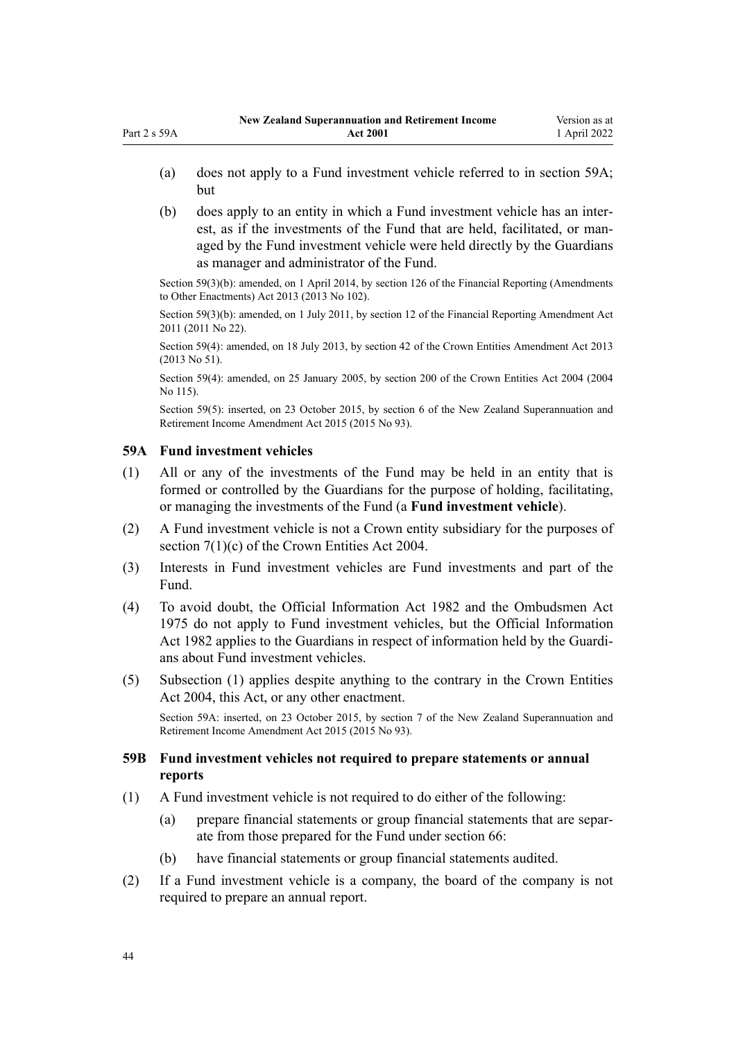(a) does not apply to a Fund investment vehicle referred to in section 59A; but

(b) does apply to an entity in which a Fund investment vehicle has an interest, as if the investments of the Fund that are held, facilitated, or managed by the Fund investment vehicle were held directly by the Guardians as manager and administrator of the Fund.

Section 59(3)(b): amended, on 1 April 2014, by section 126 of the Financial Reporting (Amendments to Other Enactments) Act 2013 (2013 No 102).

Section 59(3)(b): amended, on 1 July 2011, by section 12 of the Financial Reporting Amendment Act 2011 (2011 No 22).

Section 59(4): amended, on 18 July 2013, by section 42 of the Crown Entities Amendment Act 2013 (2013 No 51).

Section 59(4): amended, on 25 January 2005, by section 200 of the Crown Entities Act 2004 (2004 No 115).

Section 59(5): inserted, on 23 October 2015, by section 6 of the New Zealand Superannuation and Retirement Income Amendment Act 2015 (2015 No 93).

### 59A Fund investment vehicles

(1) All or any of the investments of the Fund may be held in an entity that is formed or controlled by the Guardians for the purpose of holding, facilitating, or managing the investments of the Fund (a **Fund investment vehicle**).

(2) A Fund investment vehicle is not a Crown entity subsidiary for the purposes of section 7(1)(c) of the Crown Entities Act 2004.

(3) Interests in Fund investment vehicles are Fund investments and part of the Fund.

(4) To avoid doubt, the Official Information Act 1982 and the Ombudsmen Act 1975 do not apply to Fund investment vehicles, but the Official Information Act 1982 applies to the Guardians in respect of information held by the Guardians about Fund investment vehicles.

(5) Subsection (1) applies despite anything to the contrary in the Crown Entities Act 2004, this Act, or any other enactment.

Section 59A: inserted, on 23 October 2015, by section 7 of the New Zealand Superannuation and Retirement Income Amendment Act 2015 (2015 No 93).

### 59B Fund investment vehicles not required to prepare statements or annual reports

(1) A Fund investment vehicle is not required to do either of the following:

(a) prepare financial statements or group financial statements that are separate from those prepared for the Fund under section 66:

(b) have financial statements or group financial statements audited.

(2) If a Fund investment vehicle is a company, the board of the company is not required to prepare an annual report.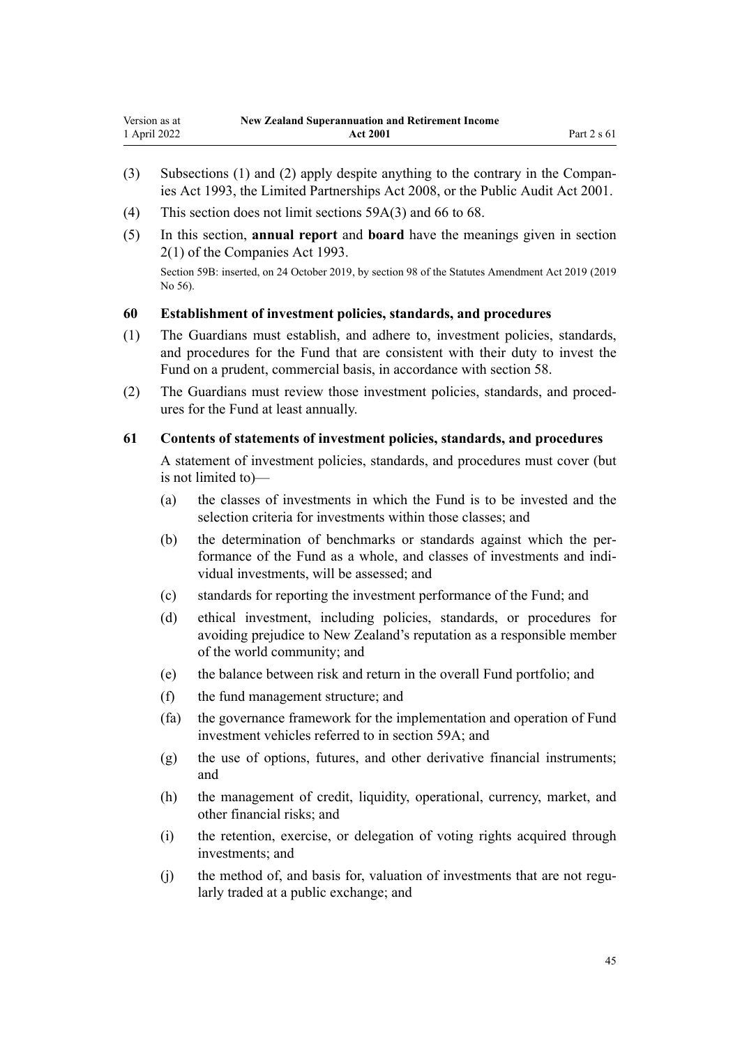(3) Subsections (1) and (2) apply despite anything to the contrary in the Companies Act 1993, the Limited Partnerships Act 2008, or the Public Audit Act 2001.

(4) This section does not limit sections 59A(3) and 66 to 68.

(5) In this section, **annual report** and **board** have the meanings given in section 2(1) of the Companies Act 1993.

Section 59B: inserted, on 24 October 2019, by section 98 of the Statutes Amendment Act 2019 (2019 No 56).

### 60 Establishment of investment policies, standards, and procedures

(1) The Guardians must establish, and adhere to, investment policies, standards, and procedures for the Fund that are consistent with their duty to invest the Fund on a prudent, commercial basis, in accordance with section 58.

(2) The Guardians must review those investment policies, standards, and procedures for the Fund at least annually.

### 61 Contents of statements of investment policies, standards, and procedures

A statement of investment policies, standards, and procedures must cover (but is not limited to)—

(a) the classes of investments in which the Fund is to be invested and the selection criteria for investments within those classes; and

(b) the determination of benchmarks or standards against which the performance of the Fund as a whole, and classes of investments and individual investments, will be assessed; and

(c) standards for reporting the investment performance of the Fund; and

(d) ethical investment, including policies, standards, or procedures for avoiding prejudice to New Zealand's reputation as a responsible member of the world community; and

(e) the balance between risk and return in the overall Fund portfolio; and

(f) the fund management structure; and

(fa) the governance framework for the implementation and operation of Fund investment vehicles referred to in section 59A; and

(g) the use of options, futures, and other derivative financial instruments; and

(h) the management of credit, liquidity, operational, currency, market, and other financial risks; and

(i) the retention, exercise, or delegation of voting rights acquired through investments; and

(j) the method of, and basis for, valuation of investments that are not regularly traded at a public exchange; and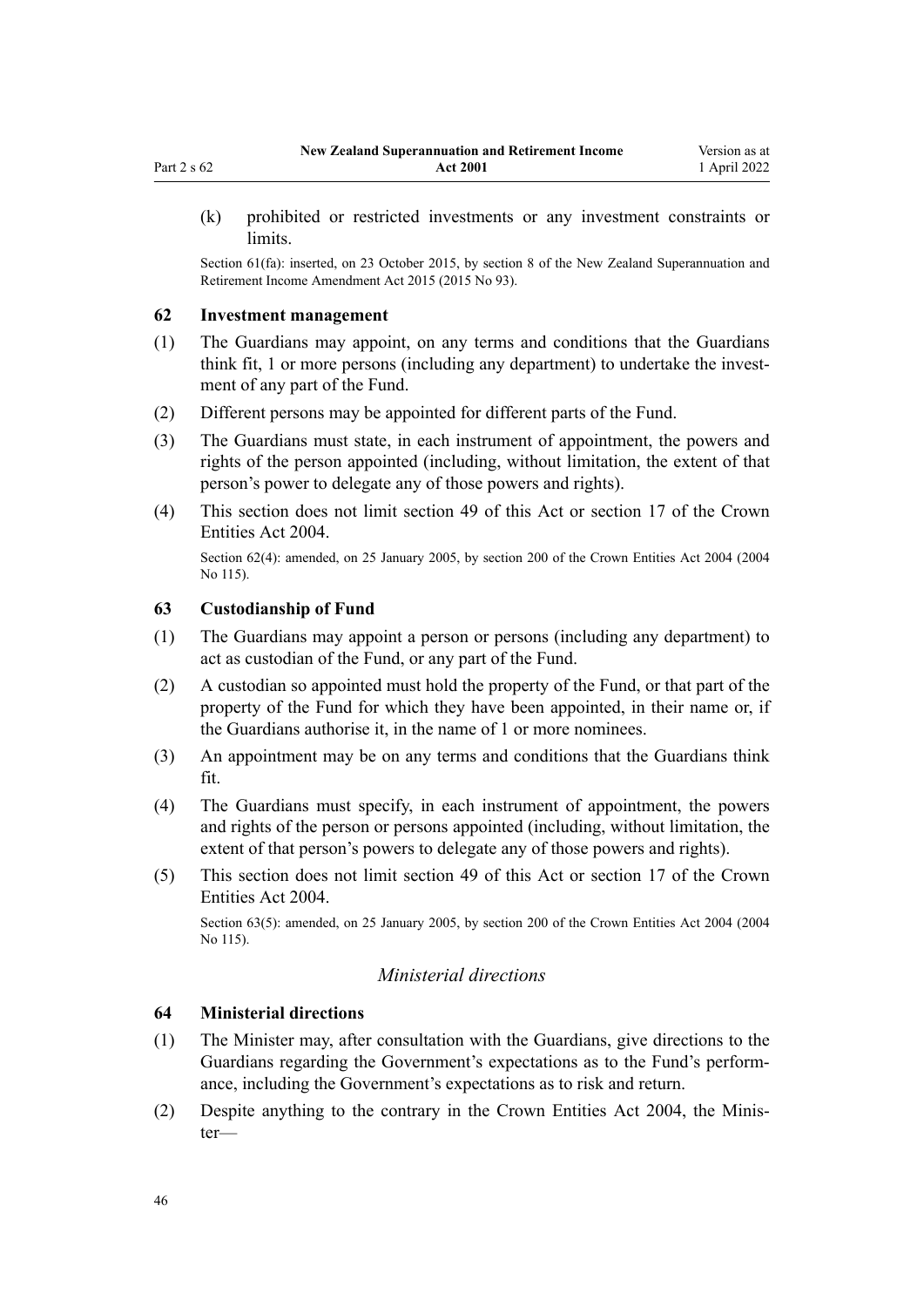(k) prohibited or restricted investments or any investment constraints or limits.

Section 61(fa): inserted, on 23 October 2015, by section 8 of the New Zealand Superannuation and Retirement Income Amendment Act 2015 (2015 No 93).

### 62 Investment management

(1) The Guardians may appoint, on any terms and conditions that the Guardians think fit, 1 or more persons (including any department) to undertake the investment of any part of the Fund.

(2) Different persons may be appointed for different parts of the Fund.

(3) The Guardians must state, in each instrument of appointment, the powers and rights of the person appointed (including, without limitation, the extent of that person's power to delegate any of those powers and rights).

(4) This section does not limit section 49 of this Act or section 17 of the Crown Entities Act 2004.

Section 62(4): amended, on 25 January 2005, by section 200 of the Crown Entities Act 2004 (2004 No 115).

### 63 Custodianship of Fund

(1) The Guardians may appoint a person or persons (including any department) to act as custodian of the Fund, or any part of the Fund.

(2) A custodian so appointed must hold the property of the Fund, or that part of the property of the Fund for which they have been appointed, in their name or, if the Guardians authorise it, in the name of 1 or more nominees.

(3) An appointment may be on any terms and conditions that the Guardians think fit.

(4) The Guardians must specify, in each instrument of appointment, the powers and rights of the person or persons appointed (including, without limitation, the extent of that person's powers to delegate any of those powers and rights).

(5) This section does not limit section 49 of this Act or section 17 of the Crown Entities Act 2004.

Section 63(5): amended, on 25 January 2005, by section 200 of the Crown Entities Act 2004 (2004 No 115).

*Ministerial directions*

### 64 Ministerial directions

(1) The Minister may, after consultation with the Guardians, give directions to the Guardians regarding the Government's expectations as to the Fund's performance, including the Government's expectations as to risk and return.

(2) Despite anything to the contrary in the Crown Entities Act 2004, the Minister—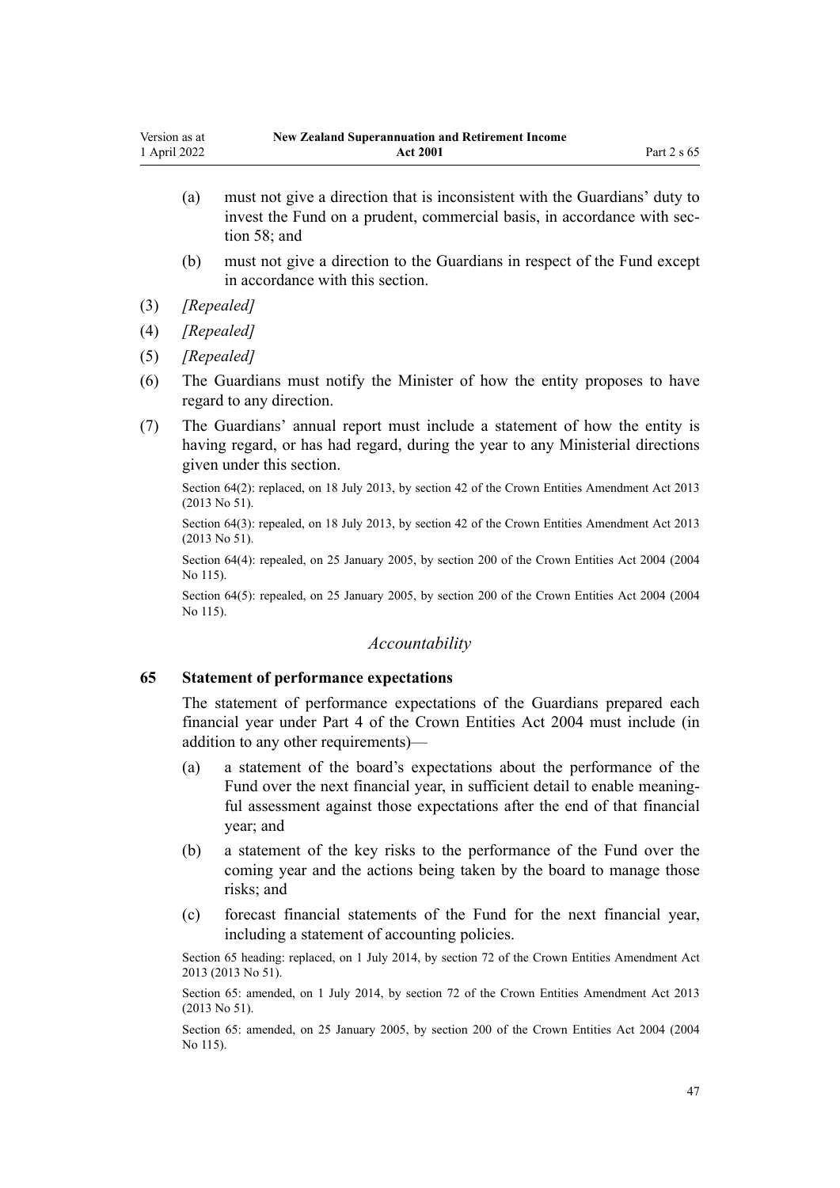(a) must not give a direction that is inconsistent with the Guardians' duty to invest the Fund on a prudent, commercial basis, in accordance with section 58; and

(b) must not give a direction to the Guardians in respect of the Fund except in accordance with this section.

(3) *[Repealed]*

(4) *[Repealed]*

(5) *[Repealed]*

(6) The Guardians must notify the Minister of how the entity proposes to have regard to any direction.

(7) The Guardians' annual report must include a statement of how the entity is having regard, or has had regard, during the year to any Ministerial directions given under this section.

Section 64(2): replaced, on 18 July 2013, by section 42 of the Crown Entities Amendment Act 2013 (2013 No 51).

Section 64(3): repealed, on 18 July 2013, by section 42 of the Crown Entities Amendment Act 2013 (2013 No 51).

Section 64(4): repealed, on 25 January 2005, by section 200 of the Crown Entities Act 2004 (2004 No 115).

Section 64(5): repealed, on 25 January 2005, by section 200 of the Crown Entities Act 2004 (2004 No 115).

### *Accountability*

### 65 Statement of performance expectations

The statement of performance expectations of the Guardians prepared each financial year under Part 4 of the Crown Entities Act 2004 must include (in addition to any other requirements)—

(a) a statement of the board's expectations about the performance of the Fund over the next financial year, in sufficient detail to enable meaningful assessment against those expectations after the end of that financial year; and

(b) a statement of the key risks to the performance of the Fund over the coming year and the actions being taken by the board to manage those risks; and

(c) forecast financial statements of the Fund for the next financial year, including a statement of accounting policies.

Section 65 heading: replaced, on 1 July 2014, by section 72 of the Crown Entities Amendment Act 2013 (2013 No 51).

Section 65: amended, on 1 July 2014, by section 72 of the Crown Entities Amendment Act 2013 (2013 No 51).

Section 65: amended, on 25 January 2005, by section 200 of the Crown Entities Act 2004 (2004 No 115).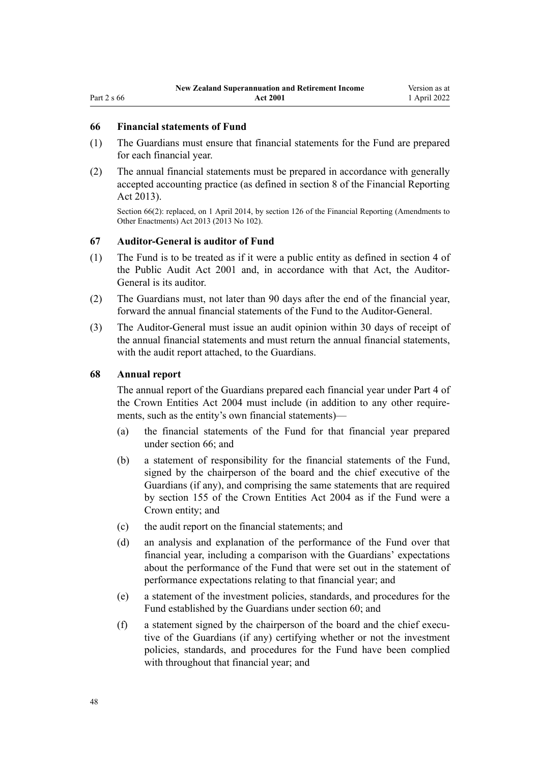### 66 Financial statements of Fund

(1) The Guardians must ensure that financial statements for the Fund are prepared for each financial year.

(2) The annual financial statements must be prepared in accordance with generally accepted accounting practice (as defined in section 8 of the Financial Reporting Act 2013).

Section 66(2): replaced, on 1 April 2014, by section 126 of the Financial Reporting (Amendments to Other Enactments) Act 2013 (2013 No 102).

### 67 Auditor-General is auditor of Fund

(1) The Fund is to be treated as if it were a public entity as defined in section 4 of the Public Audit Act 2001 and, in accordance with that Act, the Auditor-General is its auditor.

(2) The Guardians must, not later than 90 days after the end of the financial year, forward the annual financial statements of the Fund to the Auditor-General.

(3) The Auditor-General must issue an audit opinion within 30 days of receipt of the annual financial statements and must return the annual financial statements, with the audit report attached, to the Guardians.

### 68 Annual report

The annual report of the Guardians prepared each financial year under Part 4 of the Crown Entities Act 2004 must include (in addition to any other requirements, such as the entity's own financial statements)—

(a) the financial statements of the Fund for that financial year prepared under section 66; and

(b) a statement of responsibility for the financial statements of the Fund, signed by the chairperson of the board and the chief executive of the Guardians (if any), and comprising the same statements that are required by section 155 of the Crown Entities Act 2004 as if the Fund were a Crown entity; and

(c) the audit report on the financial statements; and

(d) an analysis and explanation of the performance of the Fund over that financial year, including a comparison with the Guardians' expectations about the performance of the Fund that were set out in the statement of performance expectations relating to that financial year; and

(e) a statement of the investment policies, standards, and procedures for the Fund established by the Guardians under section 60; and

(f) a statement signed by the chairperson of the board and the chief executive of the Guardians (if any) certifying whether or not the investment policies, standards, and procedures for the Fund have been complied with throughout that financial year; and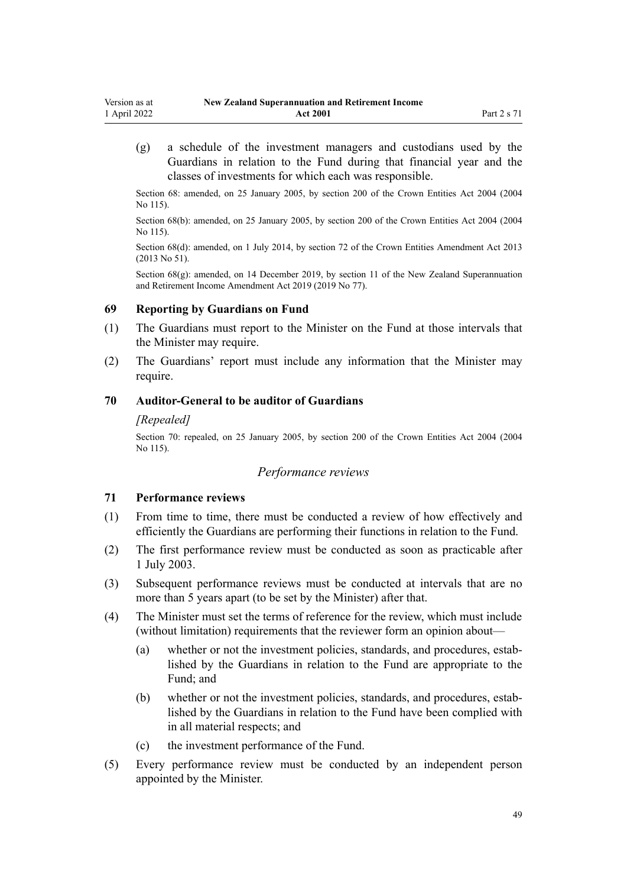(g) a schedule of the investment managers and custodians used by the Guardians in relation to the Fund during that financial year and the classes of investments for which each was responsible.

Section 68: amended, on 25 January 2005, by section 200 of the Crown Entities Act 2004 (2004 No 115).

Section 68(b): amended, on 25 January 2005, by section 200 of the Crown Entities Act 2004 (2004 No 115).

Section 68(d): amended, on 1 July 2014, by section 72 of the Crown Entities Amendment Act 2013 (2013 No 51).

Section 68(g): amended, on 14 December 2019, by section 11 of the New Zealand Superannuation and Retirement Income Amendment Act 2019 (2019 No 77).

### 69 Reporting by Guardians on Fund

(1) The Guardians must report to the Minister on the Fund at those intervals that the Minister may require.

(2) The Guardians' report must include any information that the Minister may require.

### 70 Auditor-General to be auditor of Guardians

*[Repealed]*

Section 70: repealed, on 25 January 2005, by section 200 of the Crown Entities Act 2004 (2004 No 115).

## *Performance reviews*

### 71 Performance reviews

(1) From time to time, there must be conducted a review of how effectively and efficiently the Guardians are performing their functions in relation to the Fund.

(2) The first performance review must be conducted as soon as practicable after 1 July 2003.

(3) Subsequent performance reviews must be conducted at intervals that are no more than 5 years apart (to be set by the Minister) after that.

(4) The Minister must set the terms of reference for the review, which must include (without limitation) requirements that the reviewer form an opinion about—

   (a) whether or not the investment policies, standards, and procedures, established by the Guardians in relation to the Fund are appropriate to the Fund; and

   (b) whether or not the investment policies, standards, and procedures, established by the Guardians in relation to the Fund have been complied with in all material respects; and

   (c) the investment performance of the Fund.

(5) Every performance review must be conducted by an independent person appointed by the Minister.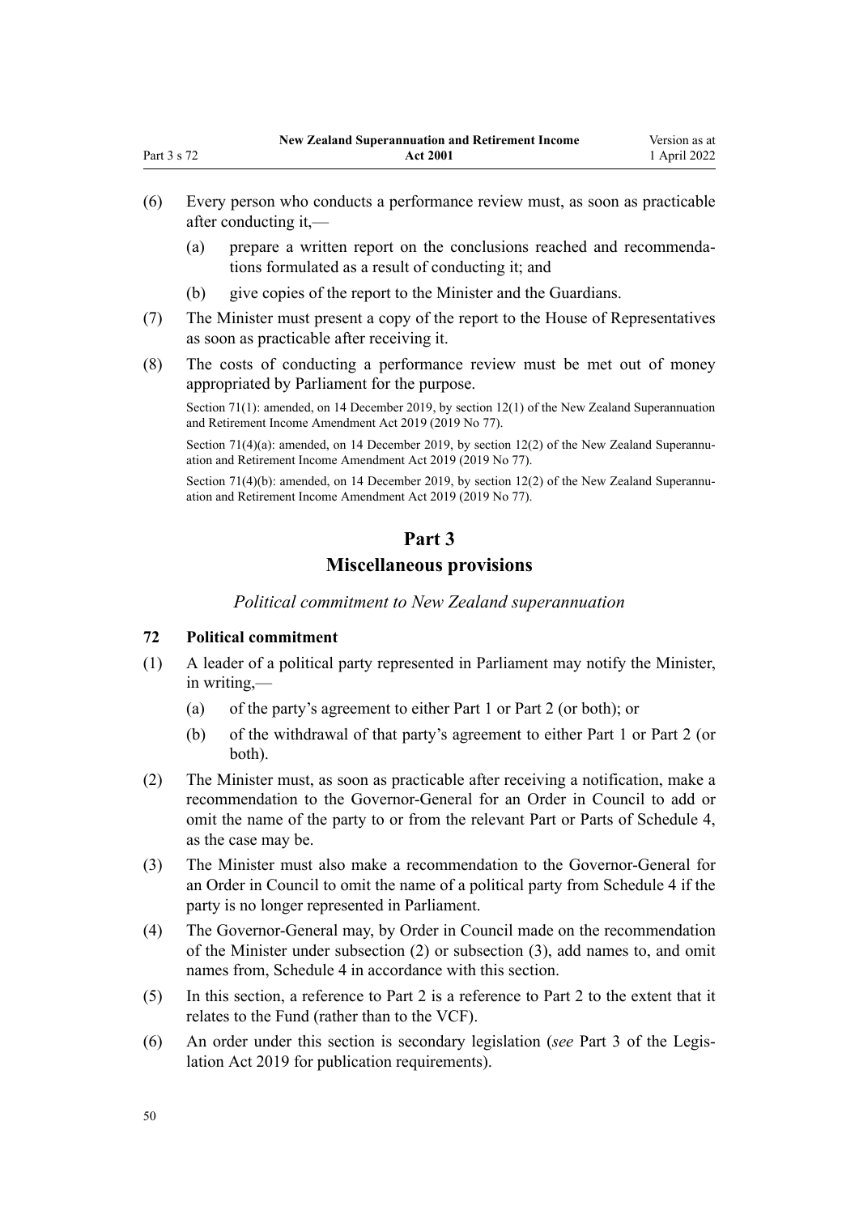(6) Every person who conducts a performance review must, as soon as practicable after conducting it,—

(a) prepare a written report on the conclusions reached and recommendations formulated as a result of conducting it; and

(b) give copies of the report to the Minister and the Guardians.

(7) The Minister must present a copy of the report to the House of Representatives as soon as practicable after receiving it.

(8) The costs of conducting a performance review must be met out of money appropriated by Parliament for the purpose.

Section 71(1): amended, on 14 December 2019, by section 12(1) of the New Zealand Superannuation and Retirement Income Amendment Act 2019 (2019 No 77).

Section 71(4)(a): amended, on 14 December 2019, by section 12(2) of the New Zealand Superannuation and Retirement Income Amendment Act 2019 (2019 No 77).

Section 71(4)(b): amended, on 14 December 2019, by section 12(2) of the New Zealand Superannuation and Retirement Income Amendment Act 2019 (2019 No 77).

# Part 3
# Miscellaneous provisions

*Political commitment to New Zealand superannuation*

### 72 Political commitment

(1) A leader of a political party represented in Parliament may notify the Minister, in writing,—

(a) of the party's agreement to either Part 1 or Part 2 (or both); or

(b) of the withdrawal of that party's agreement to either Part 1 or Part 2 (or both).

(2) The Minister must, as soon as practicable after receiving a notification, make a recommendation to the Governor-General for an Order in Council to add or omit the name of the party to or from the relevant Part or Parts of Schedule 4, as the case may be.

(3) The Minister must also make a recommendation to the Governor-General for an Order in Council to omit the name of a political party from Schedule 4 if the party is no longer represented in Parliament.

(4) The Governor-General may, by Order in Council made on the recommendation of the Minister under subsection (2) or subsection (3), add names to, and omit names from, Schedule 4 in accordance with this section.

(5) In this section, a reference to Part 2 is a reference to Part 2 to the extent that it relates to the Fund (rather than to the VCF).

(6) An order under this section is secondary legislation (*see* Part 3 of the Legislation Act 2019 for publication requirements).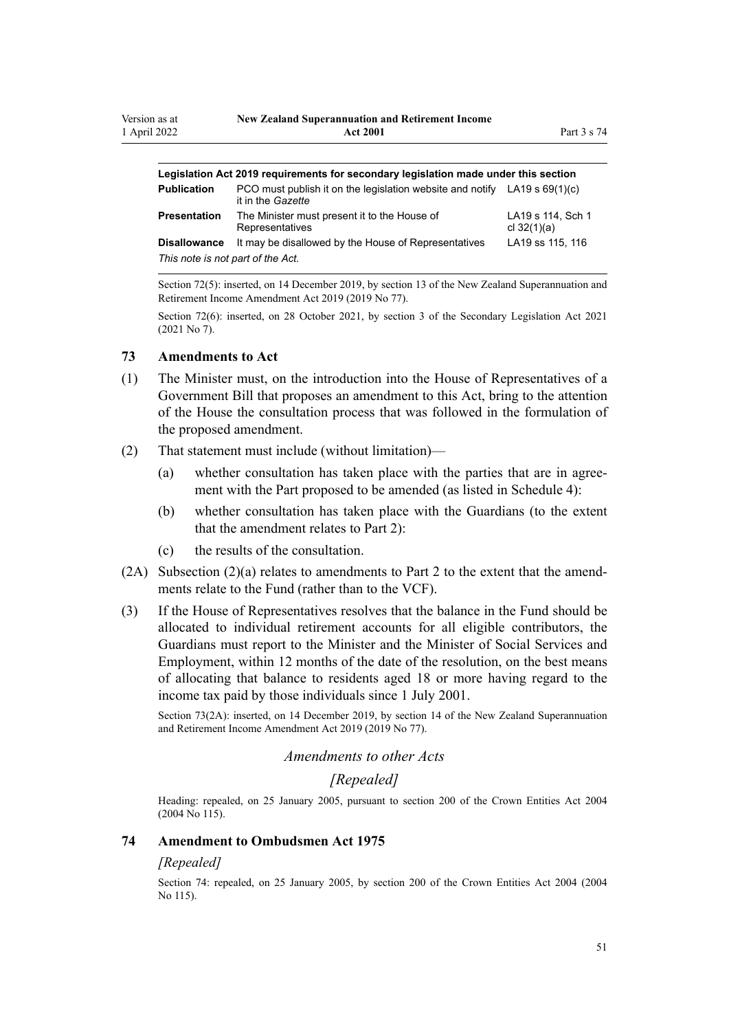| Legislation Act 2019 requirements for secondary legislation made under this section | | |
|---|---|---|
| **Publication** | PCO must publish it on the legislation website and notify it in the *Gazette* | LA19 s 69(1)(c) |
| **Presentation** | The Minister must present it to the House of Representatives | LA19 s 114, Sch 1 cl 32(1)(a) |
| **Disallowance** | It may be disallowed by the House of Representatives | LA19 ss 115, 116 |
| *This note is not part of the Act.* | | |

Section 72(5): inserted, on 14 December 2019, by section 13 of the New Zealand Superannuation and Retirement Income Amendment Act 2019 (2019 No 77).

Section 72(6): inserted, on 28 October 2021, by section 3 of the Secondary Legislation Act 2021 (2021 No 7).

### 73 Amendments to Act

(1) The Minister must, on the introduction into the House of Representatives of a Government Bill that proposes an amendment to this Act, bring to the attention of the House the consultation process that was followed in the formulation of the proposed amendment.

(2) That statement must include (without limitation)—

  (a) whether consultation has taken place with the parties that are in agreement with the Part proposed to be amended (as listed in Schedule 4):

  (b) whether consultation has taken place with the Guardians (to the extent that the amendment relates to Part 2):

  (c) the results of the consultation.

(2A) Subsection (2)(a) relates to amendments to Part 2 to the extent that the amendments relate to the Fund (rather than to the VCF).

(3) If the House of Representatives resolves that the balance in the Fund should be allocated to individual retirement accounts for all eligible contributors, the Guardians must report to the Minister and the Minister of Social Services and Employment, within 12 months of the date of the resolution, on the best means of allocating that balance to residents aged 18 or more having regard to the income tax paid by those individuals since 1 July 2001.

Section 73(2A): inserted, on 14 December 2019, by section 14 of the New Zealand Superannuation and Retirement Income Amendment Act 2019 (2019 No 77).

*Amendments to other Acts*

*[Repealed]*

Heading: repealed, on 25 January 2005, pursuant to section 200 of the Crown Entities Act 2004 (2004 No 115).

### 74 Amendment to Ombudsmen Act 1975

*[Repealed]*

Section 74: repealed, on 25 January 2005, by section 200 of the Crown Entities Act 2004 (2004 No 115).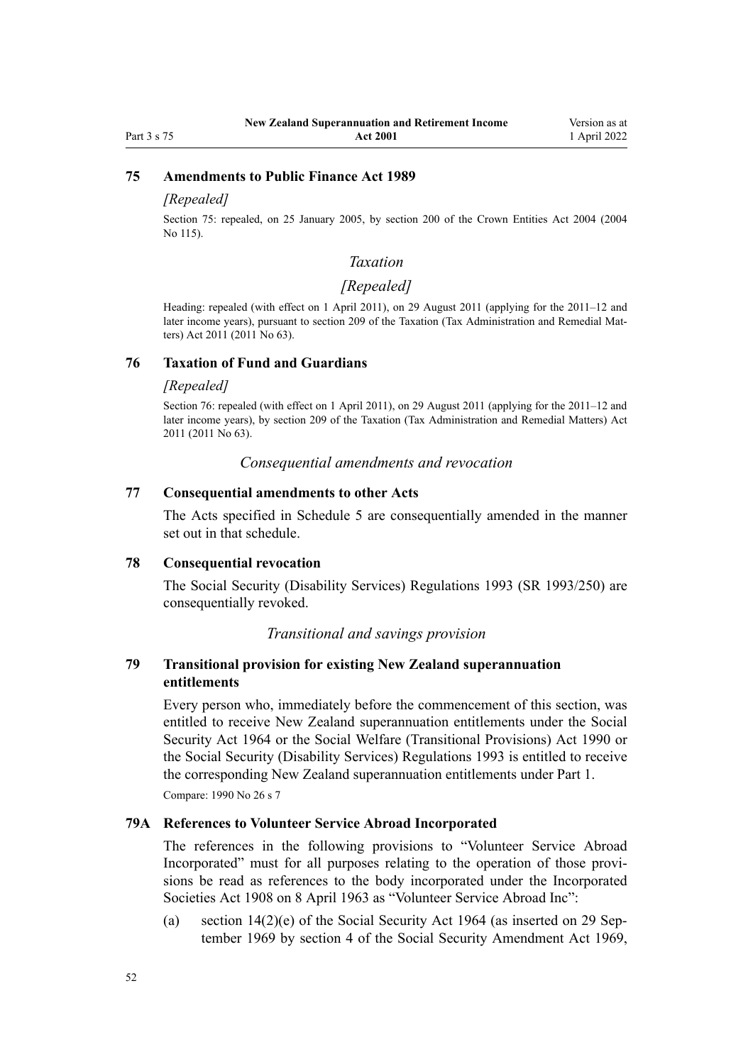### 75 Amendments to Public Finance Act 1989

*[Repealed]*

Section 75: repealed, on 25 January 2005, by section 200 of the Crown Entities Act 2004 (2004 No 115).

*Taxation*

*[Repealed]*

Heading: repealed (with effect on 1 April 2011), on 29 August 2011 (applying for the 2011–12 and later income years), pursuant to section 209 of the Taxation (Tax Administration and Remedial Matters) Act 2011 (2011 No 63).

### 76 Taxation of Fund and Guardians

*[Repealed]*

Section 76: repealed (with effect on 1 April 2011), on 29 August 2011 (applying for the 2011–12 and later income years), by section 209 of the Taxation (Tax Administration and Remedial Matters) Act 2011 (2011 No 63).

*Consequential amendments and revocation*

### 77 Consequential amendments to other Acts

The Acts specified in Schedule 5 are consequentially amended in the manner set out in that schedule.

### 78 Consequential revocation

The Social Security (Disability Services) Regulations 1993 (SR 1993/250) are consequentially revoked.

*Transitional and savings provision*

### 79 Transitional provision for existing New Zealand superannuation entitlements

Every person who, immediately before the commencement of this section, was entitled to receive New Zealand superannuation entitlements under the Social Security Act 1964 or the Social Welfare (Transitional Provisions) Act 1990 or the Social Security (Disability Services) Regulations 1993 is entitled to receive the corresponding New Zealand superannuation entitlements under Part 1.

Compare: 1990 No 26 s 7

### 79A References to Volunteer Service Abroad Incorporated

The references in the following provisions to "Volunteer Service Abroad Incorporated" must for all purposes relating to the operation of those provisions be read as references to the body incorporated under the Incorporated Societies Act 1908 on 8 April 1963 as "Volunteer Service Abroad Inc":

(a) section 14(2)(e) of the Social Security Act 1964 (as inserted on 29 September 1969 by section 4 of the Social Security Amendment Act 1969,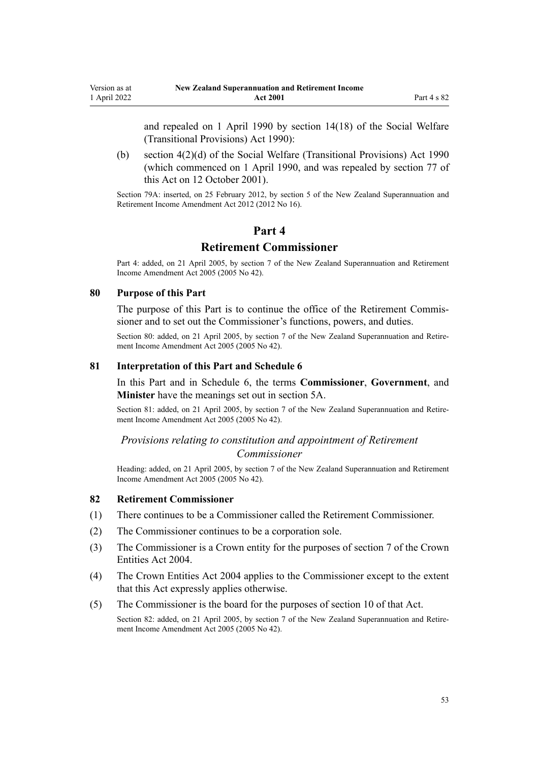and repealed on 1 April 1990 by section 14(18) of the Social Welfare (Transitional Provisions) Act 1990):

(b) section 4(2)(d) of the Social Welfare (Transitional Provisions) Act 1990 (which commenced on 1 April 1990, and was repealed by section 77 of this Act on 12 October 2001).

Section 79A: inserted, on 25 February 2012, by section 5 of the New Zealand Superannuation and Retirement Income Amendment Act 2012 (2012 No 16).

# Part 4
# Retirement Commissioner

Part 4: added, on 21 April 2005, by section 7 of the New Zealand Superannuation and Retirement Income Amendment Act 2005 (2005 No 42).

### 80 Purpose of this Part

The purpose of this Part is to continue the office of the Retirement Commissioner and to set out the Commissioner's functions, powers, and duties.

Section 80: added, on 21 April 2005, by section 7 of the New Zealand Superannuation and Retirement Income Amendment Act 2005 (2005 No 42).

### 81 Interpretation of this Part and Schedule 6

In this Part and in Schedule 6, the terms **Commissioner**, **Government**, and **Minister** have the meanings set out in section 5A.

Section 81: added, on 21 April 2005, by section 7 of the New Zealand Superannuation and Retirement Income Amendment Act 2005 (2005 No 42).

## *Provisions relating to constitution and appointment of Retirement Commissioner*

Heading: added, on 21 April 2005, by section 7 of the New Zealand Superannuation and Retirement Income Amendment Act 2005 (2005 No 42).

### 82 Retirement Commissioner

(1) There continues to be a Commissioner called the Retirement Commissioner.

(2) The Commissioner continues to be a corporation sole.

(3) The Commissioner is a Crown entity for the purposes of section 7 of the Crown Entities Act 2004.

(4) The Crown Entities Act 2004 applies to the Commissioner except to the extent that this Act expressly applies otherwise.

(5) The Commissioner is the board for the purposes of section 10 of that Act.

Section 82: added, on 21 April 2005, by section 7 of the New Zealand Superannuation and Retirement Income Amendment Act 2005 (2005 No 42).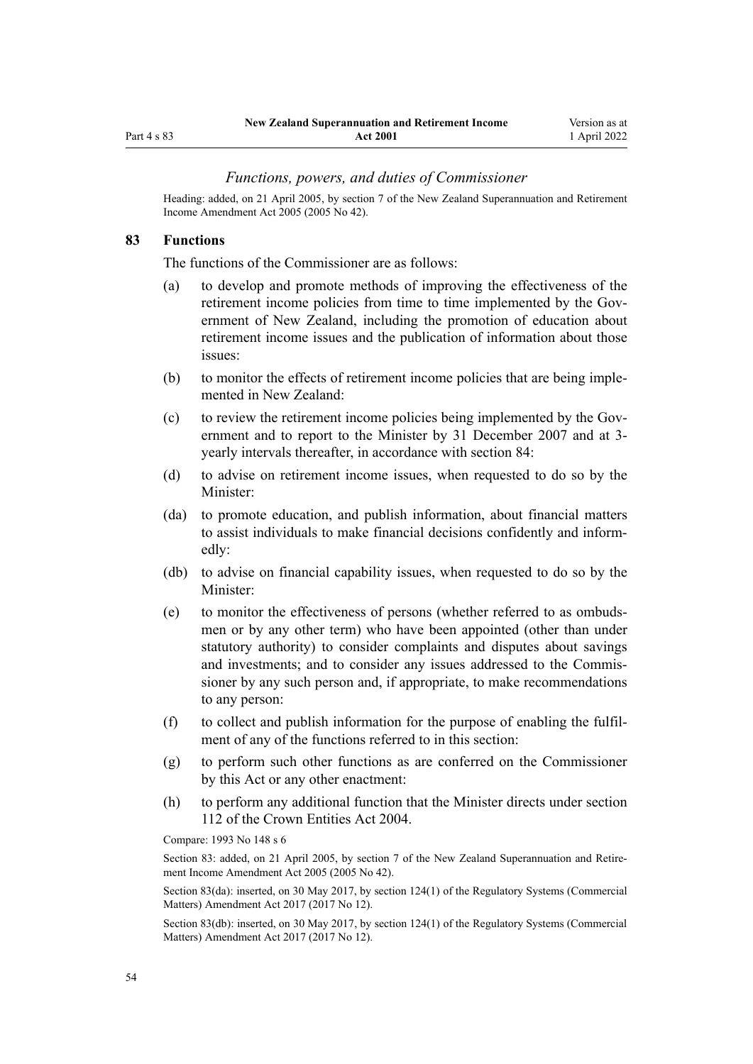### *Functions, powers, and duties of Commissioner*

Heading: added, on 21 April 2005, by section 7 of the New Zealand Superannuation and Retirement Income Amendment Act 2005 (2005 No 42).

### 83 Functions

The functions of the Commissioner are as follows:

- (a) to develop and promote methods of improving the effectiveness of the retirement income policies from time to time implemented by the Government of New Zealand, including the promotion of education about retirement income issues and the publication of information about those issues:
- (b) to monitor the effects of retirement income policies that are being implemented in New Zealand:
- (c) to review the retirement income policies being implemented by the Government and to report to the Minister by 31 December 2007 and at 3-yearly intervals thereafter, in accordance with section 84:
- (d) to advise on retirement income issues, when requested to do so by the Minister:
- (da) to promote education, and publish information, about financial matters to assist individuals to make financial decisions confidently and informedly:
- (db) to advise on financial capability issues, when requested to do so by the Minister:
- (e) to monitor the effectiveness of persons (whether referred to as ombudsmen or by any other term) who have been appointed (other than under statutory authority) to consider complaints and disputes about savings and investments; and to consider any issues addressed to the Commissioner by any such person and, if appropriate, to make recommendations to any person:
- (f) to collect and publish information for the purpose of enabling the fulfilment of any of the functions referred to in this section:
- (g) to perform such other functions as are conferred on the Commissioner by this Act or any other enactment:
- (h) to perform any additional function that the Minister directs under section 112 of the Crown Entities Act 2004.

Compare: 1993 No 148 s 6

Section 83: added, on 21 April 2005, by section 7 of the New Zealand Superannuation and Retirement Income Amendment Act 2005 (2005 No 42).

Section 83(da): inserted, on 30 May 2017, by section 124(1) of the Regulatory Systems (Commercial Matters) Amendment Act 2017 (2017 No 12).

Section 83(db): inserted, on 30 May 2017, by section 124(1) of the Regulatory Systems (Commercial Matters) Amendment Act 2017 (2017 No 12).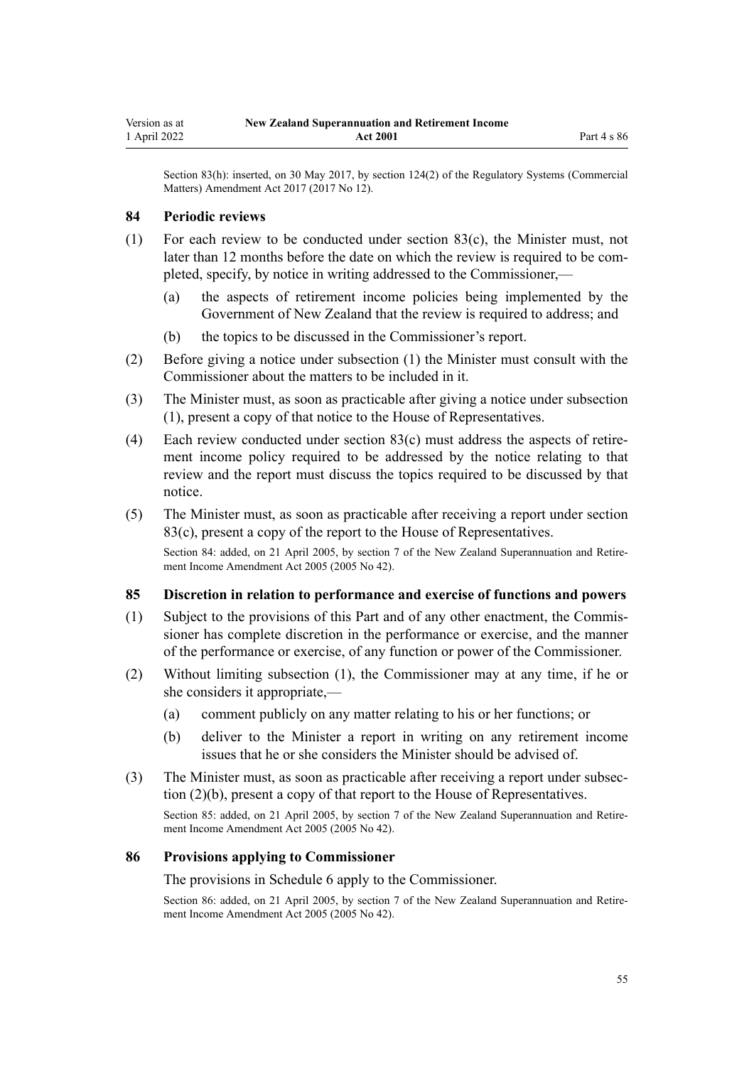Section 83(h): inserted, on 30 May 2017, by section 124(2) of the Regulatory Systems (Commercial Matters) Amendment Act 2017 (2017 No 12).

### 84 Periodic reviews

(1) For each review to be conducted under section 83(c), the Minister must, not later than 12 months before the date on which the review is required to be completed, specify, by notice in writing addressed to the Commissioner,—

(a) the aspects of retirement income policies being implemented by the Government of New Zealand that the review is required to address; and

(b) the topics to be discussed in the Commissioner's report.

(2) Before giving a notice under subsection (1) the Minister must consult with the Commissioner about the matters to be included in it.

(3) The Minister must, as soon as practicable after giving a notice under subsection (1), present a copy of that notice to the House of Representatives.

(4) Each review conducted under section 83(c) must address the aspects of retirement income policy required to be addressed by the notice relating to that review and the report must discuss the topics required to be discussed by that notice.

(5) The Minister must, as soon as practicable after receiving a report under section 83(c), present a copy of the report to the House of Representatives.

Section 84: added, on 21 April 2005, by section 7 of the New Zealand Superannuation and Retirement Income Amendment Act 2005 (2005 No 42).

### 85 Discretion in relation to performance and exercise of functions and powers

(1) Subject to the provisions of this Part and of any other enactment, the Commissioner has complete discretion in the performance or exercise, and the manner of the performance or exercise, of any function or power of the Commissioner.

(2) Without limiting subsection (1), the Commissioner may at any time, if he or she considers it appropriate,—

(a) comment publicly on any matter relating to his or her functions; or

(b) deliver to the Minister a report in writing on any retirement income issues that he or she considers the Minister should be advised of.

(3) The Minister must, as soon as practicable after receiving a report under subsection (2)(b), present a copy of that report to the House of Representatives.

Section 85: added, on 21 April 2005, by section 7 of the New Zealand Superannuation and Retirement Income Amendment Act 2005 (2005 No 42).

### 86 Provisions applying to Commissioner

The provisions in Schedule 6 apply to the Commissioner.

Section 86: added, on 21 April 2005, by section 7 of the New Zealand Superannuation and Retirement Income Amendment Act 2005 (2005 No 42).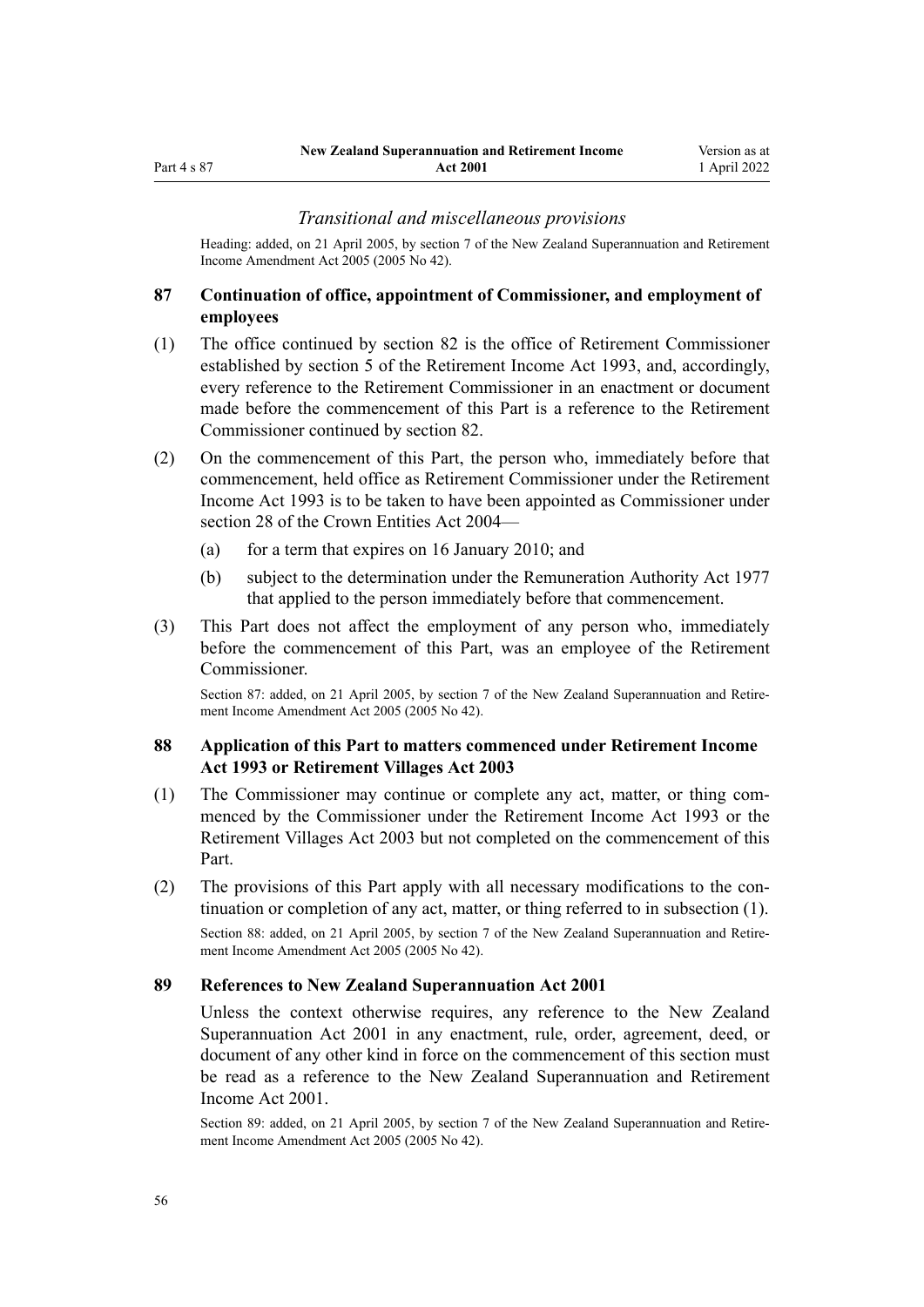### *Transitional and miscellaneous provisions*

Heading: added, on 21 April 2005, by section 7 of the New Zealand Superannuation and Retirement Income Amendment Act 2005 (2005 No 42).

**87 Continuation of office, appointment of Commissioner, and employment of employees**

(1) The office continued by section 82 is the office of Retirement Commissioner established by section 5 of the Retirement Income Act 1993, and, accordingly, every reference to the Retirement Commissioner in an enactment or document made before the commencement of this Part is a reference to the Retirement Commissioner continued by section 82.

(2) On the commencement of this Part, the person who, immediately before that commencement, held office as Retirement Commissioner under the Retirement Income Act 1993 is to be taken to have been appointed as Commissioner under section 28 of the Crown Entities Act 2004—

(a) for a term that expires on 16 January 2010; and

(b) subject to the determination under the Remuneration Authority Act 1977 that applied to the person immediately before that commencement.

(3) This Part does not affect the employment of any person who, immediately before the commencement of this Part, was an employee of the Retirement Commissioner.

Section 87: added, on 21 April 2005, by section 7 of the New Zealand Superannuation and Retirement Income Amendment Act 2005 (2005 No 42).

**88 Application of this Part to matters commenced under Retirement Income Act 1993 or Retirement Villages Act 2003**

(1) The Commissioner may continue or complete any act, matter, or thing commenced by the Commissioner under the Retirement Income Act 1993 or the Retirement Villages Act 2003 but not completed on the commencement of this Part.

(2) The provisions of this Part apply with all necessary modifications to the continuation or completion of any act, matter, or thing referred to in subsection (1).

Section 88: added, on 21 April 2005, by section 7 of the New Zealand Superannuation and Retirement Income Amendment Act 2005 (2005 No 42).

**89 References to New Zealand Superannuation Act 2001**

Unless the context otherwise requires, any reference to the New Zealand Superannuation Act 2001 in any enactment, rule, order, agreement, deed, or document of any other kind in force on the commencement of this section must be read as a reference to the New Zealand Superannuation and Retirement Income Act 2001.

Section 89: added, on 21 April 2005, by section 7 of the New Zealand Superannuation and Retirement Income Amendment Act 2005 (2005 No 42).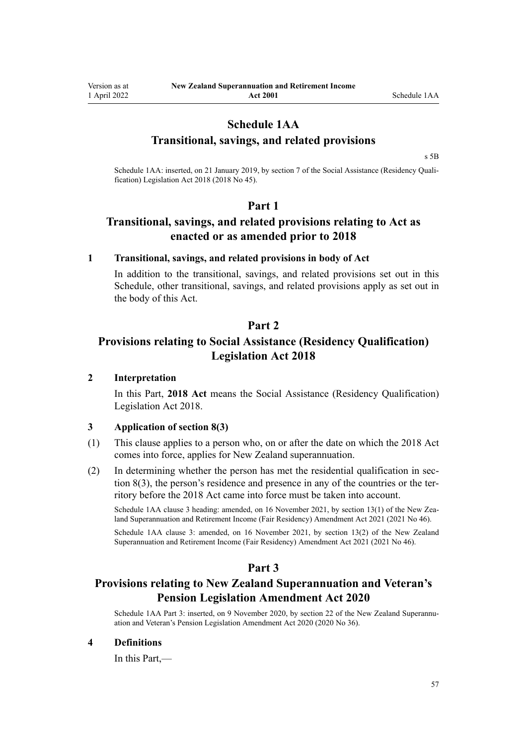# Schedule 1AA
## Transitional, savings, and related provisions

s 5B

Schedule 1AA: inserted, on 21 January 2019, by section 7 of the Social Assistance (Residency Qualification) Legislation Act 2018 (2018 No 45).

## Part 1
## Transitional, savings, and related provisions relating to Act as enacted or as amended prior to 2018

**1 Transitional, savings, and related provisions in body of Act**

In addition to the transitional, savings, and related provisions set out in this Schedule, other transitional, savings, and related provisions apply as set out in the body of this Act.

## Part 2
## Provisions relating to Social Assistance (Residency Qualification) Legislation Act 2018

**2 Interpretation**

In this Part, **2018 Act** means the Social Assistance (Residency Qualification) Legislation Act 2018.

**3 Application of section 8(3)**

(1) This clause applies to a person who, on or after the date on which the 2018 Act comes into force, applies for New Zealand superannuation.

(2) In determining whether the person has met the residential qualification in section 8(3), the person's residence and presence in any of the countries or the territory before the 2018 Act came into force must be taken into account.

Schedule 1AA clause 3 heading: amended, on 16 November 2021, by section 13(1) of the New Zealand Superannuation and Retirement Income (Fair Residency) Amendment Act 2021 (2021 No 46).

Schedule 1AA clause 3: amended, on 16 November 2021, by section 13(2) of the New Zealand Superannuation and Retirement Income (Fair Residency) Amendment Act 2021 (2021 No 46).

## Part 3
## Provisions relating to New Zealand Superannuation and Veteran's Pension Legislation Amendment Act 2020

Schedule 1AA Part 3: inserted, on 9 November 2020, by section 22 of the New Zealand Superannuation and Veteran's Pension Legislation Amendment Act 2020 (2020 No 36).

**4 Definitions**

In this Part,—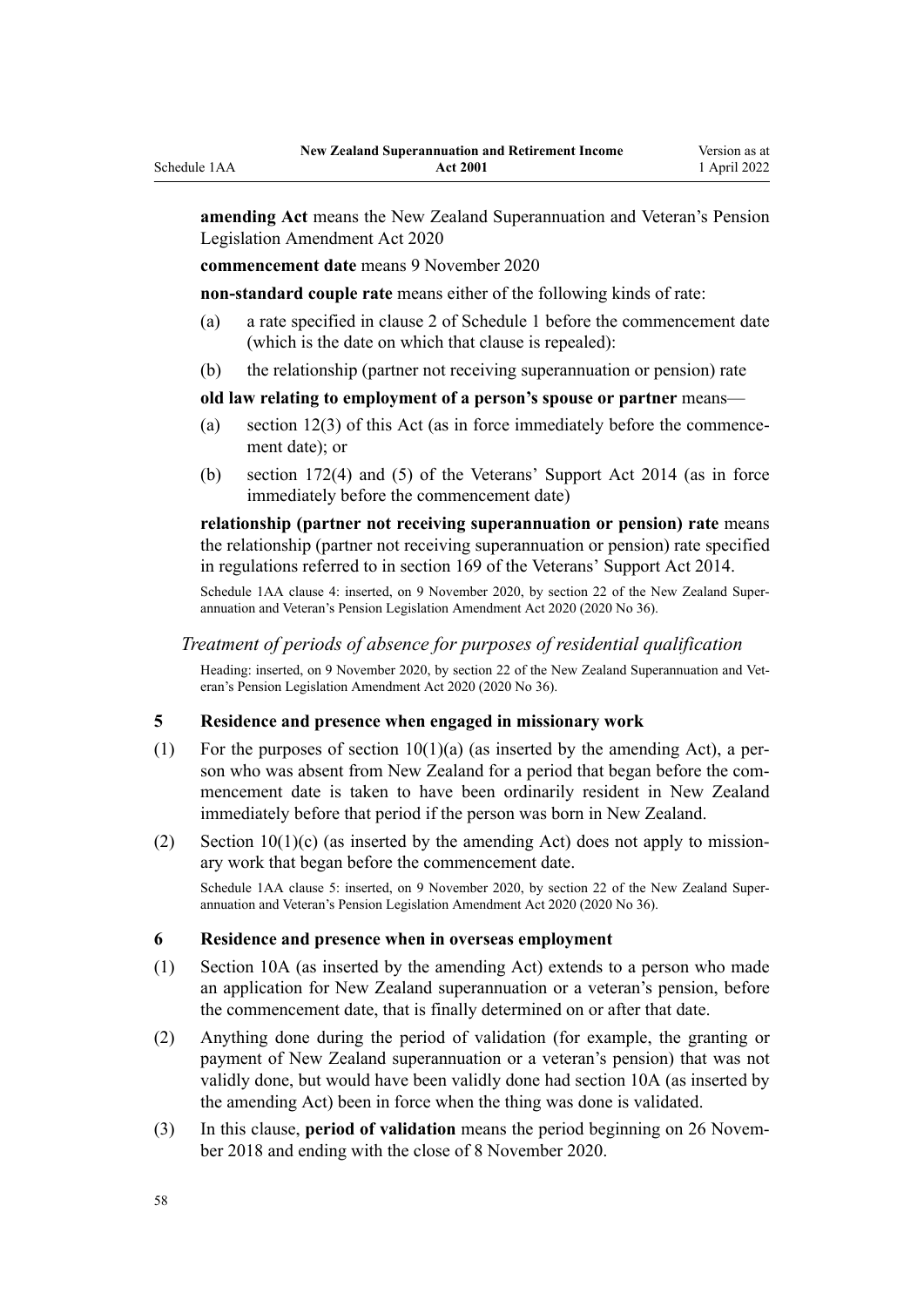**amending Act** means the New Zealand Superannuation and Veteran's Pension Legislation Amendment Act 2020

**commencement date** means 9 November 2020

**non-standard couple rate** means either of the following kinds of rate:

- (a) a rate specified in clause 2 of Schedule 1 before the commencement date (which is the date on which that clause is repealed):
- (b) the relationship (partner not receiving superannuation or pension) rate

**old law relating to employment of a person's spouse or partner** means—

- (a) section 12(3) of this Act (as in force immediately before the commencement date); or
- (b) section 172(4) and (5) of the Veterans' Support Act 2014 (as in force immediately before the commencement date)

**relationship (partner not receiving superannuation or pension) rate** means the relationship (partner not receiving superannuation or pension) rate specified in regulations referred to in section 169 of the Veterans' Support Act 2014.

Schedule 1AA clause 4: inserted, on 9 November 2020, by section 22 of the New Zealand Superannuation and Veteran's Pension Legislation Amendment Act 2020 (2020 No 36).

*Treatment of periods of absence for purposes of residential qualification*

Heading: inserted, on 9 November 2020, by section 22 of the New Zealand Superannuation and Veteran's Pension Legislation Amendment Act 2020 (2020 No 36).

### 5 Residence and presence when engaged in missionary work

(1) For the purposes of section 10(1)(a) (as inserted by the amending Act), a person who was absent from New Zealand for a period that began before the commencement date is taken to have been ordinarily resident in New Zealand immediately before that period if the person was born in New Zealand.

(2) Section 10(1)(c) (as inserted by the amending Act) does not apply to missionary work that began before the commencement date.

Schedule 1AA clause 5: inserted, on 9 November 2020, by section 22 of the New Zealand Superannuation and Veteran's Pension Legislation Amendment Act 2020 (2020 No 36).

### 6 Residence and presence when in overseas employment

(1) Section 10A (as inserted by the amending Act) extends to a person who made an application for New Zealand superannuation or a veteran's pension, before the commencement date, that is finally determined on or after that date.

(2) Anything done during the period of validation (for example, the granting or payment of New Zealand superannuation or a veteran's pension) that was not validly done, but would have been validly done had section 10A (as inserted by the amending Act) been in force when the thing was done is validated.

(3) In this clause, **period of validation** means the period beginning on 26 November 2018 and ending with the close of 8 November 2020.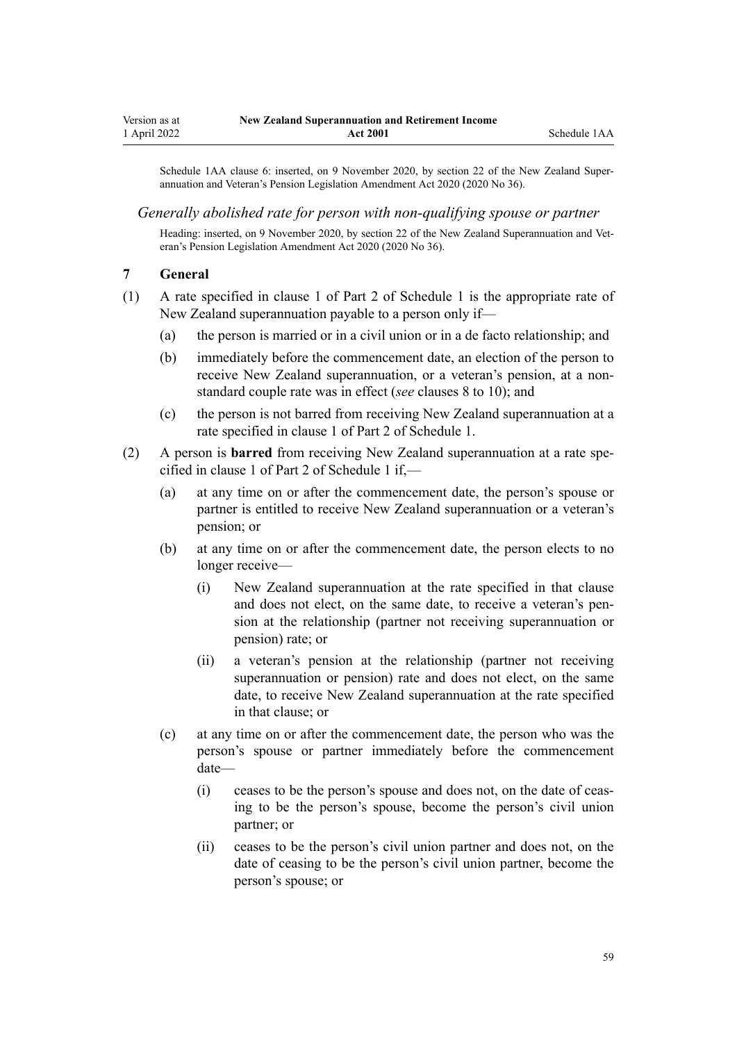Schedule 1AA clause 6: inserted, on 9 November 2020, by section 22 of the New Zealand Superannuation and Veteran's Pension Legislation Amendment Act 2020 (2020 No 36).

*Generally abolished rate for person with non-qualifying spouse or partner*

Heading: inserted, on 9 November 2020, by section 22 of the New Zealand Superannuation and Veteran's Pension Legislation Amendment Act 2020 (2020 No 36).

### 7 General

(1) A rate specified in clause 1 of Part 2 of Schedule 1 is the appropriate rate of New Zealand superannuation payable to a person only if—

  (a) the person is married or in a civil union or in a de facto relationship; and

  (b) immediately before the commencement date, an election of the person to receive New Zealand superannuation, or a veteran's pension, at a non-standard couple rate was in effect (*see* clauses 8 to 10); and

  (c) the person is not barred from receiving New Zealand superannuation at a rate specified in clause 1 of Part 2 of Schedule 1.

(2) A person is **barred** from receiving New Zealand superannuation at a rate specified in clause 1 of Part 2 of Schedule 1 if,—

  (a) at any time on or after the commencement date, the person's spouse or partner is entitled to receive New Zealand superannuation or a veteran's pension; or

  (b) at any time on or after the commencement date, the person elects to no longer receive—

    (i) New Zealand superannuation at the rate specified in that clause and does not elect, on the same date, to receive a veteran's pension at the relationship (partner not receiving superannuation or pension) rate; or

    (ii) a veteran's pension at the relationship (partner not receiving superannuation or pension) rate and does not elect, on the same date, to receive New Zealand superannuation at the rate specified in that clause; or

  (c) at any time on or after the commencement date, the person who was the person's spouse or partner immediately before the commencement date—

    (i) ceases to be the person's spouse and does not, on the date of ceasing to be the person's spouse, become the person's civil union partner; or

    (ii) ceases to be the person's civil union partner and does not, on the date of ceasing to be the person's civil union partner, become the person's spouse; or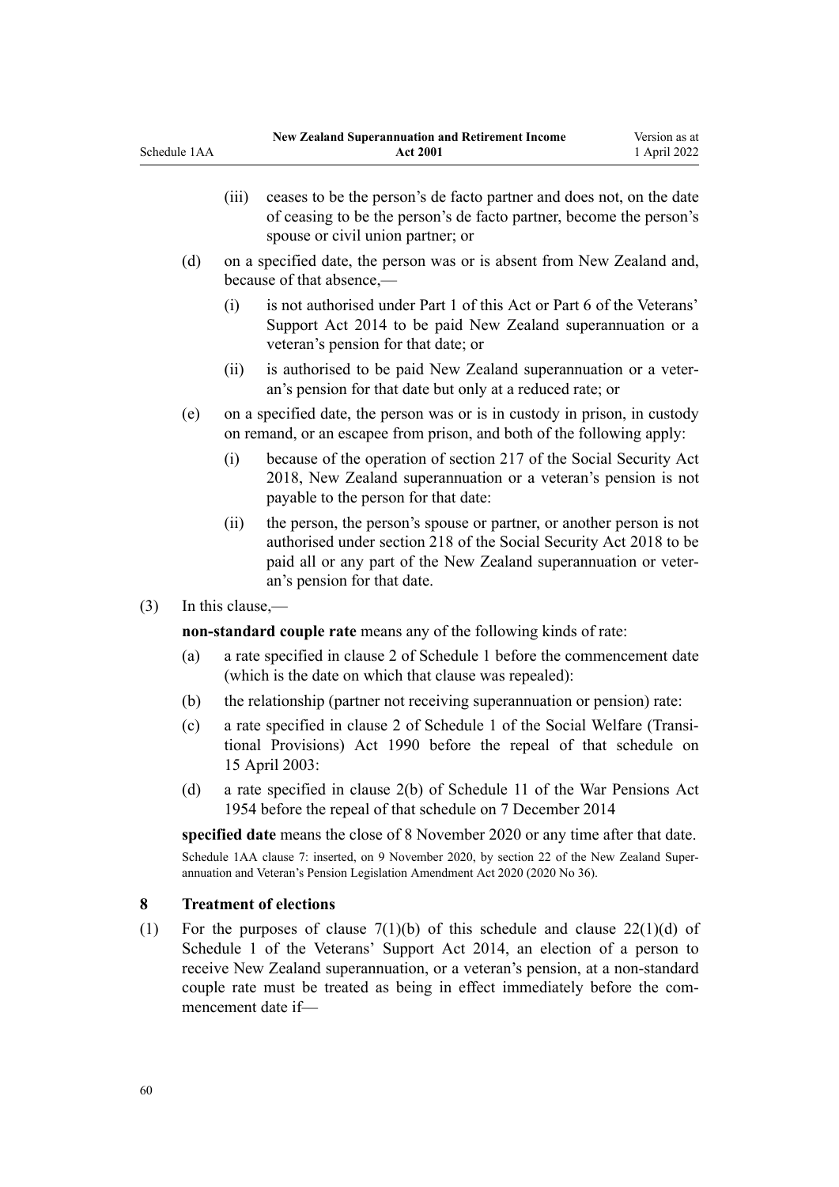(iii) ceases to be the person's de facto partner and does not, on the date of ceasing to be the person's de facto partner, become the person's spouse or civil union partner; or

(d) on a specified date, the person was or is absent from New Zealand and, because of that absence,—

(i) is not authorised under Part 1 of this Act or Part 6 of the Veterans' Support Act 2014 to be paid New Zealand superannuation or a veteran's pension for that date; or

(ii) is authorised to be paid New Zealand superannuation or a veteran's pension for that date but only at a reduced rate; or

(e) on a specified date, the person was or is in custody in prison, in custody on remand, or an escapee from prison, and both of the following apply:

(i) because of the operation of section 217 of the Social Security Act 2018, New Zealand superannuation or a veteran's pension is not payable to the person for that date:

(ii) the person, the person's spouse or partner, or another person is not authorised under section 218 of the Social Security Act 2018 to be paid all or any part of the New Zealand superannuation or veteran's pension for that date.

(3) In this clause,—

**non-standard couple rate** means any of the following kinds of rate:

(a) a rate specified in clause 2 of Schedule 1 before the commencement date (which is the date on which that clause was repealed):

(b) the relationship (partner not receiving superannuation or pension) rate:

(c) a rate specified in clause 2 of Schedule 1 of the Social Welfare (Transitional Provisions) Act 1990 before the repeal of that schedule on 15 April 2003:

(d) a rate specified in clause 2(b) of Schedule 11 of the War Pensions Act 1954 before the repeal of that schedule on 7 December 2014

**specified date** means the close of 8 November 2020 or any time after that date.

Schedule 1AA clause 7: inserted, on 9 November 2020, by section 22 of the New Zealand Superannuation and Veteran's Pension Legislation Amendment Act 2020 (2020 No 36).

### 8 Treatment of elections

(1) For the purposes of clause 7(1)(b) of this schedule and clause 22(1)(d) of Schedule 1 of the Veterans' Support Act 2014, an election of a person to receive New Zealand superannuation, or a veteran's pension, at a non-standard couple rate must be treated as being in effect immediately before the commencement date if—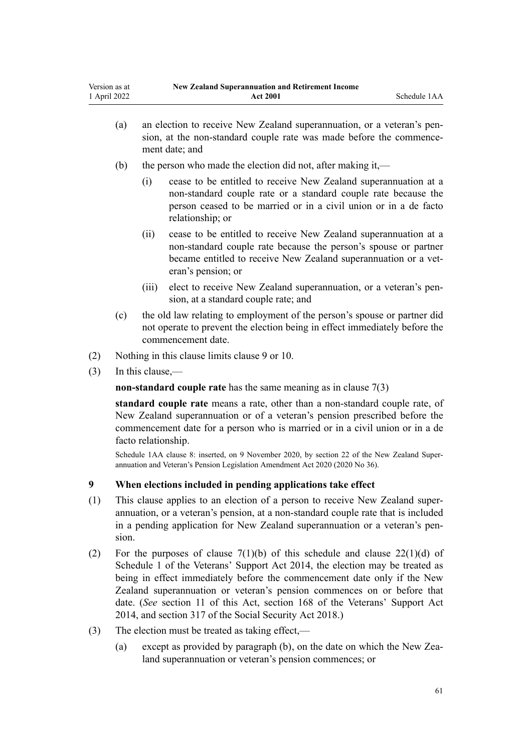(a) an election to receive New Zealand superannuation, or a veteran's pension, at the non-standard couple rate was made before the commencement date; and

(b) the person who made the election did not, after making it,—

  (i) cease to be entitled to receive New Zealand superannuation at a non-standard couple rate or a standard couple rate because the person ceased to be married or in a civil union or in a de facto relationship; or

  (ii) cease to be entitled to receive New Zealand superannuation at a non-standard couple rate because the person's spouse or partner became entitled to receive New Zealand superannuation or a veteran's pension; or

  (iii) elect to receive New Zealand superannuation, or a veteran's pension, at a standard couple rate; and

(c) the old law relating to employment of the person's spouse or partner did not operate to prevent the election being in effect immediately before the commencement date.

(2) Nothing in this clause limits clause 9 or 10.

(3) In this clause,—

**non-standard couple rate** has the same meaning as in clause 7(3)

**standard couple rate** means a rate, other than a non-standard couple rate, of New Zealand superannuation or of a veteran's pension prescribed before the commencement date for a person who is married or in a civil union or in a de facto relationship.

Schedule 1AA clause 8: inserted, on 9 November 2020, by section 22 of the New Zealand Superannuation and Veteran's Pension Legislation Amendment Act 2020 (2020 No 36).

### 9 When elections included in pending applications take effect

(1) This clause applies to an election of a person to receive New Zealand superannuation, or a veteran's pension, at a non-standard couple rate that is included in a pending application for New Zealand superannuation or a veteran's pension.

(2) For the purposes of clause 7(1)(b) of this schedule and clause 22(1)(d) of Schedule 1 of the Veterans' Support Act 2014, the election may be treated as being in effect immediately before the commencement date only if the New Zealand superannuation or veteran's pension commences on or before that date. (*See* section 11 of this Act, section 168 of the Veterans' Support Act 2014, and section 317 of the Social Security Act 2018.)

(3) The election must be treated as taking effect,—

(a) except as provided by paragraph (b), on the date on which the New Zealand superannuation or veteran's pension commences; or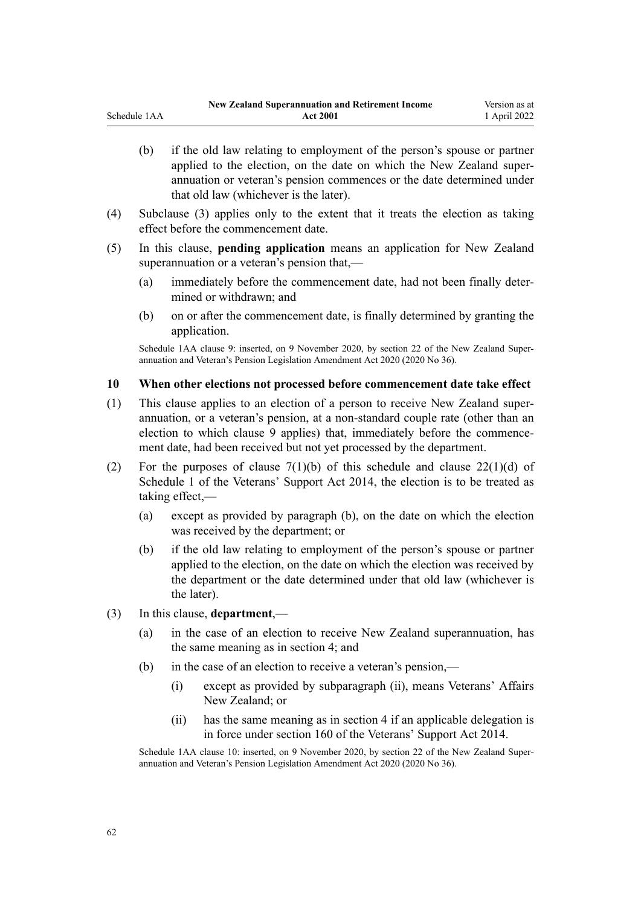(b) if the old law relating to employment of the person's spouse or partner applied to the election, on the date on which the New Zealand superannuation or veteran's pension commences or the date determined under that old law (whichever is the later).

(4) Subclause (3) applies only to the extent that it treats the election as taking effect before the commencement date.

(5) In this clause, **pending application** means an application for New Zealand superannuation or a veteran's pension that,—

(a) immediately before the commencement date, had not been finally determined or withdrawn; and

(b) on or after the commencement date, is finally determined by granting the application.

Schedule 1AA clause 9: inserted, on 9 November 2020, by section 22 of the New Zealand Superannuation and Veteran's Pension Legislation Amendment Act 2020 (2020 No 36).

### 10 When other elections not processed before commencement date take effect

(1) This clause applies to an election of a person to receive New Zealand superannuation, or a veteran's pension, at a non-standard couple rate (other than an election to which clause 9 applies) that, immediately before the commencement date, had been received but not yet processed by the department.

(2) For the purposes of clause 7(1)(b) of this schedule and clause 22(1)(d) of Schedule 1 of the Veterans' Support Act 2014, the election is to be treated as taking effect,—

(a) except as provided by paragraph (b), on the date on which the election was received by the department; or

(b) if the old law relating to employment of the person's spouse or partner applied to the election, on the date on which the election was received by the department or the date determined under that old law (whichever is the later).

(3) In this clause, **department**,—

(a) in the case of an election to receive New Zealand superannuation, has the same meaning as in section 4; and

(b) in the case of an election to receive a veteran's pension,—

(i) except as provided by subparagraph (ii), means Veterans' Affairs New Zealand; or

(ii) has the same meaning as in section 4 if an applicable delegation is in force under section 160 of the Veterans' Support Act 2014.

Schedule 1AA clause 10: inserted, on 9 November 2020, by section 22 of the New Zealand Superannuation and Veteran's Pension Legislation Amendment Act 2020 (2020 No 36).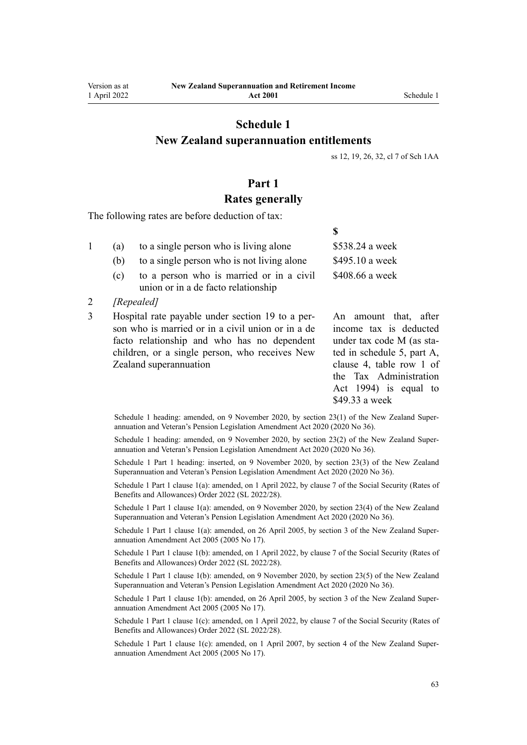# Schedule 1
# New Zealand superannuation entitlements

ss 12, 19, 26, 32, cl 7 of Sch 1AA

## Part 1
## Rates generally

The following rates are before deduction of tax:

| | | | $ |
|---|---|---|---|
| 1 | (a) | to a single person who is living alone | $538.24 a week |
| | (b) | to a single person who is not living alone | $495.10 a week |
| | (c) | to a person who is married or in a civil union or in a de facto relationship | $408.66 a week |
| 2 | *[Repealed]* | | |
| 3 | | Hospital rate payable under section 19 to a person who is married or in a civil union or in a de facto relationship and who has no dependent children, or a single person, who receives New Zealand superannuation | An amount that, after income tax is deducted under tax code M (as stated in schedule 5, part A, clause 4, table row 1 of the Tax Administration Act 1994) is equal to $49.33 a week |

Schedule 1 heading: amended, on 9 November 2020, by section 23(1) of the New Zealand Superannuation and Veteran's Pension Legislation Amendment Act 2020 (2020 No 36).

Schedule 1 heading: amended, on 9 November 2020, by section 23(2) of the New Zealand Superannuation and Veteran's Pension Legislation Amendment Act 2020 (2020 No 36).

Schedule 1 Part 1 heading: inserted, on 9 November 2020, by section 23(3) of the New Zealand Superannuation and Veteran's Pension Legislation Amendment Act 2020 (2020 No 36).

Schedule 1 Part 1 clause 1(a): amended, on 1 April 2022, by clause 7 of the Social Security (Rates of Benefits and Allowances) Order 2022 (SL 2022/28).

Schedule 1 Part 1 clause 1(a): amended, on 9 November 2020, by section 23(4) of the New Zealand Superannuation and Veteran's Pension Legislation Amendment Act 2020 (2020 No 36).

Schedule 1 Part 1 clause 1(a): amended, on 26 April 2005, by section 3 of the New Zealand Superannuation Amendment Act 2005 (2005 No 17).

Schedule 1 Part 1 clause 1(b): amended, on 1 April 2022, by clause 7 of the Social Security (Rates of Benefits and Allowances) Order 2022 (SL 2022/28).

Schedule 1 Part 1 clause 1(b): amended, on 9 November 2020, by section 23(5) of the New Zealand Superannuation and Veteran's Pension Legislation Amendment Act 2020 (2020 No 36).

Schedule 1 Part 1 clause 1(b): amended, on 26 April 2005, by section 3 of the New Zealand Superannuation Amendment Act 2005 (2005 No 17).

Schedule 1 Part 1 clause 1(c): amended, on 1 April 2022, by clause 7 of the Social Security (Rates of Benefits and Allowances) Order 2022 (SL 2022/28).

Schedule 1 Part 1 clause 1(c): amended, on 1 April 2007, by section 4 of the New Zealand Superannuation Amendment Act 2005 (2005 No 17).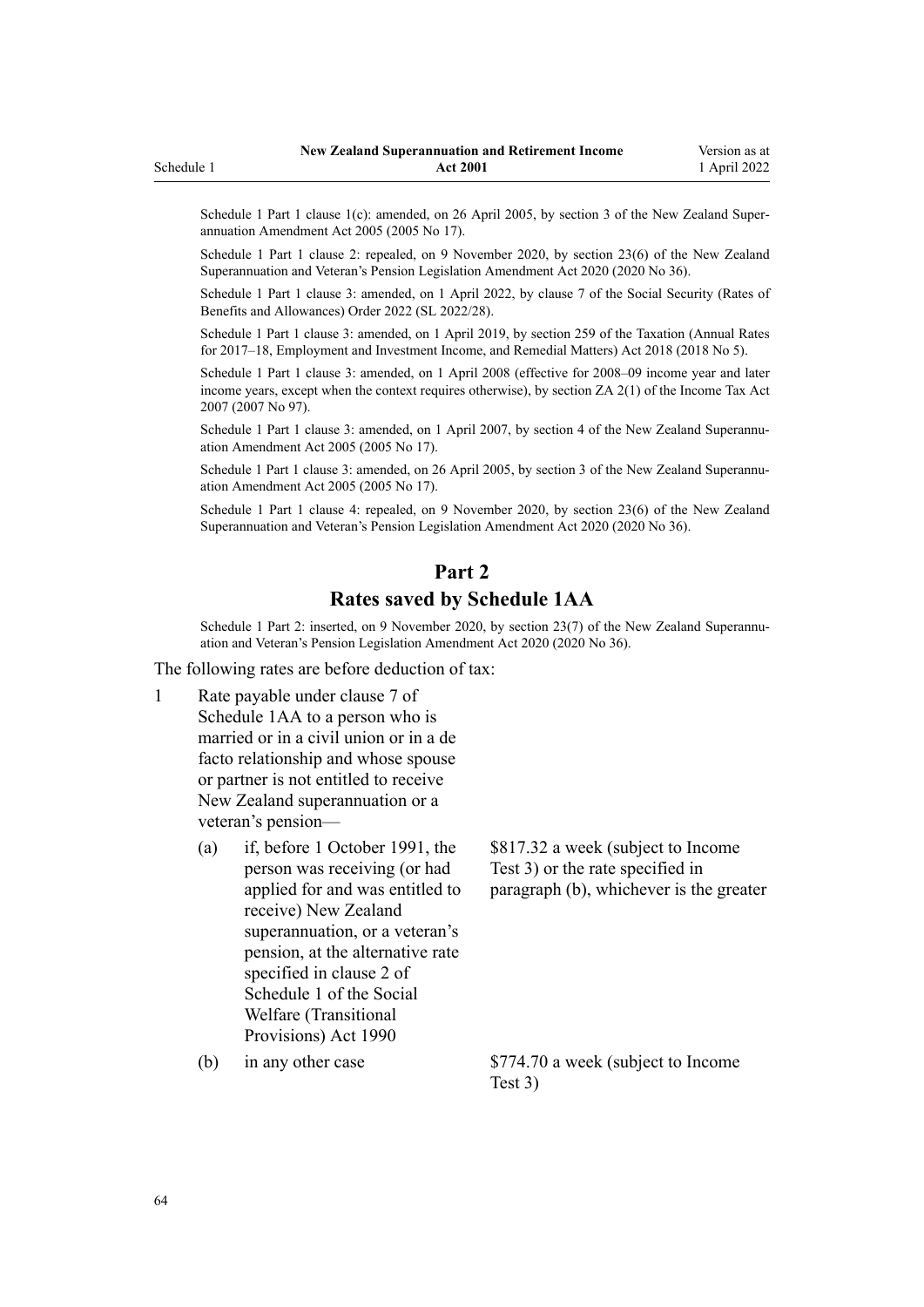Schedule 1 Part 1 clause 1(c): amended, on 26 April 2005, by section 3 of the New Zealand Superannuation Amendment Act 2005 (2005 No 17).

Schedule 1 Part 1 clause 2: repealed, on 9 November 2020, by section 23(6) of the New Zealand Superannuation and Veteran's Pension Legislation Amendment Act 2020 (2020 No 36).

Schedule 1 Part 1 clause 3: amended, on 1 April 2022, by clause 7 of the Social Security (Rates of Benefits and Allowances) Order 2022 (SL 2022/28).

Schedule 1 Part 1 clause 3: amended, on 1 April 2019, by section 259 of the Taxation (Annual Rates for 2017–18, Employment and Investment Income, and Remedial Matters) Act 2018 (2018 No 5).

Schedule 1 Part 1 clause 3: amended, on 1 April 2008 (effective for 2008–09 income year and later income years, except when the context requires otherwise), by section ZA 2(1) of the Income Tax Act 2007 (2007 No 97).

Schedule 1 Part 1 clause 3: amended, on 1 April 2007, by section 4 of the New Zealand Superannuation Amendment Act 2005 (2005 No 17).

Schedule 1 Part 1 clause 3: amended, on 26 April 2005, by section 3 of the New Zealand Superannuation Amendment Act 2005 (2005 No 17).

Schedule 1 Part 1 clause 4: repealed, on 9 November 2020, by section 23(6) of the New Zealand Superannuation and Veteran's Pension Legislation Amendment Act 2020 (2020 No 36).

## Part 2
## Rates saved by Schedule 1AA

Schedule 1 Part 2: inserted, on 9 November 2020, by section 23(7) of the New Zealand Superannuation and Veteran's Pension Legislation Amendment Act 2020 (2020 No 36).

The following rates are before deduction of tax:

1 Rate payable under clause 7 of Schedule 1AA to a person who is married or in a civil union or in a de facto relationship and whose spouse or partner is not entitled to receive New Zealand superannuation or a veteran's pension—

| | | |
|---|---|---|
| (a) | if, before 1 October 1991, the person was receiving (or had applied for and was entitled to receive) New Zealand superannuation, or a veteran's pension, at the alternative rate specified in clause 2 of Schedule 1 of the Social Welfare (Transitional Provisions) Act 1990 | $817.32 a week (subject to Income Test 3) or the rate specified in paragraph (b), whichever is the greater |
| (b) | in any other case | $774.70 a week (subject to Income Test 3) |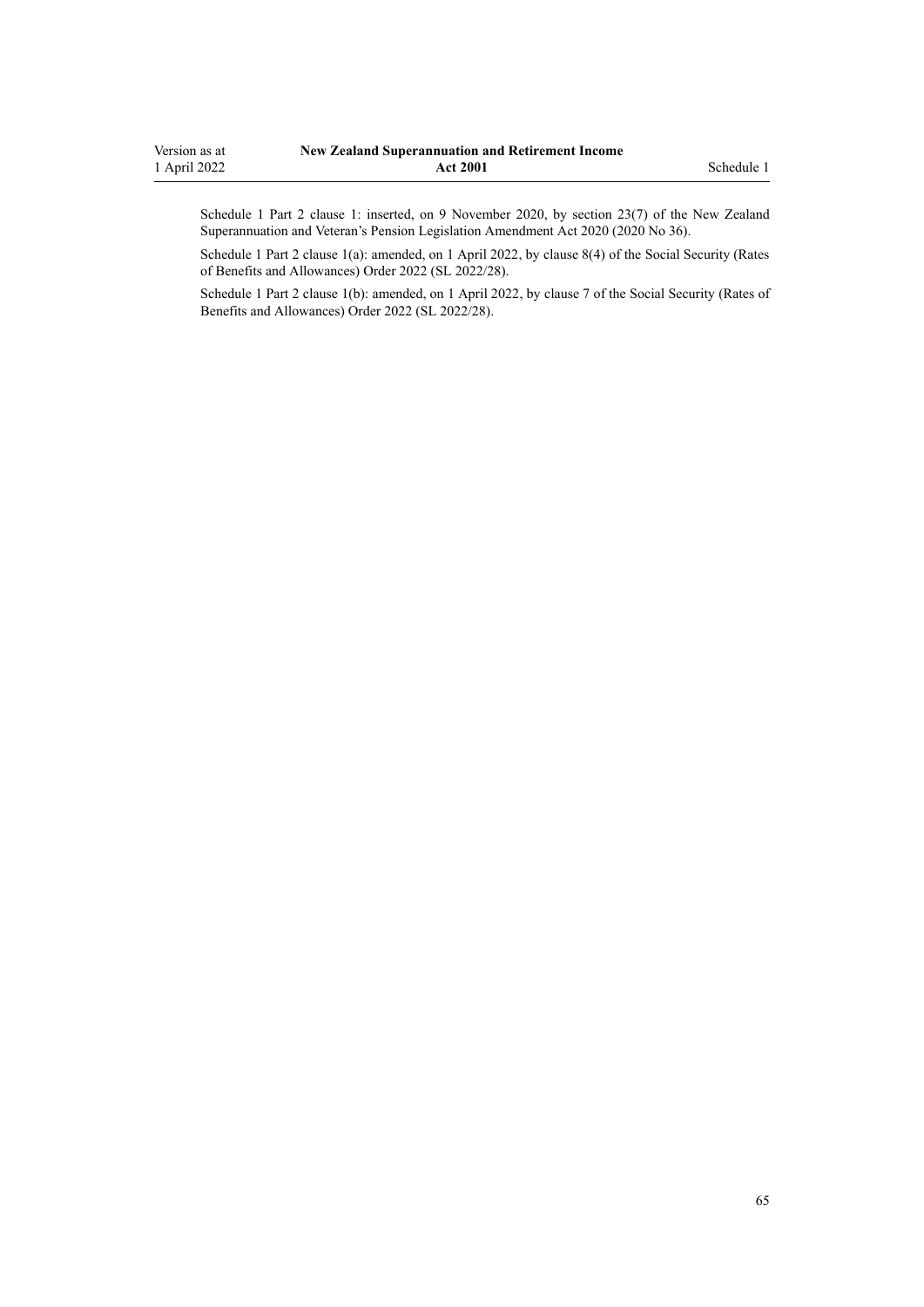Schedule 1 Part 2 clause 1: inserted, on 9 November 2020, by section 23(7) of the New Zealand Superannuation and Veteran's Pension Legislation Amendment Act 2020 (2020 No 36).

Schedule 1 Part 2 clause 1(a): amended, on 1 April 2022, by clause 8(4) of the Social Security (Rates of Benefits and Allowances) Order 2022 (SL 2022/28).

Schedule 1 Part 2 clause 1(b): amended, on 1 April 2022, by clause 7 of the Social Security (Rates of Benefits and Allowances) Order 2022 (SL 2022/28).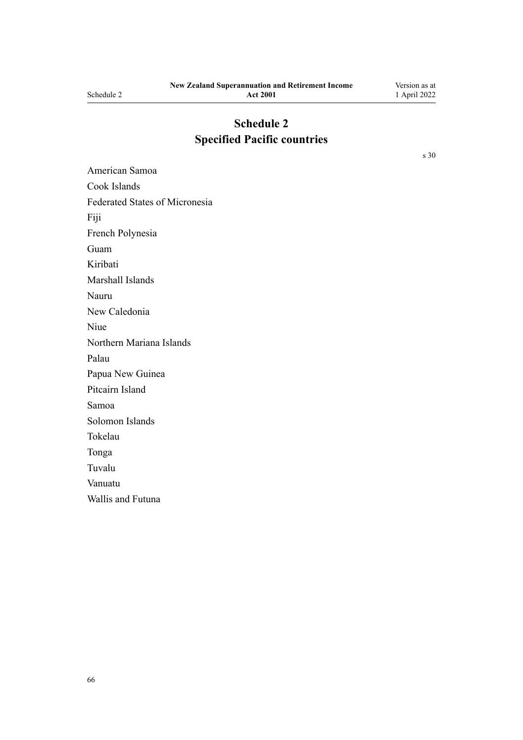# Schedule 2
## Specified Pacific countries

s 30

American Samoa

Cook Islands

Federated States of Micronesia

Fiji

French Polynesia

Guam

Kiribati

Marshall Islands

Nauru

New Caledonia

Niue

Northern Mariana Islands

Palau

Papua New Guinea

Pitcairn Island

Samoa

Solomon Islands

Tokelau

Tonga

Tuvalu

Vanuatu

Wallis and Futuna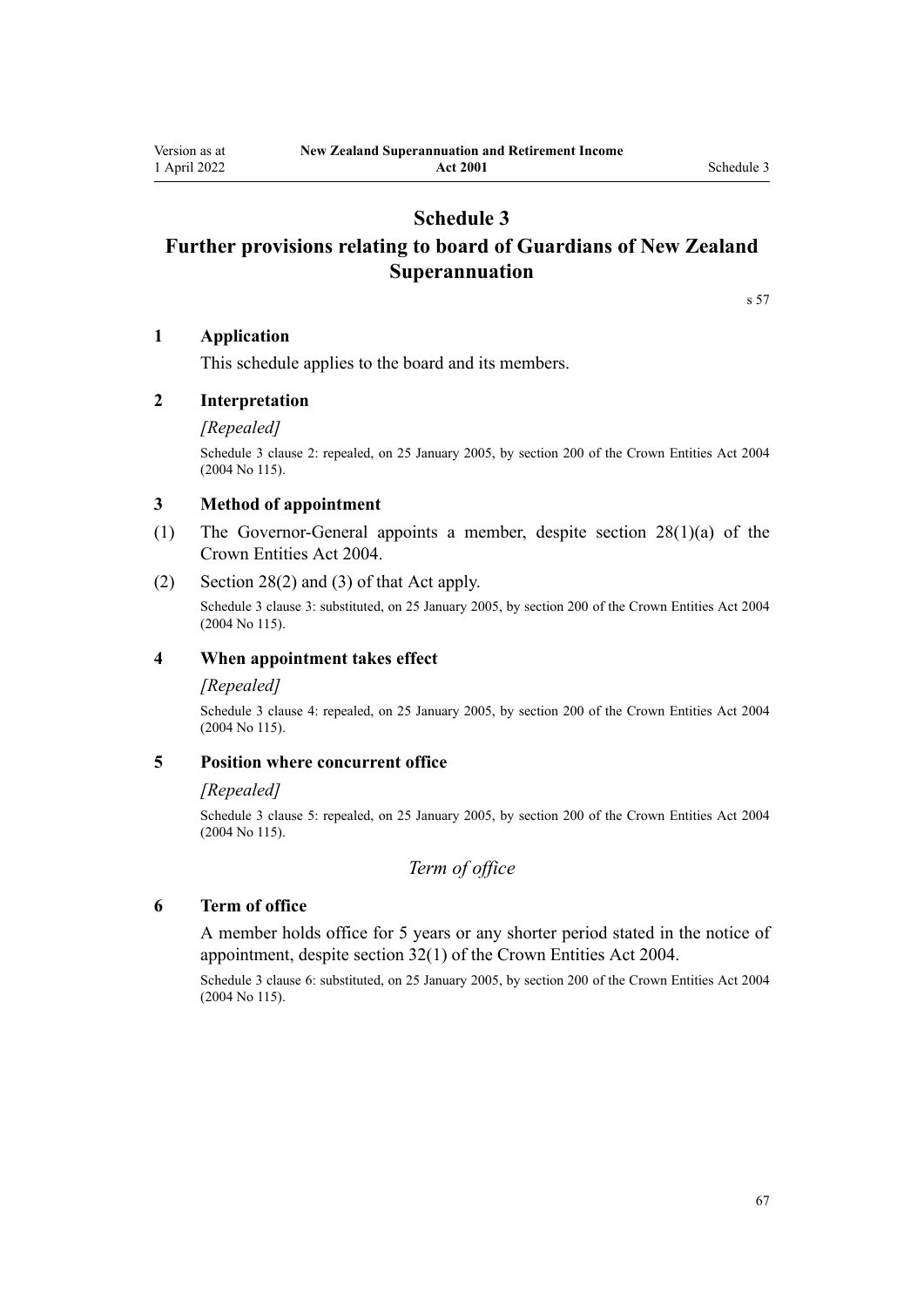# Schedule 3
# Further provisions relating to board of Guardians of New Zealand Superannuation

s 57

### 1 Application

This schedule applies to the board and its members.

### 2 Interpretation

*[Repealed]*

Schedule 3 clause 2: repealed, on 25 January 2005, by section 200 of the Crown Entities Act 2004 (2004 No 115).

### 3 Method of appointment

(1) The Governor-General appoints a member, despite section 28(1)(a) of the Crown Entities Act 2004.

(2) Section 28(2) and (3) of that Act apply.

Schedule 3 clause 3: substituted, on 25 January 2005, by section 200 of the Crown Entities Act 2004 (2004 No 115).

### 4 When appointment takes effect

*[Repealed]*

Schedule 3 clause 4: repealed, on 25 January 2005, by section 200 of the Crown Entities Act 2004 (2004 No 115).

### 5 Position where concurrent office

*[Repealed]*

Schedule 3 clause 5: repealed, on 25 January 2005, by section 200 of the Crown Entities Act 2004 (2004 No 115).

## *Term of office*

### 6 Term of office

A member holds office for 5 years or any shorter period stated in the notice of appointment, despite section 32(1) of the Crown Entities Act 2004.

Schedule 3 clause 6: substituted, on 25 January 2005, by section 200 of the Crown Entities Act 2004 (2004 No 115).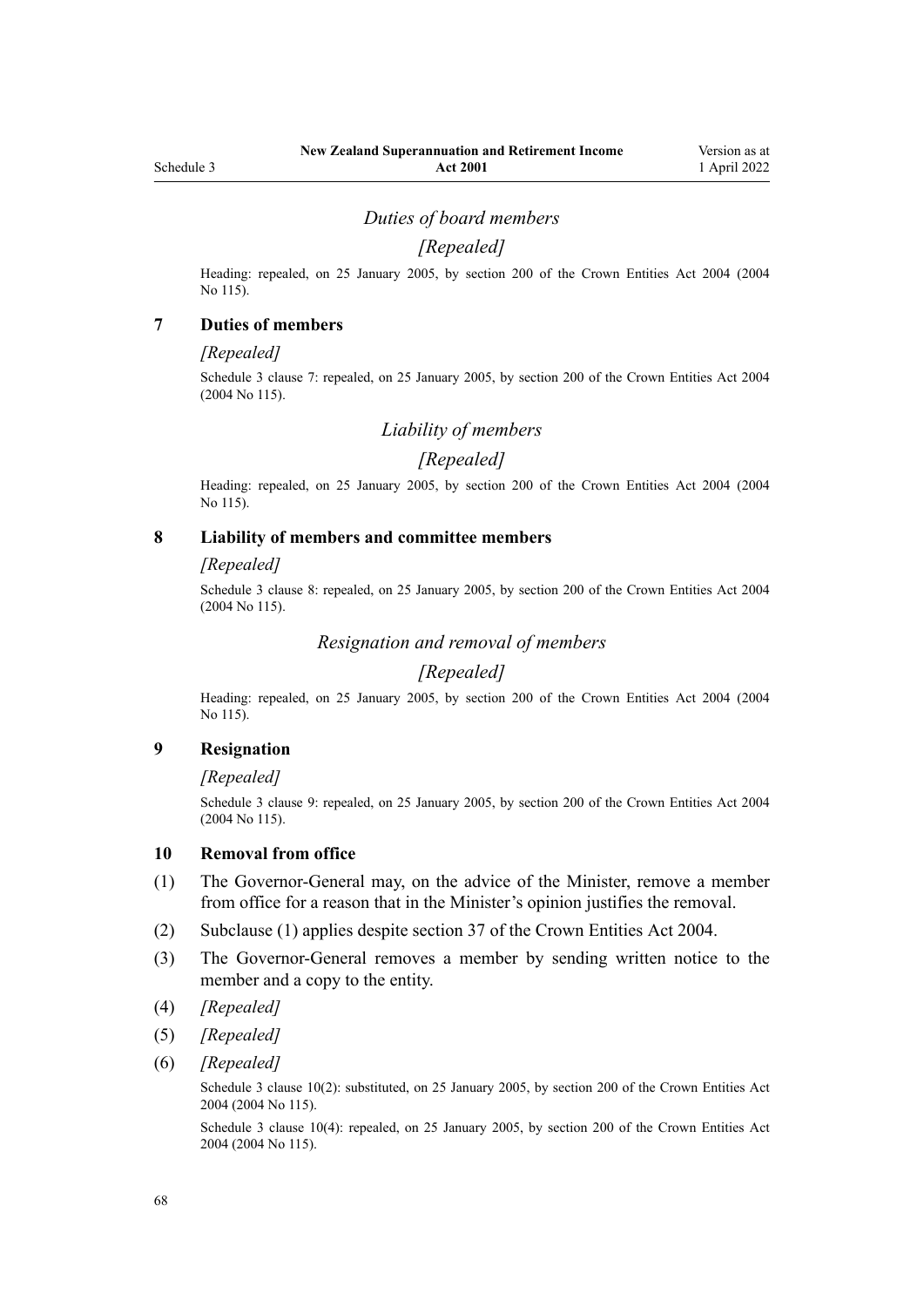### *Duties of board members*

### *[Repealed]*

Heading: repealed, on 25 January 2005, by section 200 of the Crown Entities Act 2004 (2004 No 115).

**7 Duties of members**

*[Repealed]*

Schedule 3 clause 7: repealed, on 25 January 2005, by section 200 of the Crown Entities Act 2004 (2004 No 115).

### *Liability of members*

### *[Repealed]*

Heading: repealed, on 25 January 2005, by section 200 of the Crown Entities Act 2004 (2004 No 115).

**8 Liability of members and committee members**

*[Repealed]*

Schedule 3 clause 8: repealed, on 25 January 2005, by section 200 of the Crown Entities Act 2004 (2004 No 115).

### *Resignation and removal of members*

### *[Repealed]*

Heading: repealed, on 25 January 2005, by section 200 of the Crown Entities Act 2004 (2004 No 115).

**9 Resignation**

*[Repealed]*

Schedule 3 clause 9: repealed, on 25 January 2005, by section 200 of the Crown Entities Act 2004 (2004 No 115).

**10 Removal from office**

(1) The Governor-General may, on the advice of the Minister, remove a member from office for a reason that in the Minister's opinion justifies the removal.

(2) Subclause (1) applies despite section 37 of the Crown Entities Act 2004.

(3) The Governor-General removes a member by sending written notice to the member and a copy to the entity.

(4) *[Repealed]*

(5) *[Repealed]*

(6) *[Repealed]*

Schedule 3 clause 10(2): substituted, on 25 January 2005, by section 200 of the Crown Entities Act 2004 (2004 No 115).

Schedule 3 clause 10(4): repealed, on 25 January 2005, by section 200 of the Crown Entities Act 2004 (2004 No 115).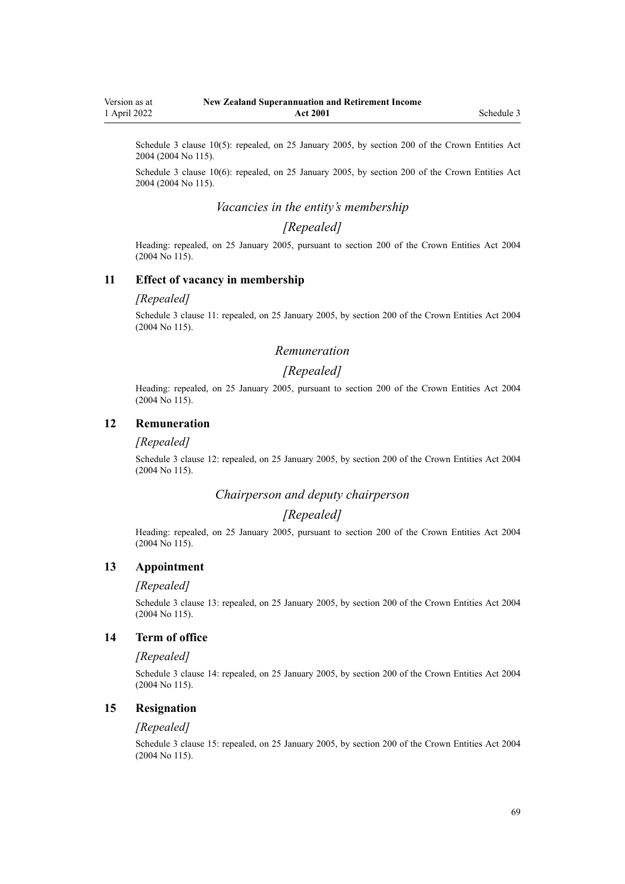Schedule 3 clause 10(5): repealed, on 25 January 2005, by section 200 of the Crown Entities Act 2004 (2004 No 115).

Schedule 3 clause 10(6): repealed, on 25 January 2005, by section 200 of the Crown Entities Act 2004 (2004 No 115).

### *Vacancies in the entity's membership*

### *[Repealed]*

Heading: repealed, on 25 January 2005, pursuant to section 200 of the Crown Entities Act 2004 (2004 No 115).

## 11 Effect of vacancy in membership

*[Repealed]*

Schedule 3 clause 11: repealed, on 25 January 2005, by section 200 of the Crown Entities Act 2004 (2004 No 115).

### *Remuneration*

### *[Repealed]*

Heading: repealed, on 25 January 2005, pursuant to section 200 of the Crown Entities Act 2004 (2004 No 115).

## 12 Remuneration

*[Repealed]*

Schedule 3 clause 12: repealed, on 25 January 2005, by section 200 of the Crown Entities Act 2004 (2004 No 115).

### *Chairperson and deputy chairperson*

### *[Repealed]*

Heading: repealed, on 25 January 2005, pursuant to section 200 of the Crown Entities Act 2004 (2004 No 115).

## 13 Appointment

*[Repealed]*

Schedule 3 clause 13: repealed, on 25 January 2005, by section 200 of the Crown Entities Act 2004 (2004 No 115).

## 14 Term of office

*[Repealed]*

Schedule 3 clause 14: repealed, on 25 January 2005, by section 200 of the Crown Entities Act 2004 (2004 No 115).

## 15 Resignation

*[Repealed]*

Schedule 3 clause 15: repealed, on 25 January 2005, by section 200 of the Crown Entities Act 2004 (2004 No 115).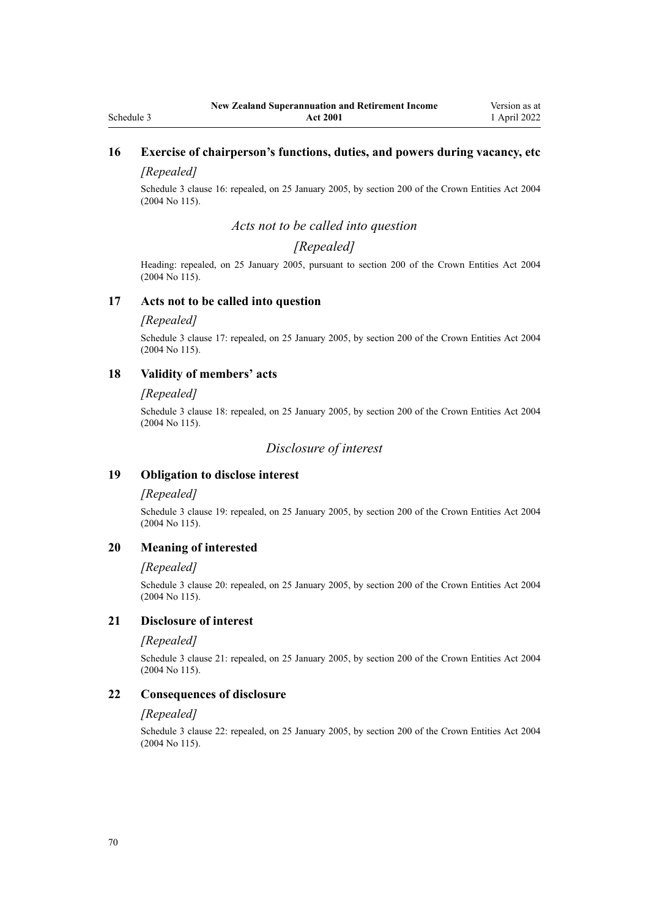### 16 Exercise of chairperson's functions, duties, and powers during vacancy, etc

*[Repealed]*

Schedule 3 clause 16: repealed, on 25 January 2005, by section 200 of the Crown Entities Act 2004 (2004 No 115).

*Acts not to be called into question*

*[Repealed]*

Heading: repealed, on 25 January 2005, pursuant to section 200 of the Crown Entities Act 2004 (2004 No 115).

### 17 Acts not to be called into question

*[Repealed]*

Schedule 3 clause 17: repealed, on 25 January 2005, by section 200 of the Crown Entities Act 2004 (2004 No 115).

### 18 Validity of members' acts

*[Repealed]*

Schedule 3 clause 18: repealed, on 25 January 2005, by section 200 of the Crown Entities Act 2004 (2004 No 115).

*Disclosure of interest*

### 19 Obligation to disclose interest

*[Repealed]*

Schedule 3 clause 19: repealed, on 25 January 2005, by section 200 of the Crown Entities Act 2004 (2004 No 115).

### 20 Meaning of interested

*[Repealed]*

Schedule 3 clause 20: repealed, on 25 January 2005, by section 200 of the Crown Entities Act 2004 (2004 No 115).

### 21 Disclosure of interest

*[Repealed]*

Schedule 3 clause 21: repealed, on 25 January 2005, by section 200 of the Crown Entities Act 2004 (2004 No 115).

### 22 Consequences of disclosure

*[Repealed]*

Schedule 3 clause 22: repealed, on 25 January 2005, by section 200 of the Crown Entities Act 2004 (2004 No 115).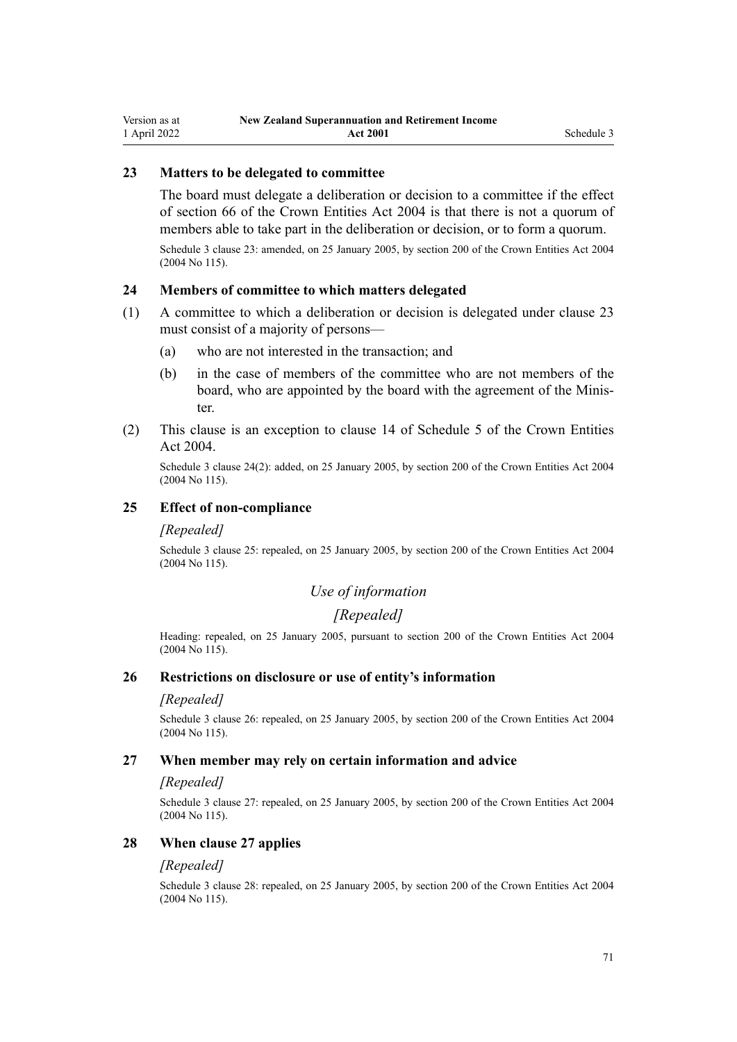### 23 Matters to be delegated to committee

The board must delegate a deliberation or decision to a committee if the effect of section 66 of the Crown Entities Act 2004 is that there is not a quorum of members able to take part in the deliberation or decision, or to form a quorum.

Schedule 3 clause 23: amended, on 25 January 2005, by section 200 of the Crown Entities Act 2004 (2004 No 115).

### 24 Members of committee to which matters delegated

(1) A committee to which a deliberation or decision is delegated under clause 23 must consist of a majority of persons—

(a) who are not interested in the transaction; and

(b) in the case of members of the committee who are not members of the board, who are appointed by the board with the agreement of the Minister.

(2) This clause is an exception to clause 14 of Schedule 5 of the Crown Entities Act 2004.

Schedule 3 clause 24(2): added, on 25 January 2005, by section 200 of the Crown Entities Act 2004 (2004 No 115).

### 25 Effect of non-compliance

*[Repealed]*

Schedule 3 clause 25: repealed, on 25 January 2005, by section 200 of the Crown Entities Act 2004 (2004 No 115).

*Use of information*

*[Repealed]*

Heading: repealed, on 25 January 2005, pursuant to section 200 of the Crown Entities Act 2004 (2004 No 115).

### 26 Restrictions on disclosure or use of entity's information

*[Repealed]*

Schedule 3 clause 26: repealed, on 25 January 2005, by section 200 of the Crown Entities Act 2004 (2004 No 115).

### 27 When member may rely on certain information and advice

*[Repealed]*

Schedule 3 clause 27: repealed, on 25 January 2005, by section 200 of the Crown Entities Act 2004 (2004 No 115).

### 28 When clause 27 applies

*[Repealed]*

Schedule 3 clause 28: repealed, on 25 January 2005, by section 200 of the Crown Entities Act 2004 (2004 No 115).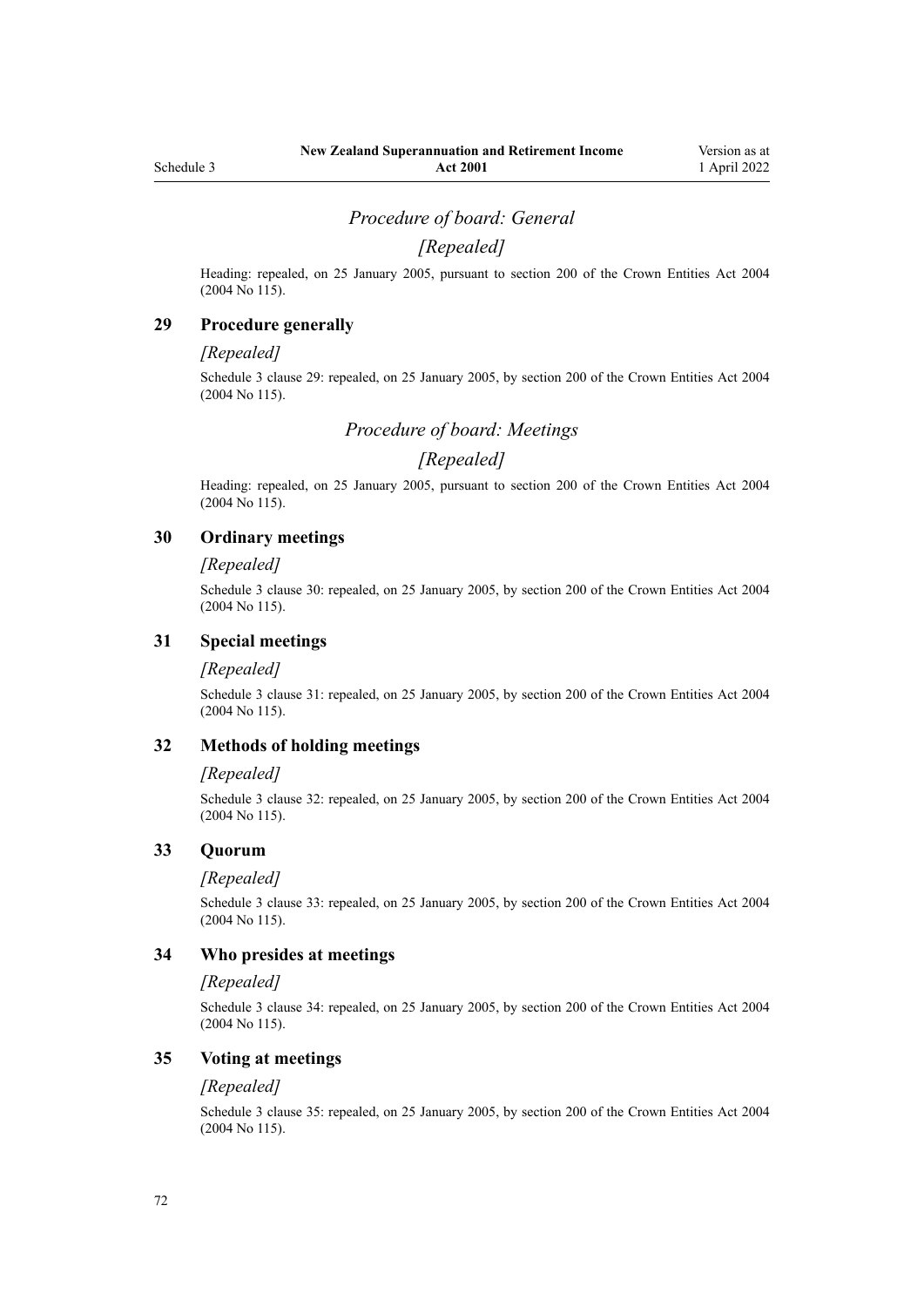### *Procedure of board: General*

### *[Repealed]*

Heading: repealed, on 25 January 2005, pursuant to section 200 of the Crown Entities Act 2004 (2004 No 115).

## 29 Procedure generally

*[Repealed]*

Schedule 3 clause 29: repealed, on 25 January 2005, by section 200 of the Crown Entities Act 2004 (2004 No 115).

### *Procedure of board: Meetings*

### *[Repealed]*

Heading: repealed, on 25 January 2005, pursuant to section 200 of the Crown Entities Act 2004 (2004 No 115).

## 30 Ordinary meetings

*[Repealed]*

Schedule 3 clause 30: repealed, on 25 January 2005, by section 200 of the Crown Entities Act 2004 (2004 No 115).

## 31 Special meetings

*[Repealed]*

Schedule 3 clause 31: repealed, on 25 January 2005, by section 200 of the Crown Entities Act 2004 (2004 No 115).

## 32 Methods of holding meetings

*[Repealed]*

Schedule 3 clause 32: repealed, on 25 January 2005, by section 200 of the Crown Entities Act 2004 (2004 No 115).

## 33 Quorum

*[Repealed]*

Schedule 3 clause 33: repealed, on 25 January 2005, by section 200 of the Crown Entities Act 2004 (2004 No 115).

## 34 Who presides at meetings

*[Repealed]*

Schedule 3 clause 34: repealed, on 25 January 2005, by section 200 of the Crown Entities Act 2004 (2004 No 115).

## 35 Voting at meetings

*[Repealed]*

Schedule 3 clause 35: repealed, on 25 January 2005, by section 200 of the Crown Entities Act 2004 (2004 No 115).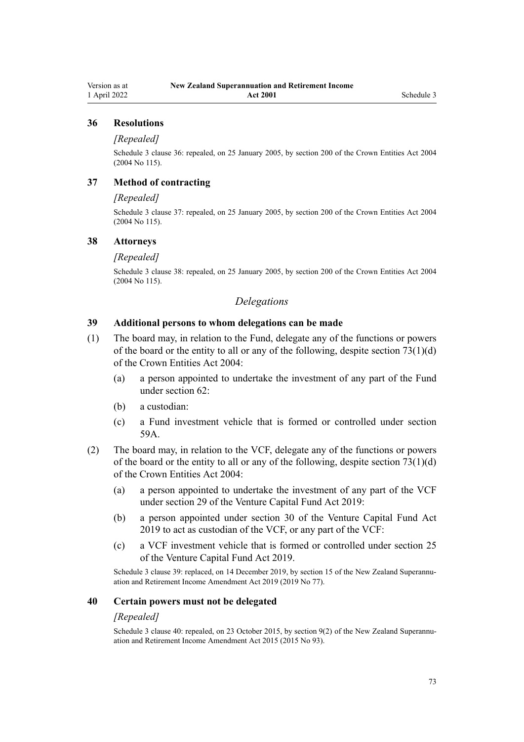### 36 Resolutions

*[Repealed]*

Schedule 3 clause 36: repealed, on 25 January 2005, by section 200 of the Crown Entities Act 2004 (2004 No 115).

### 37 Method of contracting

*[Repealed]*

Schedule 3 clause 37: repealed, on 25 January 2005, by section 200 of the Crown Entities Act 2004 (2004 No 115).

### 38 Attorneys

*[Repealed]*

Schedule 3 clause 38: repealed, on 25 January 2005, by section 200 of the Crown Entities Act 2004 (2004 No 115).

## *Delegations*

### 39 Additional persons to whom delegations can be made

(1) The board may, in relation to the Fund, delegate any of the functions or powers of the board or the entity to all or any of the following, despite section 73(1)(d) of the Crown Entities Act 2004:

- (a) a person appointed to undertake the investment of any part of the Fund under section 62:
- (b) a custodian:
- (c) a Fund investment vehicle that is formed or controlled under section 59A.

(2) The board may, in relation to the VCF, delegate any of the functions or powers of the board or the entity to all or any of the following, despite section 73(1)(d) of the Crown Entities Act 2004:

- (a) a person appointed to undertake the investment of any part of the VCF under section 29 of the Venture Capital Fund Act 2019:
- (b) a person appointed under section 30 of the Venture Capital Fund Act 2019 to act as custodian of the VCF, or any part of the VCF:
- (c) a VCF investment vehicle that is formed or controlled under section 25 of the Venture Capital Fund Act 2019.

Schedule 3 clause 39: replaced, on 14 December 2019, by section 15 of the New Zealand Superannuation and Retirement Income Amendment Act 2019 (2019 No 77).

### 40 Certain powers must not be delegated

*[Repealed]*

Schedule 3 clause 40: repealed, on 23 October 2015, by section 9(2) of the New Zealand Superannuation and Retirement Income Amendment Act 2015 (2015 No 93).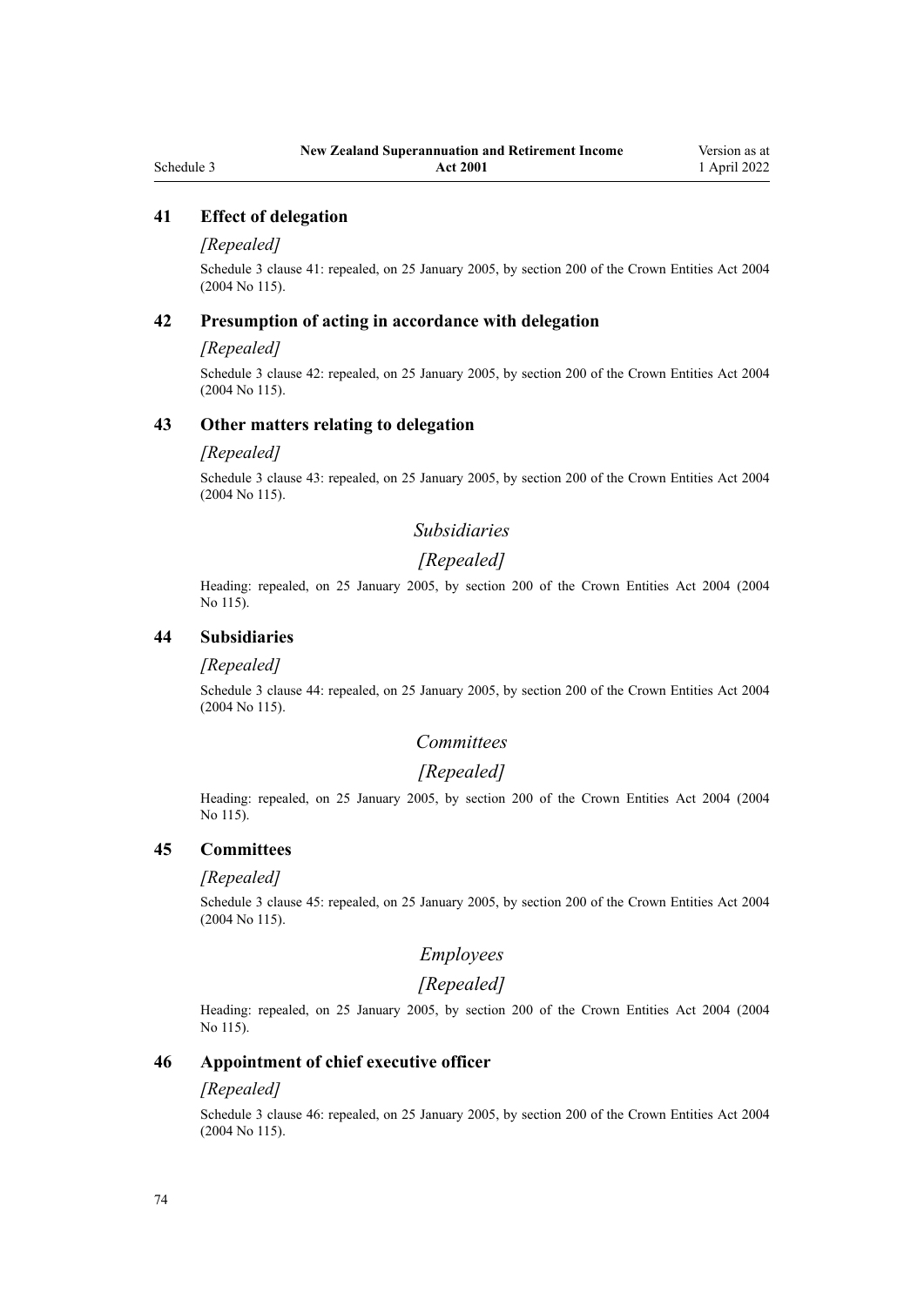### 41 Effect of delegation

*[Repealed]*

Schedule 3 clause 41: repealed, on 25 January 2005, by section 200 of the Crown Entities Act 2004 (2004 No 115).

### 42 Presumption of acting in accordance with delegation

*[Repealed]*

Schedule 3 clause 42: repealed, on 25 January 2005, by section 200 of the Crown Entities Act 2004 (2004 No 115).

### 43 Other matters relating to delegation

*[Repealed]*

Schedule 3 clause 43: repealed, on 25 January 2005, by section 200 of the Crown Entities Act 2004 (2004 No 115).

*Subsidiaries*

*[Repealed]*

Heading: repealed, on 25 January 2005, by section 200 of the Crown Entities Act 2004 (2004 No 115).

### 44 Subsidiaries

*[Repealed]*

Schedule 3 clause 44: repealed, on 25 January 2005, by section 200 of the Crown Entities Act 2004 (2004 No 115).

*Committees*

*[Repealed]*

Heading: repealed, on 25 January 2005, by section 200 of the Crown Entities Act 2004 (2004 No 115).

### 45 Committees

*[Repealed]*

Schedule 3 clause 45: repealed, on 25 January 2005, by section 200 of the Crown Entities Act 2004 (2004 No 115).

*Employees*

*[Repealed]*

Heading: repealed, on 25 January 2005, by section 200 of the Crown Entities Act 2004 (2004 No 115).

### 46 Appointment of chief executive officer

*[Repealed]*

Schedule 3 clause 46: repealed, on 25 January 2005, by section 200 of the Crown Entities Act 2004 (2004 No 115).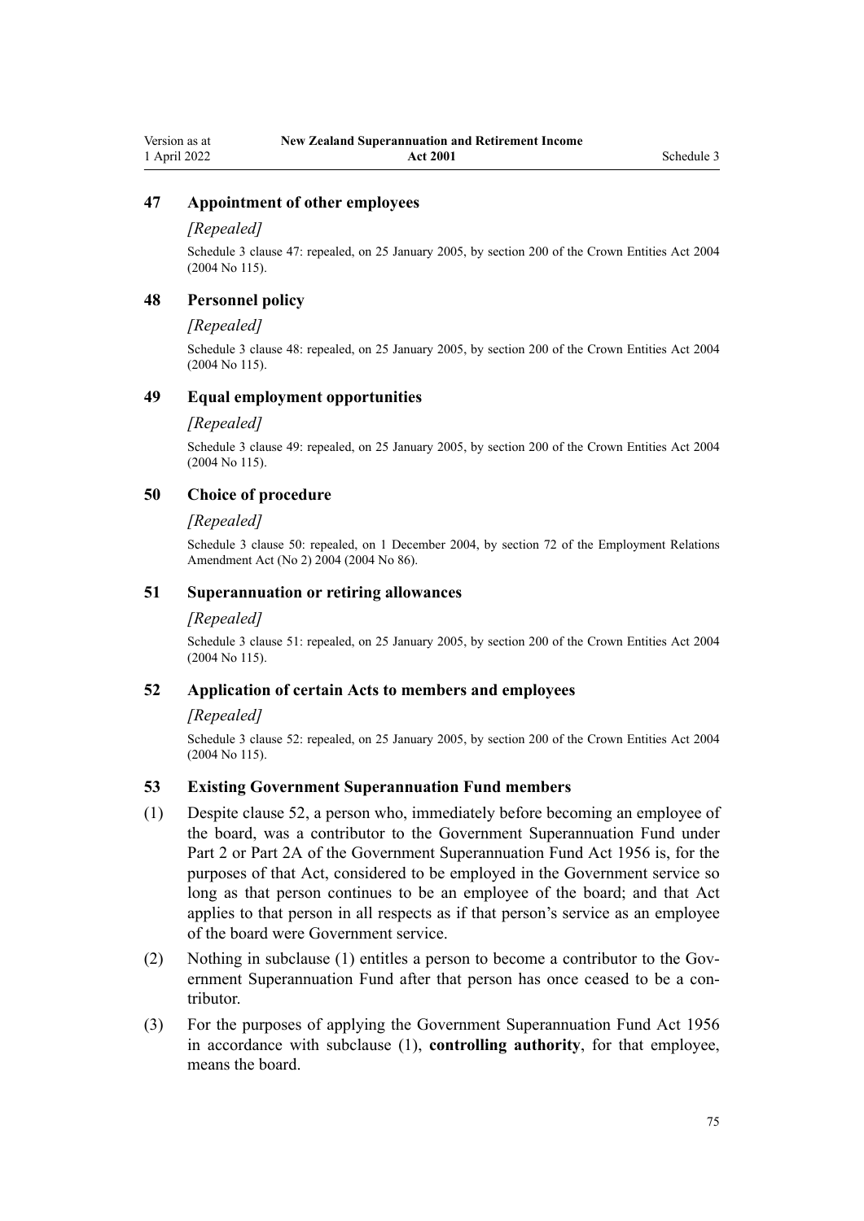### 47 Appointment of other employees

*[Repealed]*

Schedule 3 clause 47: repealed, on 25 January 2005, by section 200 of the Crown Entities Act 2004 (2004 No 115).

### 48 Personnel policy

*[Repealed]*

Schedule 3 clause 48: repealed, on 25 January 2005, by section 200 of the Crown Entities Act 2004 (2004 No 115).

### 49 Equal employment opportunities

*[Repealed]*

Schedule 3 clause 49: repealed, on 25 January 2005, by section 200 of the Crown Entities Act 2004 (2004 No 115).

### 50 Choice of procedure

*[Repealed]*

Schedule 3 clause 50: repealed, on 1 December 2004, by section 72 of the Employment Relations Amendment Act (No 2) 2004 (2004 No 86).

### 51 Superannuation or retiring allowances

*[Repealed]*

Schedule 3 clause 51: repealed, on 25 January 2005, by section 200 of the Crown Entities Act 2004 (2004 No 115).

### 52 Application of certain Acts to members and employees

*[Repealed]*

Schedule 3 clause 52: repealed, on 25 January 2005, by section 200 of the Crown Entities Act 2004 (2004 No 115).

### 53 Existing Government Superannuation Fund members

(1) Despite clause 52, a person who, immediately before becoming an employee of the board, was a contributor to the Government Superannuation Fund under Part 2 or Part 2A of the Government Superannuation Fund Act 1956 is, for the purposes of that Act, considered to be employed in the Government service so long as that person continues to be an employee of the board; and that Act applies to that person in all respects as if that person's service as an employee of the board were Government service.

(2) Nothing in subclause (1) entitles a person to become a contributor to the Government Superannuation Fund after that person has once ceased to be a contributor.

(3) For the purposes of applying the Government Superannuation Fund Act 1956 in accordance with subclause (1), **controlling authority**, for that employee, means the board.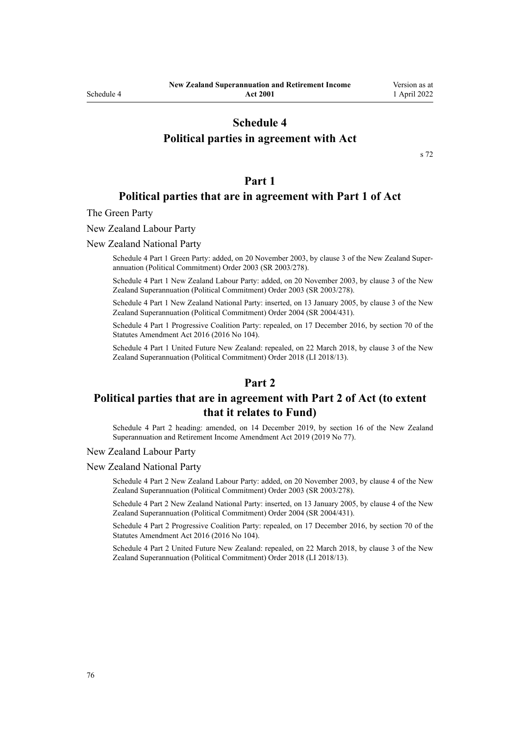# Schedule 4
# Political parties in agreement with Act

s 72

## Part 1
## Political parties that are in agreement with Part 1 of Act

The Green Party

New Zealand Labour Party

New Zealand National Party

Schedule 4 Part 1 Green Party: added, on 20 November 2003, by clause 3 of the New Zealand Superannuation (Political Commitment) Order 2003 (SR 2003/278).

Schedule 4 Part 1 New Zealand Labour Party: added, on 20 November 2003, by clause 3 of the New Zealand Superannuation (Political Commitment) Order 2003 (SR 2003/278).

Schedule 4 Part 1 New Zealand National Party: inserted, on 13 January 2005, by clause 3 of the New Zealand Superannuation (Political Commitment) Order 2004 (SR 2004/431).

Schedule 4 Part 1 Progressive Coalition Party: repealed, on 17 December 2016, by section 70 of the Statutes Amendment Act 2016 (2016 No 104).

Schedule 4 Part 1 United Future New Zealand: repealed, on 22 March 2018, by clause 3 of the New Zealand Superannuation (Political Commitment) Order 2018 (LI 2018/13).

## Part 2
## Political parties that are in agreement with Part 2 of Act (to extent that it relates to Fund)

Schedule 4 Part 2 heading: amended, on 14 December 2019, by section 16 of the New Zealand Superannuation and Retirement Income Amendment Act 2019 (2019 No 77).

New Zealand Labour Party

New Zealand National Party

Schedule 4 Part 2 New Zealand Labour Party: added, on 20 November 2003, by clause 4 of the New Zealand Superannuation (Political Commitment) Order 2003 (SR 2003/278).

Schedule 4 Part 2 New Zealand National Party: inserted, on 13 January 2005, by clause 4 of the New Zealand Superannuation (Political Commitment) Order 2004 (SR 2004/431).

Schedule 4 Part 2 Progressive Coalition Party: repealed, on 17 December 2016, by section 70 of the Statutes Amendment Act 2016 (2016 No 104).

Schedule 4 Part 2 United Future New Zealand: repealed, on 22 March 2018, by clause 3 of the New Zealand Superannuation (Political Commitment) Order 2018 (LI 2018/13).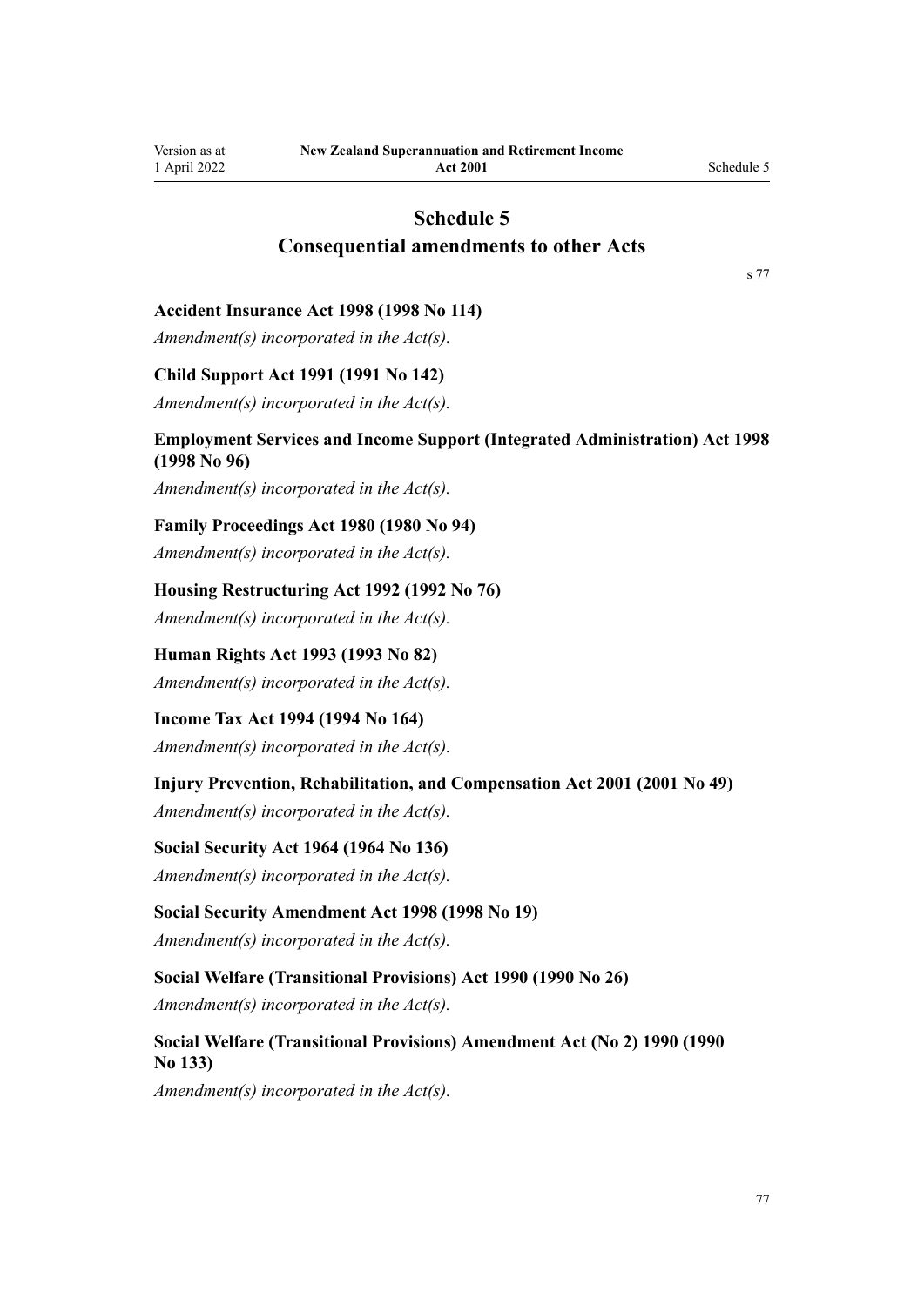# Schedule 5
# Consequential amendments to other Acts

s 77

### Accident Insurance Act 1998 (1998 No 114)

*Amendment(s) incorporated in the Act(s).*

### Child Support Act 1991 (1991 No 142)

*Amendment(s) incorporated in the Act(s).*

### Employment Services and Income Support (Integrated Administration) Act 1998 (1998 No 96)

*Amendment(s) incorporated in the Act(s).*

### Family Proceedings Act 1980 (1980 No 94)

*Amendment(s) incorporated in the Act(s).*

### Housing Restructuring Act 1992 (1992 No 76)

*Amendment(s) incorporated in the Act(s).*

### Human Rights Act 1993 (1993 No 82)

*Amendment(s) incorporated in the Act(s).*

### Income Tax Act 1994 (1994 No 164)

*Amendment(s) incorporated in the Act(s).*

### Injury Prevention, Rehabilitation, and Compensation Act 2001 (2001 No 49)

*Amendment(s) incorporated in the Act(s).*

### Social Security Act 1964 (1964 No 136)

*Amendment(s) incorporated in the Act(s).*

### Social Security Amendment Act 1998 (1998 No 19)

*Amendment(s) incorporated in the Act(s).*

### Social Welfare (Transitional Provisions) Act 1990 (1990 No 26)

*Amendment(s) incorporated in the Act(s).*

### Social Welfare (Transitional Provisions) Amendment Act (No 2) 1990 (1990 No 133)

*Amendment(s) incorporated in the Act(s).*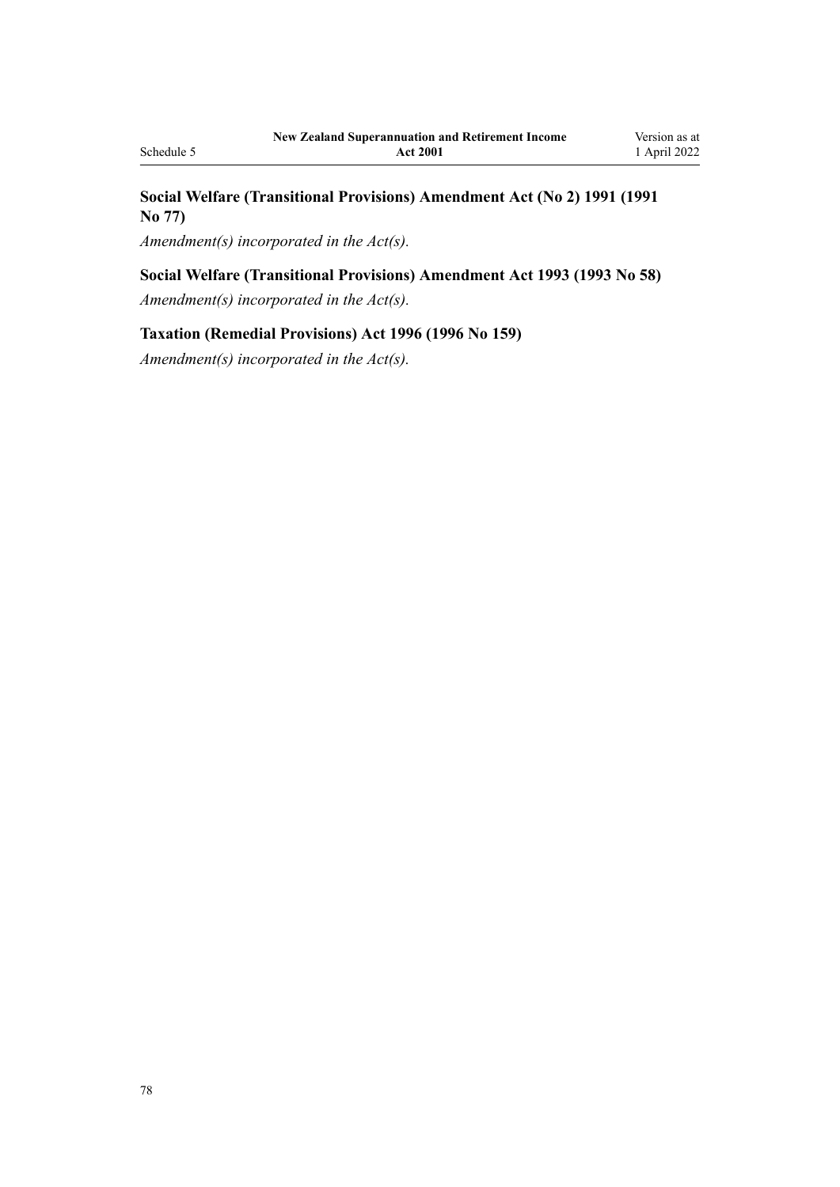**Social Welfare (Transitional Provisions) Amendment Act (No 2) 1991 (1991 No 77)**

*Amendment(s) incorporated in the Act(s).*

**Social Welfare (Transitional Provisions) Amendment Act 1993 (1993 No 58)**

*Amendment(s) incorporated in the Act(s).*

**Taxation (Remedial Provisions) Act 1996 (1996 No 159)**

*Amendment(s) incorporated in the Act(s).*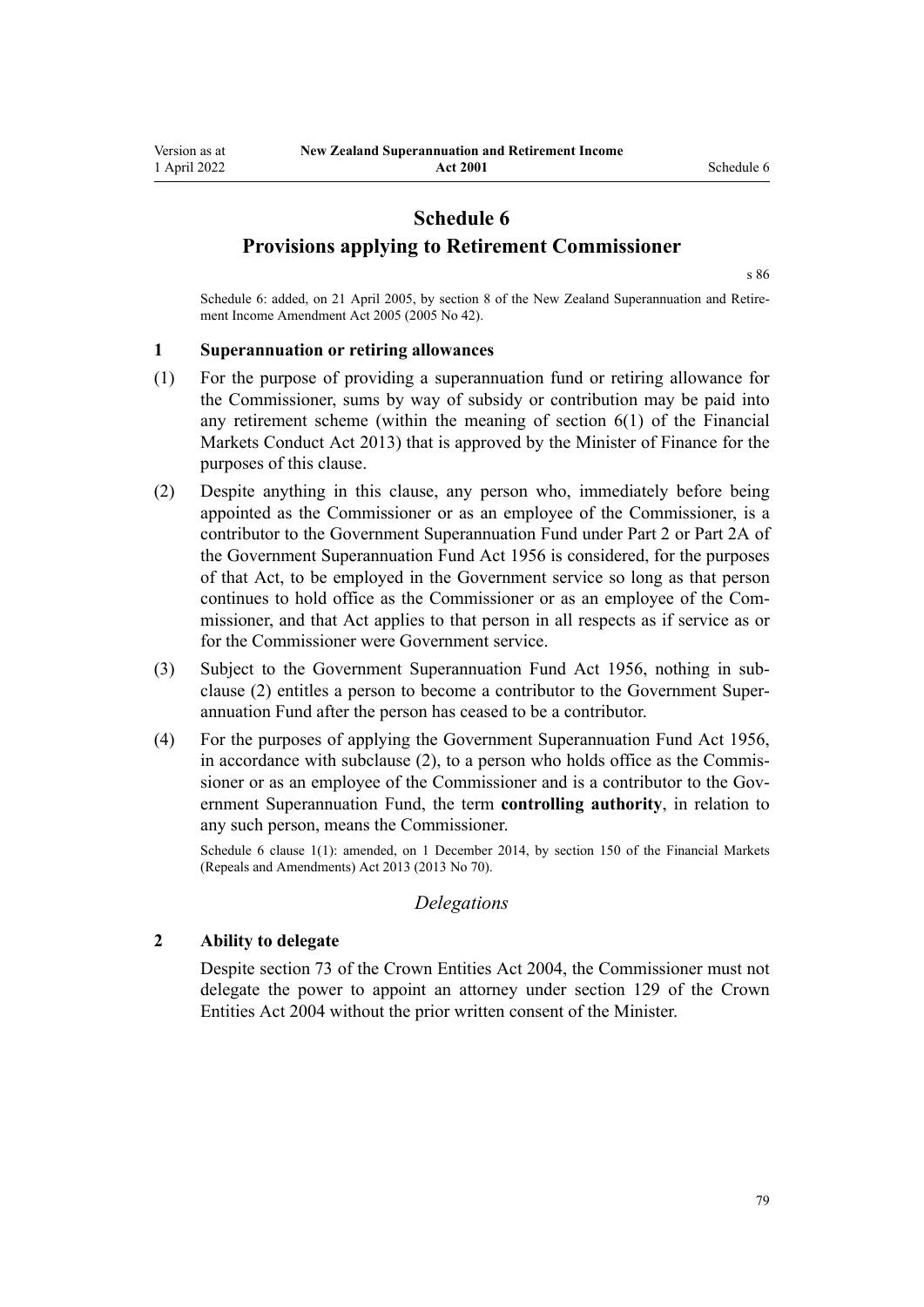# Schedule 6
# Provisions applying to Retirement Commissioner

s 86

Schedule 6: added, on 21 April 2005, by section 8 of the New Zealand Superannuation and Retirement Income Amendment Act 2005 (2005 No 42).

### 1 Superannuation or retiring allowances

(1) For the purpose of providing a superannuation fund or retiring allowance for the Commissioner, sums by way of subsidy or contribution may be paid into any retirement scheme (within the meaning of section 6(1) of the Financial Markets Conduct Act 2013) that is approved by the Minister of Finance for the purposes of this clause.

(2) Despite anything in this clause, any person who, immediately before being appointed as the Commissioner or as an employee of the Commissioner, is a contributor to the Government Superannuation Fund under Part 2 or Part 2A of the Government Superannuation Fund Act 1956 is considered, for the purposes of that Act, to be employed in the Government service so long as that person continues to hold office as the Commissioner or as an employee of the Commissioner, and that Act applies to that person in all respects as if service as or for the Commissioner were Government service.

(3) Subject to the Government Superannuation Fund Act 1956, nothing in subclause (2) entitles a person to become a contributor to the Government Superannuation Fund after the person has ceased to be a contributor.

(4) For the purposes of applying the Government Superannuation Fund Act 1956, in accordance with subclause (2), to a person who holds office as the Commissioner or as an employee of the Commissioner and is a contributor to the Government Superannuation Fund, the term **controlling authority**, in relation to any such person, means the Commissioner.

Schedule 6 clause 1(1): amended, on 1 December 2014, by section 150 of the Financial Markets (Repeals and Amendments) Act 2013 (2013 No 70).

*Delegations*

### 2 Ability to delegate

Despite section 73 of the Crown Entities Act 2004, the Commissioner must not delegate the power to appoint an attorney under section 129 of the Crown Entities Act 2004 without the prior written consent of the Minister.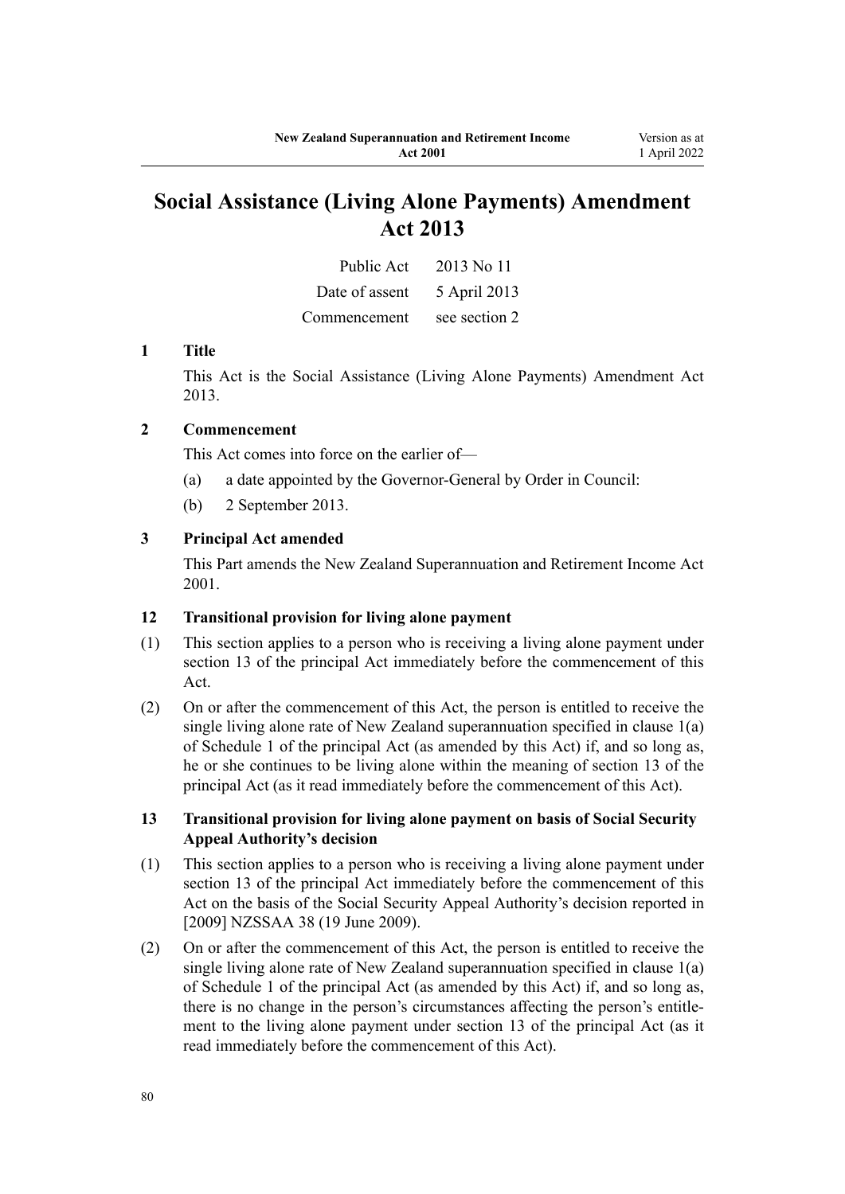# Social Assistance (Living Alone Payments) Amendment Act 2013

| | |
|---|---|
| Public Act | 2013 No 11 |
| Date of assent | 5 April 2013 |
| Commencement | see section 2 |

### 1 Title

This Act is the Social Assistance (Living Alone Payments) Amendment Act 2013.

### 2 Commencement

This Act comes into force on the earlier of—

(a) a date appointed by the Governor-General by Order in Council:

(b) 2 September 2013.

### 3 Principal Act amended

This Part amends the New Zealand Superannuation and Retirement Income Act 2001.

### 12 Transitional provision for living alone payment

(1) This section applies to a person who is receiving a living alone payment under section 13 of the principal Act immediately before the commencement of this Act.

(2) On or after the commencement of this Act, the person is entitled to receive the single living alone rate of New Zealand superannuation specified in clause 1(a) of Schedule 1 of the principal Act (as amended by this Act) if, and so long as, he or she continues to be living alone within the meaning of section 13 of the principal Act (as it read immediately before the commencement of this Act).

### 13 Transitional provision for living alone payment on basis of Social Security Appeal Authority's decision

(1) This section applies to a person who is receiving a living alone payment under section 13 of the principal Act immediately before the commencement of this Act on the basis of the Social Security Appeal Authority's decision reported in [2009] NZSSAA 38 (19 June 2009).

(2) On or after the commencement of this Act, the person is entitled to receive the single living alone rate of New Zealand superannuation specified in clause 1(a) of Schedule 1 of the principal Act (as amended by this Act) if, and so long as, there is no change in the person's circumstances affecting the person's entitlement to the living alone payment under section 13 of the principal Act (as it read immediately before the commencement of this Act).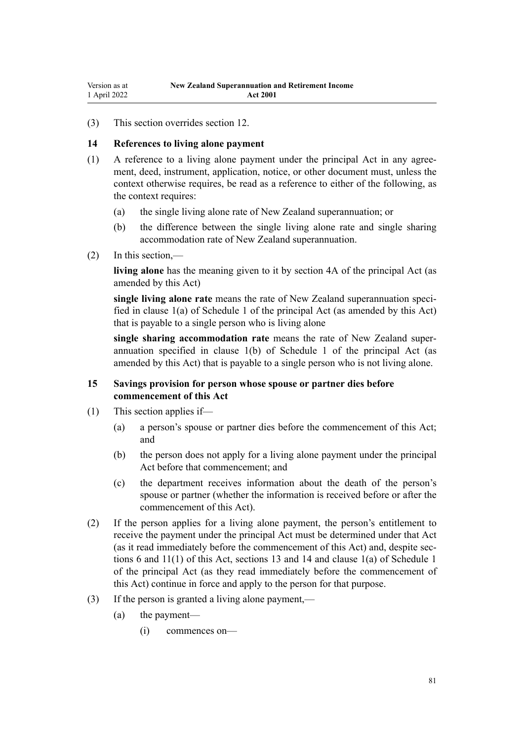(3) This section overrides section 12.

### 14 References to living alone payment

(1) A reference to a living alone payment under the principal Act in any agreement, deed, instrument, application, notice, or other document must, unless the context otherwise requires, be read as a reference to either of the following, as the context requires:

  (a) the single living alone rate of New Zealand superannuation; or

  (b) the difference between the single living alone rate and single sharing accommodation rate of New Zealand superannuation.

(2) In this section,—

**living alone** has the meaning given to it by section 4A of the principal Act (as amended by this Act)

**single living alone rate** means the rate of New Zealand superannuation specified in clause 1(a) of Schedule 1 of the principal Act (as amended by this Act) that is payable to a single person who is living alone

**single sharing accommodation rate** means the rate of New Zealand superannuation specified in clause 1(b) of Schedule 1 of the principal Act (as amended by this Act) that is payable to a single person who is not living alone.

### 15 Savings provision for person whose spouse or partner dies before commencement of this Act

(1) This section applies if—

  (a) a person's spouse or partner dies before the commencement of this Act; and

  (b) the person does not apply for a living alone payment under the principal Act before that commencement; and

  (c) the department receives information about the death of the person's spouse or partner (whether the information is received before or after the commencement of this Act).

(2) If the person applies for a living alone payment, the person's entitlement to receive the payment under the principal Act must be determined under that Act (as it read immediately before the commencement of this Act) and, despite sections 6 and 11(1) of this Act, sections 13 and 14 and clause 1(a) of Schedule 1 of the principal Act (as they read immediately before the commencement of this Act) continue in force and apply to the person for that purpose.

(3) If the person is granted a living alone payment,—

  (a) the payment—

    (i) commences on—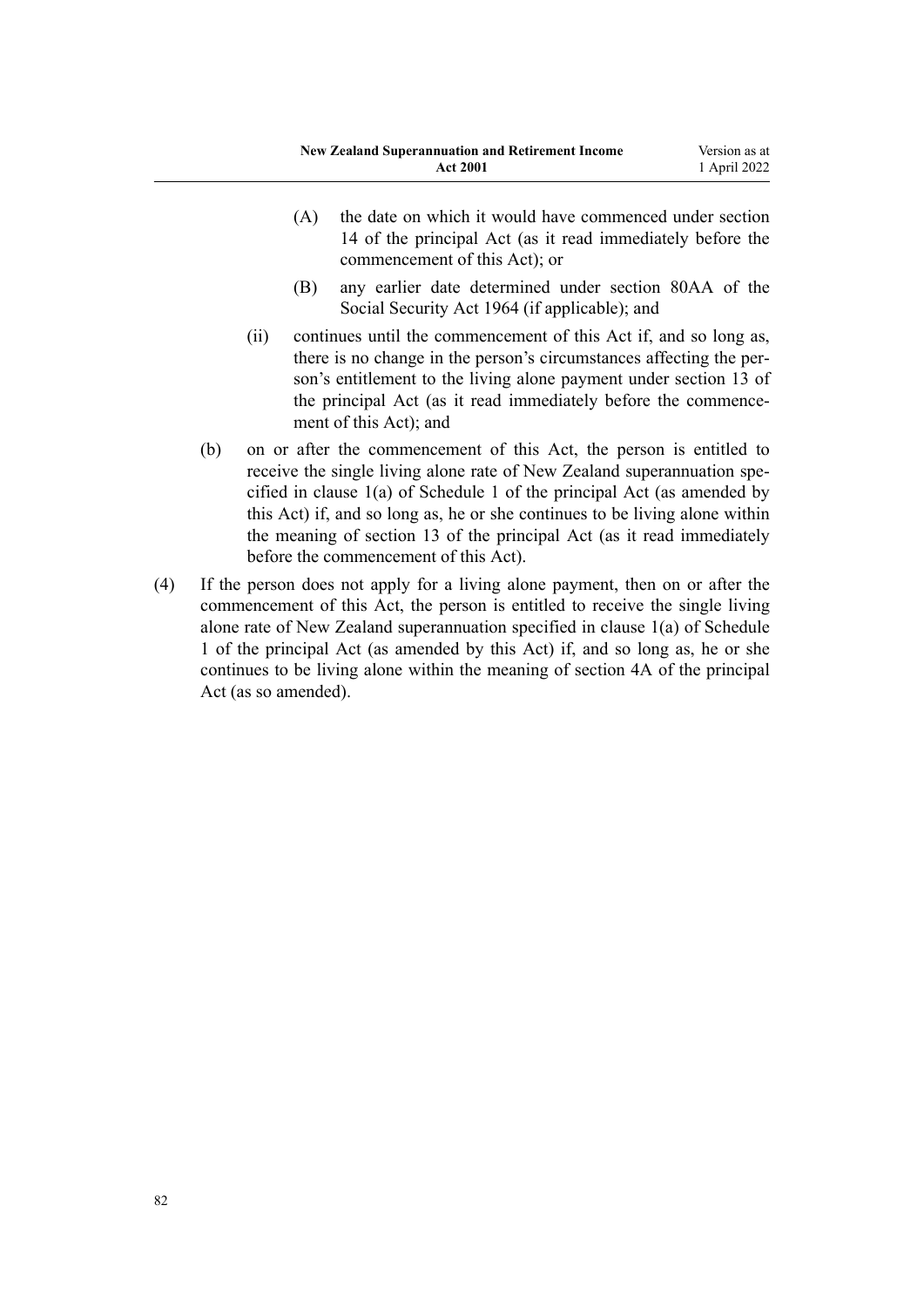(A) the date on which it would have commenced under section 14 of the principal Act (as it read immediately before the commencement of this Act); or

(B) any earlier date determined under section 80AA of the Social Security Act 1964 (if applicable); and

(ii) continues until the commencement of this Act if, and so long as, there is no change in the person's circumstances affecting the person's entitlement to the living alone payment under section 13 of the principal Act (as it read immediately before the commencement of this Act); and

(b) on or after the commencement of this Act, the person is entitled to receive the single living alone rate of New Zealand superannuation specified in clause 1(a) of Schedule 1 of the principal Act (as amended by this Act) if, and so long as, he or she continues to be living alone within the meaning of section 13 of the principal Act (as it read immediately before the commencement of this Act).

(4) If the person does not apply for a living alone payment, then on or after the commencement of this Act, the person is entitled to receive the single living alone rate of New Zealand superannuation specified in clause 1(a) of Schedule 1 of the principal Act (as amended by this Act) if, and so long as, he or she continues to be living alone within the meaning of section 4A of the principal Act (as so amended).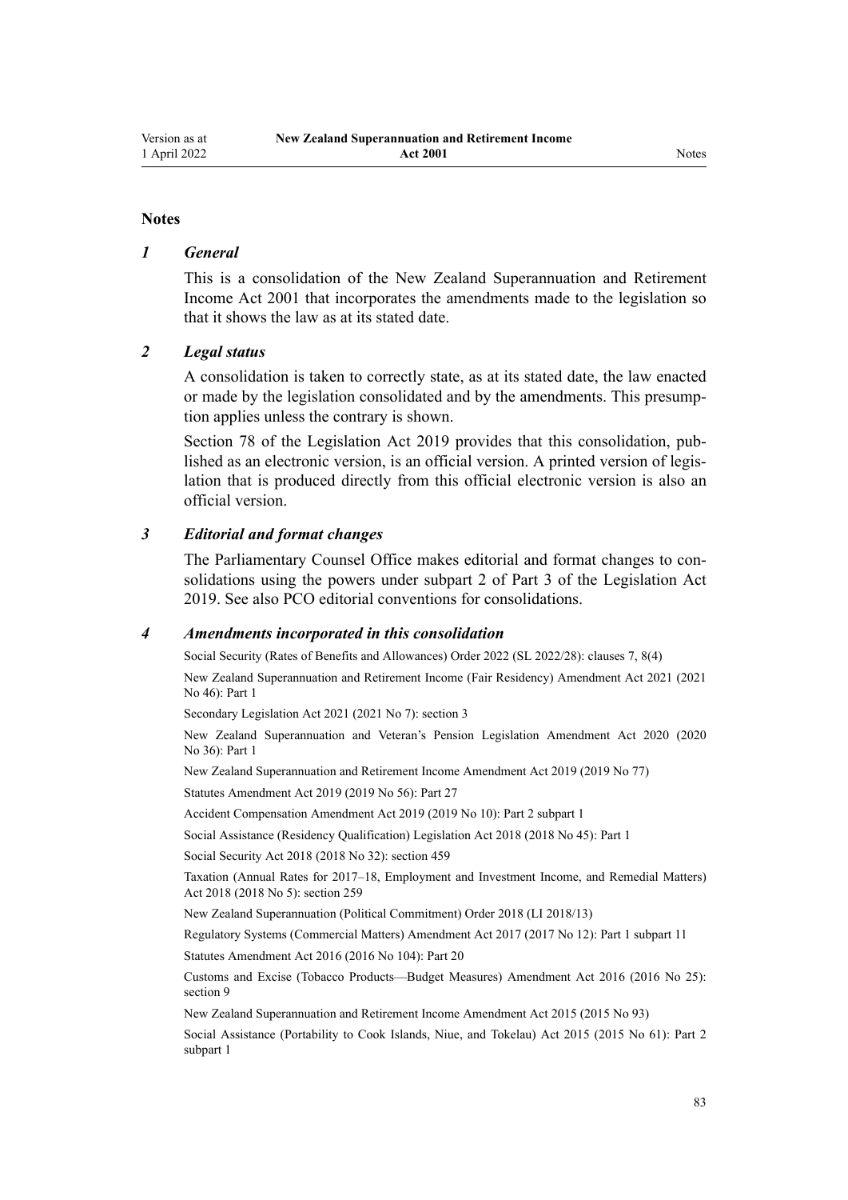## Notes

### *1 General*

This is a consolidation of the New Zealand Superannuation and Retirement Income Act 2001 that incorporates the amendments made to the legislation so that it shows the law as at its stated date.

### *2 Legal status*

A consolidation is taken to correctly state, as at its stated date, the law enacted or made by the legislation consolidated and by the amendments. This presumption applies unless the contrary is shown.

Section 78 of the Legislation Act 2019 provides that this consolidation, published as an electronic version, is an official version. A printed version of legislation that is produced directly from this official electronic version is also an official version.

### *3 Editorial and format changes*

The Parliamentary Counsel Office makes editorial and format changes to consolidations using the powers under subpart 2 of Part 3 of the Legislation Act 2019. See also PCO editorial conventions for consolidations.

### *4 Amendments incorporated in this consolidation*

Social Security (Rates of Benefits and Allowances) Order 2022 (SL 2022/28): clauses 7, 8(4)

New Zealand Superannuation and Retirement Income (Fair Residency) Amendment Act 2021 (2021 No 46): Part 1

Secondary Legislation Act 2021 (2021 No 7): section 3

New Zealand Superannuation and Veteran's Pension Legislation Amendment Act 2020 (2020 No 36): Part 1

New Zealand Superannuation and Retirement Income Amendment Act 2019 (2019 No 77)

Statutes Amendment Act 2019 (2019 No 56): Part 27

Accident Compensation Amendment Act 2019 (2019 No 10): Part 2 subpart 1

Social Assistance (Residency Qualification) Legislation Act 2018 (2018 No 45): Part 1

Social Security Act 2018 (2018 No 32): section 459

Taxation (Annual Rates for 2017–18, Employment and Investment Income, and Remedial Matters) Act 2018 (2018 No 5): section 259

New Zealand Superannuation (Political Commitment) Order 2018 (LI 2018/13)

Regulatory Systems (Commercial Matters) Amendment Act 2017 (2017 No 12): Part 1 subpart 11

Statutes Amendment Act 2016 (2016 No 104): Part 20

Customs and Excise (Tobacco Products—Budget Measures) Amendment Act 2016 (2016 No 25): section 9

New Zealand Superannuation and Retirement Income Amendment Act 2015 (2015 No 93)

Social Assistance (Portability to Cook Islands, Niue, and Tokelau) Act 2015 (2015 No 61): Part 2 subpart 1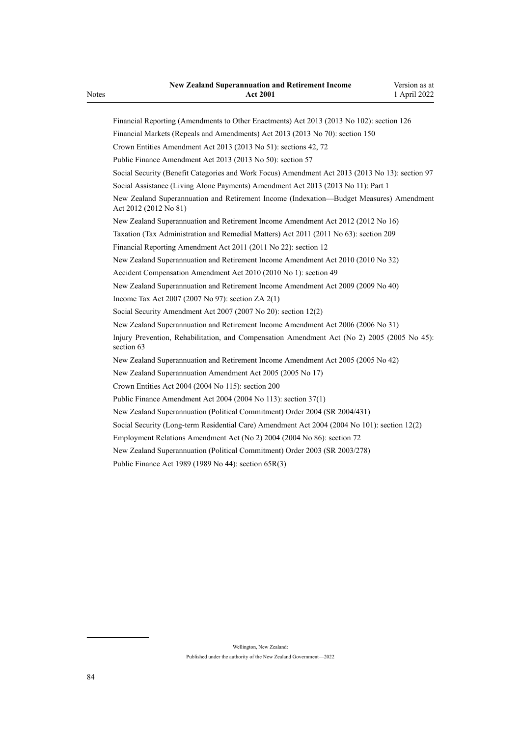Financial Reporting (Amendments to Other Enactments) Act 2013 (2013 No 102): section 126

Financial Markets (Repeals and Amendments) Act 2013 (2013 No 70): section 150

Crown Entities Amendment Act 2013 (2013 No 51): sections 42, 72

Public Finance Amendment Act 2013 (2013 No 50): section 57

Social Security (Benefit Categories and Work Focus) Amendment Act 2013 (2013 No 13): section 97

Social Assistance (Living Alone Payments) Amendment Act 2013 (2013 No 11): Part 1

New Zealand Superannuation and Retirement Income (Indexation—Budget Measures) Amendment Act 2012 (2012 No 81)

New Zealand Superannuation and Retirement Income Amendment Act 2012 (2012 No 16)

Taxation (Tax Administration and Remedial Matters) Act 2011 (2011 No 63): section 209

Financial Reporting Amendment Act 2011 (2011 No 22): section 12

New Zealand Superannuation and Retirement Income Amendment Act 2010 (2010 No 32)

Accident Compensation Amendment Act 2010 (2010 No 1): section 49

New Zealand Superannuation and Retirement Income Amendment Act 2009 (2009 No 40)

Income Tax Act 2007 (2007 No 97): section ZA 2(1)

Social Security Amendment Act 2007 (2007 No 20): section 12(2)

New Zealand Superannuation and Retirement Income Amendment Act 2006 (2006 No 31)

Injury Prevention, Rehabilitation, and Compensation Amendment Act (No 2) 2005 (2005 No 45): section 63

New Zealand Superannuation and Retirement Income Amendment Act 2005 (2005 No 42)

New Zealand Superannuation Amendment Act 2005 (2005 No 17)

Crown Entities Act 2004 (2004 No 115): section 200

Public Finance Amendment Act 2004 (2004 No 113): section 37(1)

New Zealand Superannuation (Political Commitment) Order 2004 (SR 2004/431)

Social Security (Long-term Residential Care) Amendment Act 2004 (2004 No 101): section 12(2)

Employment Relations Amendment Act (No 2) 2004 (2004 No 86): section 72

New Zealand Superannuation (Political Commitment) Order 2003 (SR 2003/278)

Public Finance Act 1989 (1989 No 44): section 65R(3)

Wellington, New Zealand:

Published under the authority of the New Zealand Government—2022